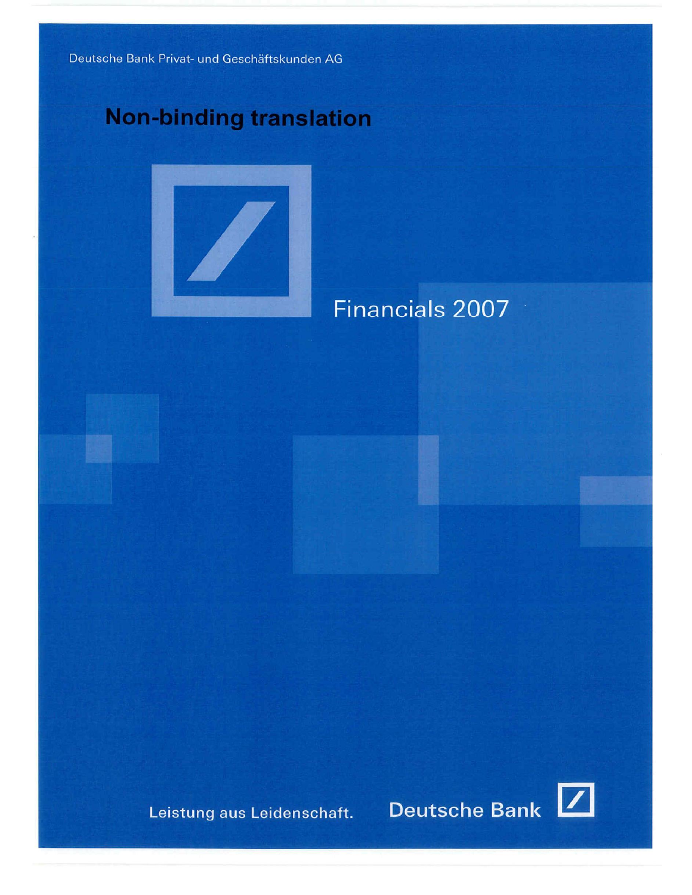Deutsche Bank Privat- und Geschäftskunden AG

# Non-binding translation

## Financials 2007

Leistung aus Leidenschaft.

Deutsche Bank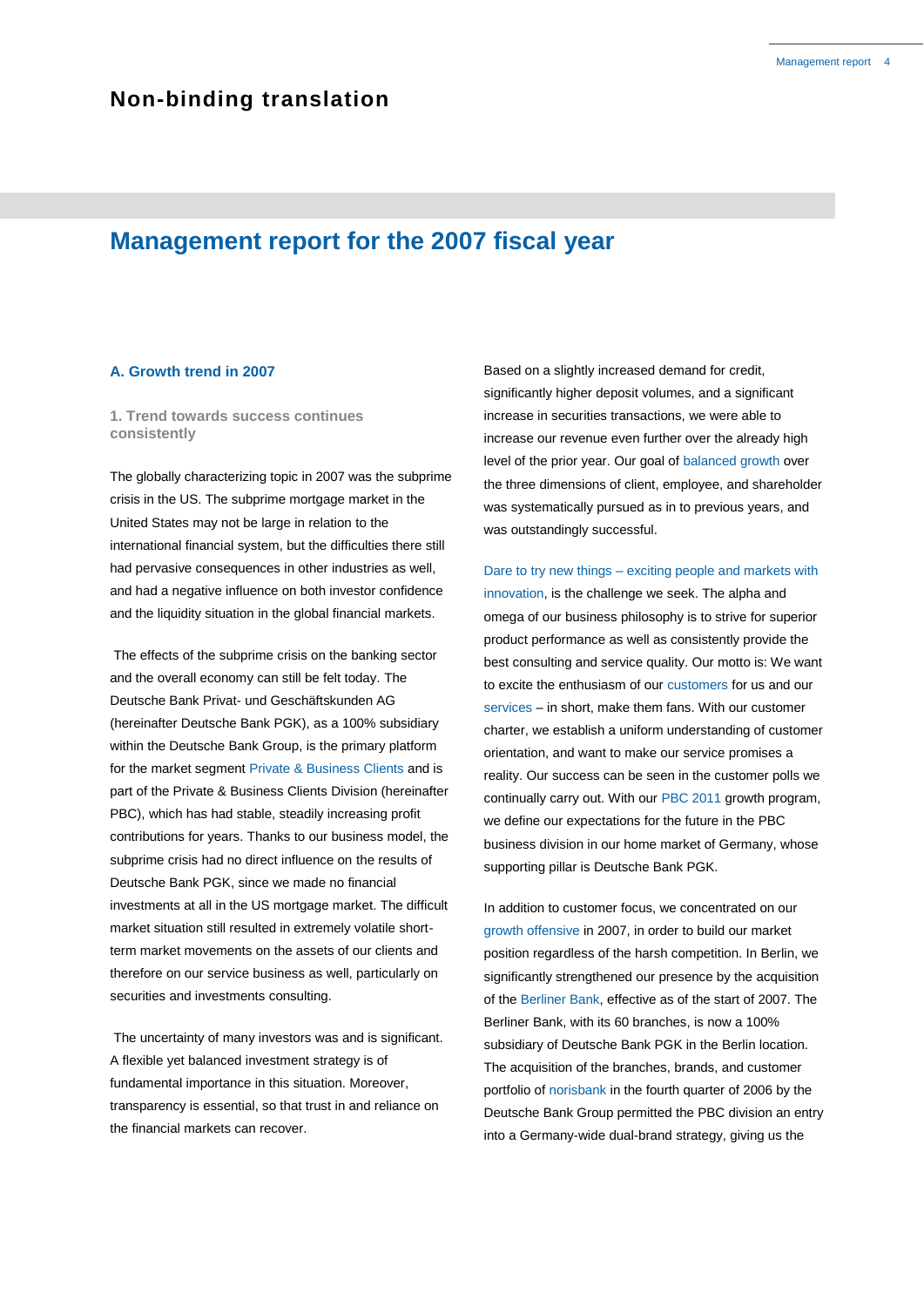**Non-binding translation**

# Management report for the 2007 fiscal year

## A. Growth trend in 2007

### 1. Trend towards success continues consistently

The globally characterizing topic in 2007 was the subprime crisis in the US. The subprime mortgage market in the United States may not be large in relation to the international financial system, but the difficulties there still had pervasive consequences in other industries as well, and had a negative influence on both investor confidence and the liquidity situation in the global financial markets.

The effects of the subprime crisis on the banking sector and the overall economy can still be felt today. The Deutsche Bank Privat- und Geschäftskunden AG (hereinafter Deutsche Bank PGK), as a 100% subsidiary within the Deutsche Bank Group, is the primary platform for the market segment Private & Business Clients and is part of the Private & Business Clients Division (hereinafter PBC), which has had stable, steadily increasing profit contributions for years. Thanks to our business model, the subprime crisis had no direct influence on the results of Deutsche Bank PGK, since we made no financial investments at all in the US mortgage market. The difficult market situation still resulted in extremely volatile short-term market movements on the assets of our clients and therefore on our service business as well, particularly on securities and investments consulting.

The uncertainty of many investors was and is significant. A flexible yet balanced investment strategy is of fundamental importance in this situation. Moreover, transparency is essential, so that trust in and reliance on the financial markets can recover.

Based on a slightly increased demand for credit, significantly higher deposit volumes, and a significant increase in securities transactions, we were able to increase our revenue even further over the already high level of the prior year. Our goal of balanced growth over the three dimensions of client, employee, and shareholder was systematically pursued as in to previous years, and was outstandingly successful.

Dare to try new things – exciting people and markets with innovation, is the challenge we seek. The alpha and omega of our business philosophy is to strive for superior product performance as well as consistently provide the best consulting and service quality. Our motto is: We want to excite the enthusiasm of our customers for us and our services – in short, make them fans. With our customer charter, we establish a uniform understanding of customer orientation, and want to make our service promises a reality. Our success can be seen in the customer polls we continually carry out. With our PBC 2011 growth program, we define our expectations for the future in the PBC business division in our home market of Germany, whose supporting pillar is Deutsche Bank PGK.

In addition to customer focus, we concentrated on our growth offensive in 2007, in order to build our market position regardless of the harsh competition. In Berlin, we significantly strengthened our presence by the acquisition of the Berliner Bank, effective as of the start of 2007. The Berliner Bank, with its 60 branches, is now a 100% subsidiary of Deutsche Bank PGK in the Berlin location. The acquisition of the branches, brands, and customer portfolio of norisbank in the fourth quarter of 2006 by the Deutsche Bank Group permitted the PBC division an entry into a Germany-wide dual-brand strategy, giving us the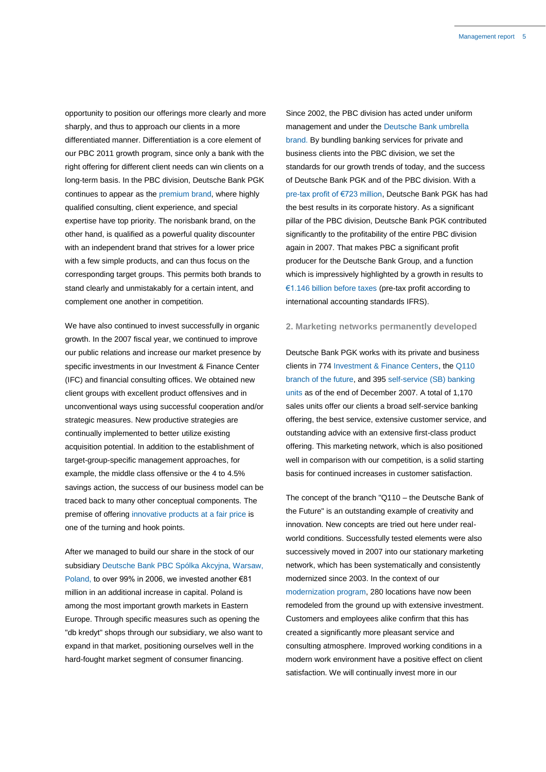opportunity to position our offerings more clearly and more sharply, and thus to approach our clients in a more differentiated manner. Differentiation is a core element of our PBC 2011 growth program, since only a bank with the right offering for different client needs can win clients on a long-term basis. In the PBC division, Deutsche Bank PGK continues to appear as the premium brand, where highly qualified consulting, client experience, and special expertise have top priority. The norisbank brand, on the other hand, is qualified as a powerful quality discounter with an independent brand that strives for a lower price with a few simple products, and can thus focus on the corresponding target groups. This permits both brands to stand clearly and unmistakably for a certain intent, and complement one another in competition.

We have also continued to invest successfully in organic growth. In the 2007 fiscal year, we continued to improve our public relations and increase our market presence by specific investments in our Investment & Finance Center (IFC) and financial consulting offices. We obtained new client groups with excellent product offensives and in unconventional ways using successful cooperation and/or strategic measures. New productive strategies are continually implemented to better utilize existing acquisition potential. In addition to the establishment of target-group-specific management approaches, for example, the middle class offensive or the 4 to 4.5% savings action, the success of our business model can be traced back to many other conceptual components. The premise of offering innovative products at a fair price is one of the turning and hook points.

After we managed to build our share in the stock of our subsidiary Deutsche Bank PBC Spólka Akcyjna, Warsaw, Poland, to over 99% in 2006, we invested another €81 million in an additional increase in capital. Poland is among the most important growth markets in Eastern Europe. Through specific measures such as opening the "db kredyt" shops through our subsidiary, we also want to expand in that market, positioning ourselves well in the hard-fought market segment of consumer financing.

Since 2002, the PBC division has acted under uniform management and under the Deutsche Bank umbrella brand. By bundling banking services for private and business clients into the PBC division, we set the standards for our growth trends of today, and the success of Deutsche Bank PGK and of the PBC division. With a pre-tax profit of €723 million, Deutsche Bank PGK has had the best results in its corporate history. As a significant pillar of the PBC division, Deutsche Bank PGK contributed significantly to the profitability of the entire PBC division again in 2007. That makes PBC a significant profit producer for the Deutsche Bank Group, and a function which is impressively highlighted by a growth in results to €1.146 billion before taxes (pre-tax profit according to international accounting standards IFRS).

### 2. Marketing networks permanently developed

Deutsche Bank PGK works with its private and business clients in 774 Investment & Finance Centers, the Q110 branch of the future, and 395 self-service (SB) banking units as of the end of December 2007. A total of 1,170 sales units offer our clients a broad self-service banking offering, the best service, extensive customer service, and outstanding advice with an extensive first-class product offering. This marketing network, which is also positioned well in comparison with our competition, is a solid starting basis for continued increases in customer satisfaction.

The concept of the branch "Q110 – the Deutsche Bank of the Future" is an outstanding example of creativity and innovation. New concepts are tried out here under real-world conditions. Successfully tested elements were also successively moved in 2007 into our stationary marketing network, which has been systematically and consistently modernized since 2003. In the context of our modernization program, 280 locations have now been remodeled from the ground up with extensive investment. Customers and employees alike confirm that this has created a significantly more pleasant service and consulting atmosphere. Improved working conditions in a modern work environment have a positive effect on client satisfaction. We will continually invest more in our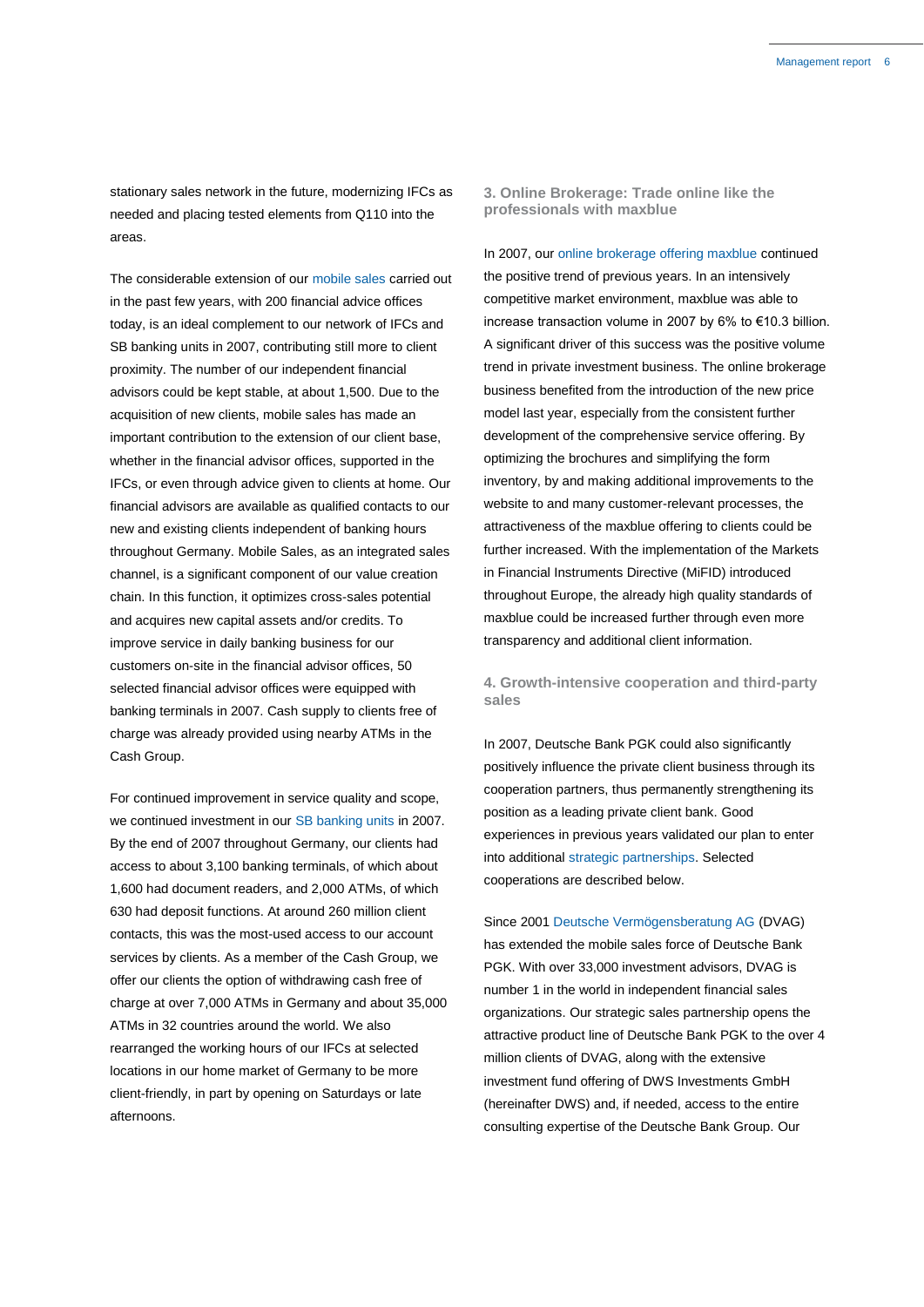stationary sales network in the future, modernizing IFCs as needed and placing tested elements from Q110 into the areas.

The considerable extension of our mobile sales carried out in the past few years, with 200 financial advice offices today, is an ideal complement to our network of IFCs and SB banking units in 2007, contributing still more to client proximity. The number of our independent financial advisors could be kept stable, at about 1,500. Due to the acquisition of new clients, mobile sales has made an important contribution to the extension of our client base, whether in the financial advisor offices, supported in the IFCs, or even through advice given to clients at home. Our financial advisors are available as qualified contacts to our new and existing clients independent of banking hours throughout Germany. Mobile Sales, as an integrated sales channel, is a significant component of our value creation chain. In this function, it optimizes cross-sales potential and acquires new capital assets and/or credits. To improve service in daily banking business for our customers on-site in the financial advisor offices, 50 selected financial advisor offices were equipped with banking terminals in 2007. Cash supply to clients free of charge was already provided using nearby ATMs in the Cash Group.

For continued improvement in service quality and scope, we continued investment in our SB banking units in 2007. By the end of 2007 throughout Germany, our clients had access to about 3,100 banking terminals, of which about 1,600 had document readers, and 2,000 ATMs, of which 630 had deposit functions. At around 260 million client contacts, this was the most-used access to our account services by clients. As a member of the Cash Group, we offer our clients the option of withdrawing cash free of charge at over 7,000 ATMs in Germany and about 35,000 ATMs in 32 countries around the world. We also rearranged the working hours of our IFCs at selected locations in our home market of Germany to be more client-friendly, in part by opening on Saturdays or late afternoons.

### 3. Online Brokerage: Trade online like the professionals with maxblue

In 2007, our online brokerage offering maxblue continued the positive trend of previous years. In an intensively competitive market environment, maxblue was able to increase transaction volume in 2007 by 6% to €10.3 billion. A significant driver of this success was the positive volume trend in private investment business. The online brokerage business benefited from the introduction of the new price model last year, especially from the consistent further development of the comprehensive service offering. By optimizing the brochures and simplifying the form inventory, by and making additional improvements to the website to and many customer-relevant processes, the attractiveness of the maxblue offering to clients could be further increased. With the implementation of the Markets in Financial Instruments Directive (MiFID) introduced throughout Europe, the already high quality standards of maxblue could be increased further through even more transparency and additional client information.

### 4. Growth-intensive cooperation and third-party sales

In 2007, Deutsche Bank PGK could also significantly positively influence the private client business through its cooperation partners, thus permanently strengthening its position as a leading private client bank. Good experiences in previous years validated our plan to enter into additional strategic partnerships. Selected cooperations are described below.

Since 2001 Deutsche Vermögensberatung AG (DVAG) has extended the mobile sales force of Deutsche Bank PGK. With over 33,000 investment advisors, DVAG is number 1 in the world in independent financial sales organizations. Our strategic sales partnership opens the attractive product line of Deutsche Bank PGK to the over 4 million clients of DVAG, along with the extensive investment fund offering of DWS Investments GmbH (hereinafter DWS) and, if needed, access to the entire consulting expertise of the Deutsche Bank Group. Our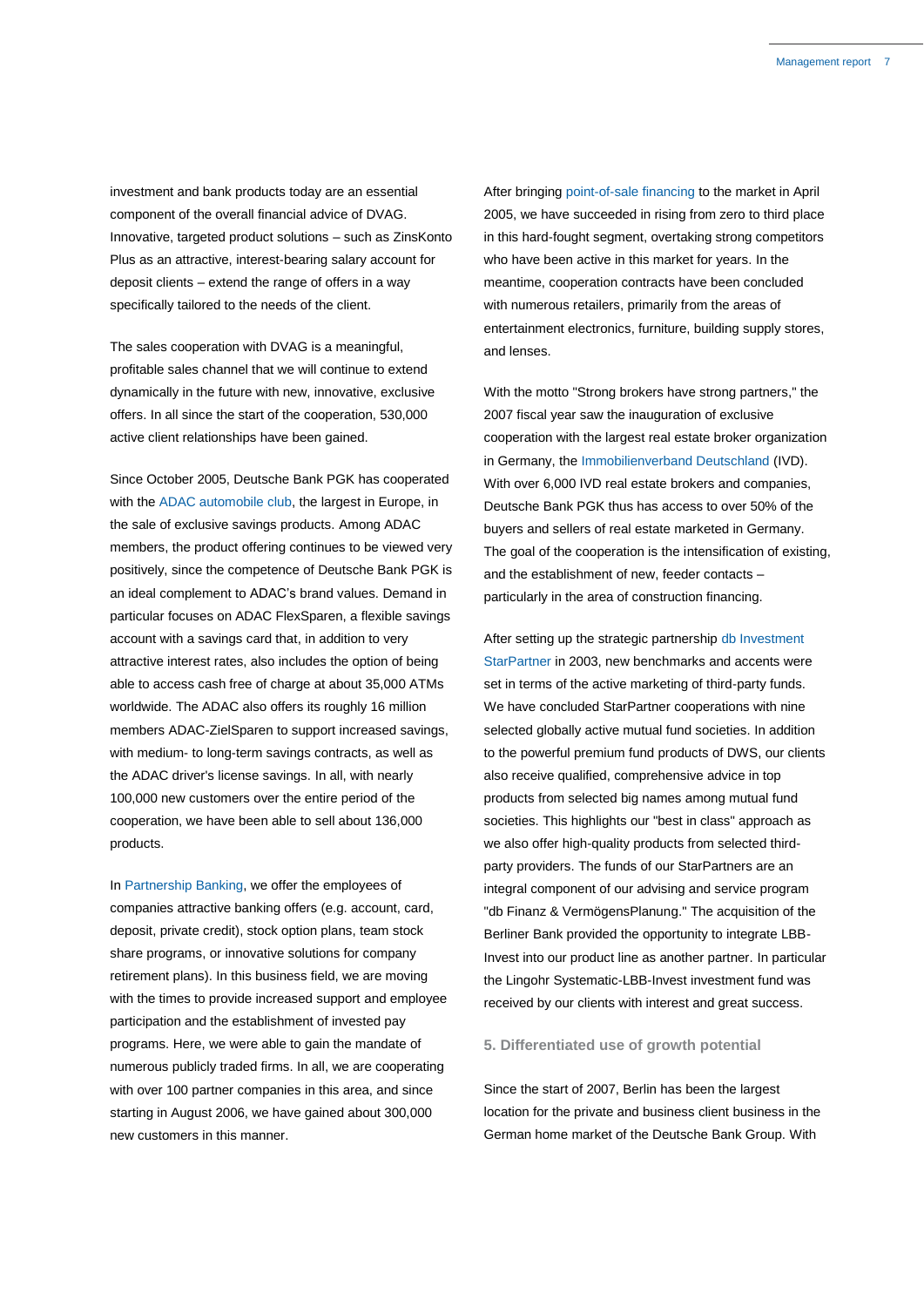investment and bank products today are an essential component of the overall financial advice of DVAG. Innovative, targeted product solutions – such as ZinsKonto Plus as an attractive, interest-bearing salary account for deposit clients – extend the range of offers in a way specifically tailored to the needs of the client.

The sales cooperation with DVAG is a meaningful, profitable sales channel that we will continue to extend dynamically in the future with new, innovative, exclusive offers. In all since the start of the cooperation, 530,000 active client relationships have been gained.

Since October 2005, Deutsche Bank PGK has cooperated with the ADAC automobile club, the largest in Europe, in the sale of exclusive savings products. Among ADAC members, the product offering continues to be viewed very positively, since the competence of Deutsche Bank PGK is an ideal complement to ADAC's brand values. Demand in particular focuses on ADAC FlexSparen, a flexible savings account with a savings card that, in addition to very attractive interest rates, also includes the option of being able to access cash free of charge at about 35,000 ATMs worldwide. The ADAC also offers its roughly 16 million members ADAC-ZielSparen to support increased savings, with medium- to long-term savings contracts, as well as the ADAC driver's license savings. In all, with nearly 100,000 new customers over the entire period of the cooperation, we have been able to sell about 136,000 products.

In Partnership Banking, we offer the employees of companies attractive banking offers (e.g. account, card, deposit, private credit), stock option plans, team stock share programs, or innovative solutions for company retirement plans). In this business field, we are moving with the times to provide increased support and employee participation and the establishment of invested pay programs. Here, we were able to gain the mandate of numerous publicly traded firms. In all, we are cooperating with over 100 partner companies in this area, and since starting in August 2006, we have gained about 300,000 new customers in this manner.

After bringing point-of-sale financing to the market in April 2005, we have succeeded in rising from zero to third place in this hard-fought segment, overtaking strong competitors who have been active in this market for years. In the meantime, cooperation contracts have been concluded with numerous retailers, primarily from the areas of entertainment electronics, furniture, building supply stores, and lenses.

With the motto "Strong brokers have strong partners," the 2007 fiscal year saw the inauguration of exclusive cooperation with the largest real estate broker organization in Germany, the Immobilienverband Deutschland (IVD). With over 6,000 IVD real estate brokers and companies, Deutsche Bank PGK thus has access to over 50% of the buyers and sellers of real estate marketed in Germany. The goal of the cooperation is the intensification of existing, and the establishment of new, feeder contacts – particularly in the area of construction financing.

After setting up the strategic partnership db Investment StarPartner in 2003, new benchmarks and accents were set in terms of the active marketing of third-party funds. We have concluded StarPartner cooperations with nine selected globally active mutual fund societies. In addition to the powerful premium fund products of DWS, our clients also receive qualified, comprehensive advice in top products from selected big names among mutual fund societies. This highlights our "best in class" approach as we also offer high-quality products from selected third-party providers. The funds of our StarPartners are an integral component of our advising and service program "db Finanz & VermögensPlanung." The acquisition of the Berliner Bank provided the opportunity to integrate LBB-Invest into our product line as another partner. In particular the Lingohr Systematic-LBB-Invest investment fund was received by our clients with interest and great success.

### 5. Differentiated use of growth potential

Since the start of 2007, Berlin has been the largest location for the private and business client business in the German home market of the Deutsche Bank Group. With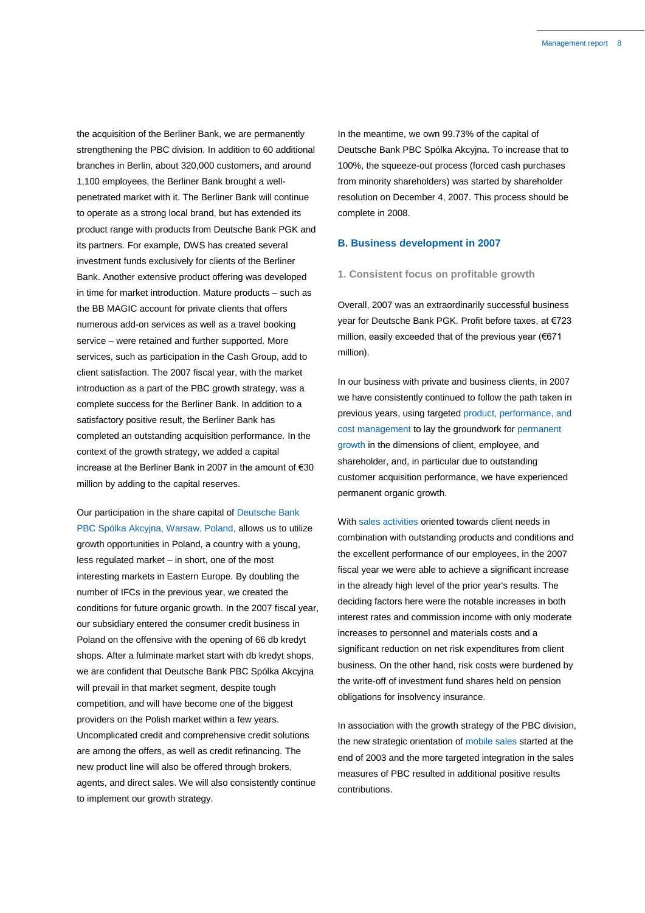the acquisition of the Berliner Bank, we are permanently strengthening the PBC division. In addition to 60 additional branches in Berlin, about 320,000 customers, and around 1,100 employees, the Berliner Bank brought a well-penetrated market with it. The Berliner Bank will continue to operate as a strong local brand, but has extended its product range with products from Deutsche Bank PGK and its partners. For example, DWS has created several investment funds exclusively for clients of the Berliner Bank. Another extensive product offering was developed in time for market introduction. Mature products – such as the BB MAGIC account for private clients that offers numerous add-on services as well as a travel booking service – were retained and further supported. More services, such as participation in the Cash Group, add to client satisfaction. The 2007 fiscal year, with the market introduction as a part of the PBC growth strategy, was a complete success for the Berliner Bank. In addition to a satisfactory positive result, the Berliner Bank has completed an outstanding acquisition performance. In the context of the growth strategy, we added a capital increase at the Berliner Bank in 2007 in the amount of €30 million by adding to the capital reserves.

Our participation in the share capital of Deutsche Bank PBC Spólka Akcyjna, Warsaw, Poland, allows us to utilize growth opportunities in Poland, a country with a young, less regulated market – in short, one of the most interesting markets in Eastern Europe. By doubling the number of IFCs in the previous year, we created the conditions for future organic growth. In the 2007 fiscal year, our subsidiary entered the consumer credit business in Poland on the offensive with the opening of 66 db kredyt shops. After a fulminate market start with db kredyt shops, we are confident that Deutsche Bank PBC Spólka Akcyjna will prevail in that market segment, despite tough competition, and will have become one of the biggest providers on the Polish market within a few years. Uncomplicated credit and comprehensive credit solutions are among the offers, as well as credit refinancing. The new product line will also be offered through brokers, agents, and direct sales. We will also consistently continue to implement our growth strategy.

In the meantime, we own 99.73% of the capital of Deutsche Bank PBC Spólka Akcyjna. To increase that to 100%, the squeeze-out process (forced cash purchases from minority shareholders) was started by shareholder resolution on December 4, 2007. This process should be complete in 2008.

## B. Business development in 2007

### 1. Consistent focus on profitable growth

Overall, 2007 was an extraordinarily successful business year for Deutsche Bank PGK. Profit before taxes, at €723 million, easily exceeded that of the previous year (€671 million).

In our business with private and business clients, in 2007 we have consistently continued to follow the path taken in previous years, using targeted product, performance, and cost management to lay the groundwork for permanent growth in the dimensions of client, employee, and shareholder, and, in particular due to outstanding customer acquisition performance, we have experienced permanent organic growth.

With sales activities oriented towards client needs in combination with outstanding products and conditions and the excellent performance of our employees, in the 2007 fiscal year we were able to achieve a significant increase in the already high level of the prior year's results. The deciding factors here were the notable increases in both interest rates and commission income with only moderate increases to personnel and materials costs and a significant reduction on net risk expenditures from client business. On the other hand, risk costs were burdened by the write-off of investment fund shares held on pension obligations for insolvency insurance.

In association with the growth strategy of the PBC division, the new strategic orientation of mobile sales started at the end of 2003 and the more targeted integration in the sales measures of PBC resulted in additional positive results contributions.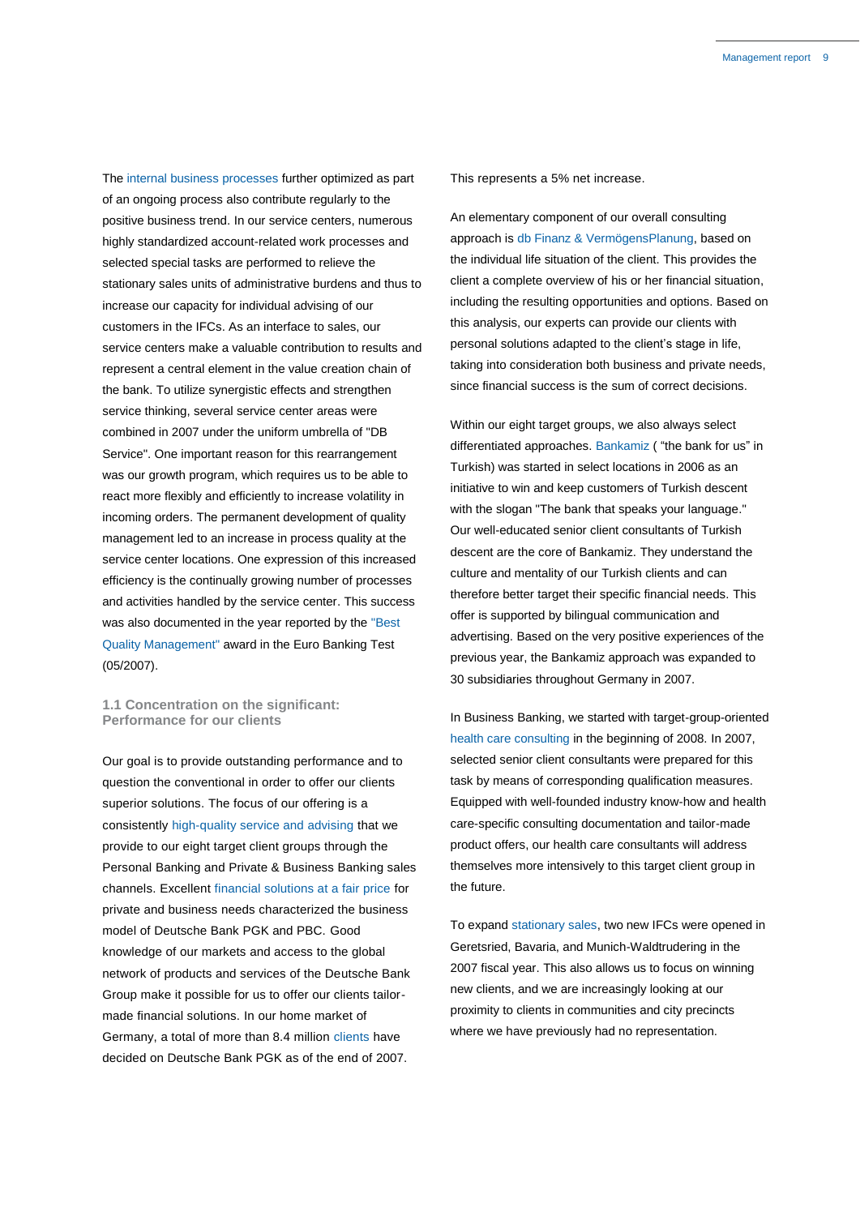The internal business processes further optimized as part of an ongoing process also contribute regularly to the positive business trend. In our service centers, numerous highly standardized account-related work processes and selected special tasks are performed to relieve the stationary sales units of administrative burdens and thus to increase our capacity for individual advising of our customers in the IFCs. As an interface to sales, our service centers make a valuable contribution to results and represent a central element in the value creation chain of the bank. To utilize synergistic effects and strengthen service thinking, several service center areas were combined in 2007 under the uniform umbrella of "DB Service". One important reason for this rearrangement was our growth program, which requires us to be able to react more flexibly and efficiently to increase volatility in incoming orders. The permanent development of quality management led to an increase in process quality at the service center locations. One expression of this increased efficiency is the continually growing number of processes and activities handled by the service center. This success was also documented in the year reported by the "Best Quality Management" award in the Euro Banking Test (05/2007).

## 1.1 Concentration on the significant: Performance for our clients

Our goal is to provide outstanding performance and to question the conventional in order to offer our clients superior solutions. The focus of our offering is a consistently high-quality service and advising that we provide to our eight target client groups through the Personal Banking and Private & Business Banking sales channels. Excellent financial solutions at a fair price for private and business needs characterized the business model of Deutsche Bank PGK and PBC. Good knowledge of our markets and access to the global network of products and services of the Deutsche Bank Group make it possible for us to offer our clients tailor-made financial solutions. In our home market of Germany, a total of more than 8.4 million clients have decided on Deutsche Bank PGK as of the end of 2007. This represents a 5% net increase.

An elementary component of our overall consulting approach is db Finanz & VermögensPlanung, based on the individual life situation of the client. This provides the client a complete overview of his or her financial situation, including the resulting opportunities and options. Based on this analysis, our experts can provide our clients with personal solutions adapted to the client's stage in life, taking into consideration both business and private needs, since financial success is the sum of correct decisions.

Within our eight target groups, we also always select differentiated approaches. Bankamiz ( "the bank for us" in Turkish) was started in select locations in 2006 as an initiative to win and keep customers of Turkish descent with the slogan "The bank that speaks your language." Our well-educated senior client consultants of Turkish descent are the core of Bankamiz. They understand the culture and mentality of our Turkish clients and can therefore better target their specific financial needs. This offer is supported by bilingual communication and advertising. Based on the very positive experiences of the previous year, the Bankamiz approach was expanded to 30 subsidiaries throughout Germany in 2007.

In Business Banking, we started with target-group-oriented health care consulting in the beginning of 2008. In 2007, selected senior client consultants were prepared for this task by means of corresponding qualification measures. Equipped with well-founded industry know-how and health care-specific consulting documentation and tailor-made product offers, our health care consultants will address themselves more intensively to this target client group in the future.

To expand stationary sales, two new IFCs were opened in Geretsried, Bavaria, and Munich-Waldtrudering in the 2007 fiscal year. This also allows us to focus on winning new clients, and we are increasingly looking at our proximity to clients in communities and city precincts where we have previously had no representation.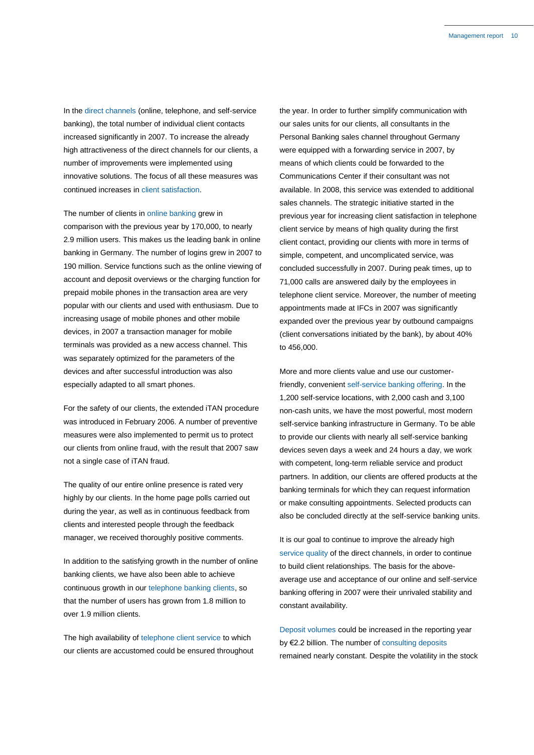In the direct channels (online, telephone, and self-service banking), the total number of individual client contacts increased significantly in 2007. To increase the already high attractiveness of the direct channels for our clients, a number of improvements were implemented using innovative solutions. The focus of all these measures was continued increases in client satisfaction.

The number of clients in online banking grew in comparison with the previous year by 170,000, to nearly 2.9 million users. This makes us the leading bank in online banking in Germany. The number of logins grew in 2007 to 190 million. Service functions such as the online viewing of account and deposit overviews or the charging function for prepaid mobile phones in the transaction area are very popular with our clients and used with enthusiasm. Due to increasing usage of mobile phones and other mobile devices, in 2007 a transaction manager for mobile terminals was provided as a new access channel. This was separately optimized for the parameters of the devices and after successful introduction was also especially adapted to all smart phones.

For the safety of our clients, the extended iTAN procedure was introduced in February 2006. A number of preventive measures were also implemented to permit us to protect our clients from online fraud, with the result that 2007 saw not a single case of iTAN fraud.

The quality of our entire online presence is rated very highly by our clients. In the home page polls carried out during the year, as well as in continuous feedback from clients and interested people through the feedback manager, we received thoroughly positive comments.

In addition to the satisfying growth in the number of online banking clients, we have also been able to achieve continuous growth in our telephone banking clients, so that the number of users has grown from 1.8 million to over 1.9 million clients.

The high availability of telephone client service to which our clients are accustomed could be ensured throughout the year. In order to further simplify communication with our sales units for our clients, all consultants in the Personal Banking sales channel throughout Germany were equipped with a forwarding service in 2007, by means of which clients could be forwarded to the Communications Center if their consultant was not available. In 2008, this service was extended to additional sales channels. The strategic initiative started in the previous year for increasing client satisfaction in telephone client service by means of high quality during the first client contact, providing our clients with more in terms of simple, competent, and uncomplicated service, was concluded successfully in 2007. During peak times, up to 71,000 calls are answered daily by the employees in telephone client service. Moreover, the number of meeting appointments made at IFCs in 2007 was significantly expanded over the previous year by outbound campaigns (client conversations initiated by the bank), by about 40% to 456,000.

More and more clients value and use our customer-friendly, convenient self-service banking offering. In the 1,200 self-service locations, with 2,000 cash and 3,100 non-cash units, we have the most powerful, most modern self-service banking infrastructure in Germany. To be able to provide our clients with nearly all self-service banking devices seven days a week and 24 hours a day, we work with competent, long-term reliable service and product partners. In addition, our clients are offered products at the banking terminals for which they can request information or make consulting appointments. Selected products can also be concluded directly at the self-service banking units.

It is our goal to continue to improve the already high service quality of the direct channels, in order to continue to build client relationships. The basis for the above-average use and acceptance of our online and self-service banking offering in 2007 were their unrivaled stability and constant availability.

Deposit volumes could be increased in the reporting year by €2.2 billion. The number of consulting deposits remained nearly constant. Despite the volatility in the stock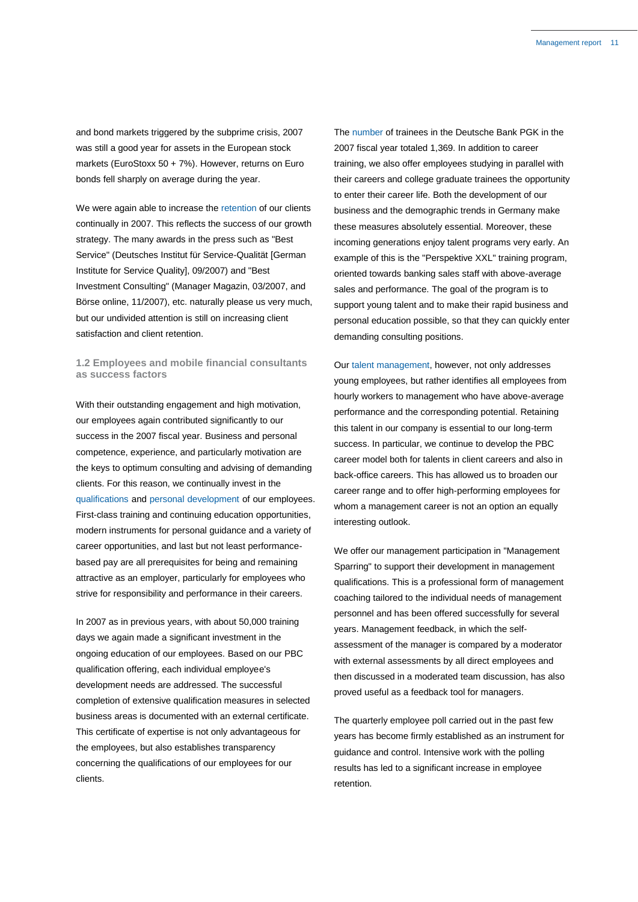and bond markets triggered by the subprime crisis, 2007 was still a good year for assets in the European stock markets (EuroStoxx 50 + 7%). However, returns on Euro bonds fell sharply on average during the year.

We were again able to increase the retention of our clients continually in 2007. This reflects the success of our growth strategy. The many awards in the press such as "Best Service" (Deutsches Institut für Service-Qualität [German Institute for Service Quality], 09/2007) and "Best Investment Consulting" (Manager Magazin, 03/2007, and Börse online, 11/2007), etc. naturally please us very much, but our undivided attention is still on increasing client satisfaction and client retention.

### 1.2 Employees and mobile financial consultants as success factors

With their outstanding engagement and high motivation, our employees again contributed significantly to our success in the 2007 fiscal year. Business and personal competence, experience, and particularly motivation are the keys to optimum consulting and advising of demanding clients. For this reason, we continually invest in the qualifications and personal development of our employees. First-class training and continuing education opportunities, modern instruments for personal guidance and a variety of career opportunities, and last but not least performance-based pay are all prerequisites for being and remaining attractive as an employer, particularly for employees who strive for responsibility and performance in their careers.

In 2007 as in previous years, with about 50,000 training days we again made a significant investment in the ongoing education of our employees. Based on our PBC qualification offering, each individual employee's development needs are addressed. The successful completion of extensive qualification measures in selected business areas is documented with an external certificate. This certificate of expertise is not only advantageous for the employees, but also establishes transparency concerning the qualifications of our employees for our clients.

The number of trainees in the Deutsche Bank PGK in the 2007 fiscal year totaled 1,369. In addition to career training, we also offer employees studying in parallel with their careers and college graduate trainees the opportunity to enter their career life. Both the development of our business and the demographic trends in Germany make these measures absolutely essential. Moreover, these incoming generations enjoy talent programs very early. An example of this is the "Perspektive XXL" training program, oriented towards banking sales staff with above-average sales and performance. The goal of the program is to support young talent and to make their rapid business and personal education possible, so that they can quickly enter demanding consulting positions.

Our talent management, however, not only addresses young employees, but rather identifies all employees from hourly workers to management who have above-average performance and the corresponding potential. Retaining this talent in our company is essential to our long-term success. In particular, we continue to develop the PBC career model both for talents in client careers and also in back-office careers. This has allowed us to broaden our career range and to offer high-performing employees for whom a management career is not an option an equally interesting outlook.

We offer our management participation in "Management Sparring" to support their development in management qualifications. This is a professional form of management coaching tailored to the individual needs of management personnel and has been offered successfully for several years. Management feedback, in which the self-assessment of the manager is compared by a moderator with external assessments by all direct employees and then discussed in a moderated team discussion, has also proved useful as a feedback tool for managers.

The quarterly employee poll carried out in the past few years has become firmly established as an instrument for guidance and control. Intensive work with the polling results has led to a significant increase in employee retention.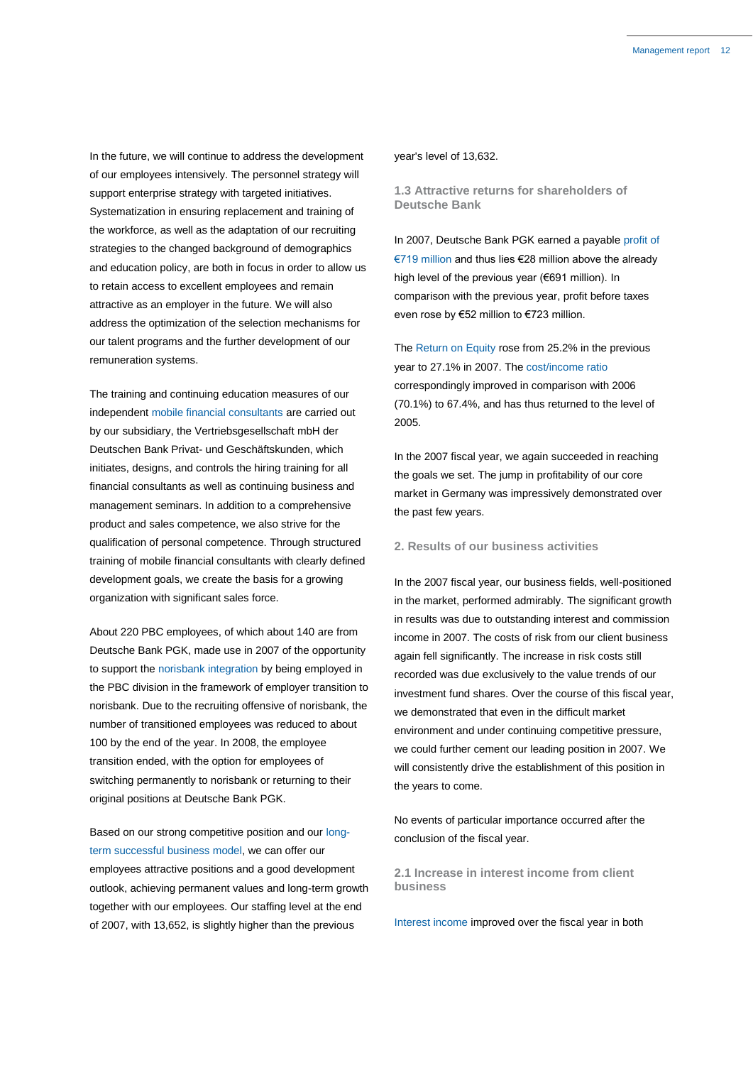In the future, we will continue to address the development of our employees intensively. The personnel strategy will support enterprise strategy with targeted initiatives. Systematization in ensuring replacement and training of the workforce, as well as the adaptation of our recruiting strategies to the changed background of demographics and education policy, are both in focus in order to allow us to retain access to excellent employees and remain attractive as an employer in the future. We will also address the optimization of the selection mechanisms for our talent programs and the further development of our remuneration systems.

The training and continuing education measures of our independent mobile financial consultants are carried out by our subsidiary, the Vertriebsgesellschaft mbH der Deutschen Bank Privat- und Geschäftskunden, which initiates, designs, and controls the hiring training for all financial consultants as well as continuing business and management seminars. In addition to a comprehensive product and sales competence, we also strive for the qualification of personal competence. Through structured training of mobile financial consultants with clearly defined development goals, we create the basis for a growing organization with significant sales force.

About 220 PBC employees, of which about 140 are from Deutsche Bank PGK, made use in 2007 of the opportunity to support the norisbank integration by being employed in the PBC division in the framework of employer transition to norisbank. Due to the recruiting offensive of norisbank, the number of transitioned employees was reduced to about 100 by the end of the year. In 2008, the employee transition ended, with the option for employees of switching permanently to norisbank or returning to their original positions at Deutsche Bank PGK.

Based on our strong competitive position and our long-term successful business model, we can offer our employees attractive positions and a good development outlook, achieving permanent values and long-term growth together with our employees. Our staffing level at the end of 2007, with 13,652, is slightly higher than the previous year's level of 13,632.

### 1.3 Attractive returns for shareholders of Deutsche Bank

In 2007, Deutsche Bank PGK earned a payable profit of €719 million and thus lies €28 million above the already high level of the previous year (€691 million). In comparison with the previous year, profit before taxes even rose by €52 million to €723 million.

The Return on Equity rose from 25.2% in the previous year to 27.1% in 2007. The cost/income ratio correspondingly improved in comparison with 2006 (70.1%) to 67.4%, and has thus returned to the level of 2005.

In the 2007 fiscal year, we again succeeded in reaching the goals we set. The jump in profitability of our core market in Germany was impressively demonstrated over the past few years.

## 2. Results of our business activities

In the 2007 fiscal year, our business fields, well-positioned in the market, performed admirably. The significant growth in results was due to outstanding interest and commission income in 2007. The costs of risk from our client business again fell significantly. The increase in risk costs still recorded was due exclusively to the value trends of our investment fund shares. Over the course of this fiscal year, we demonstrated that even in the difficult market environment and under continuing competitive pressure, we could further cement our leading position in 2007. We will consistently drive the establishment of this position in the years to come.

No events of particular importance occurred after the conclusion of the fiscal year.

### 2.1 Increase in interest income from client business

Interest income improved over the fiscal year in both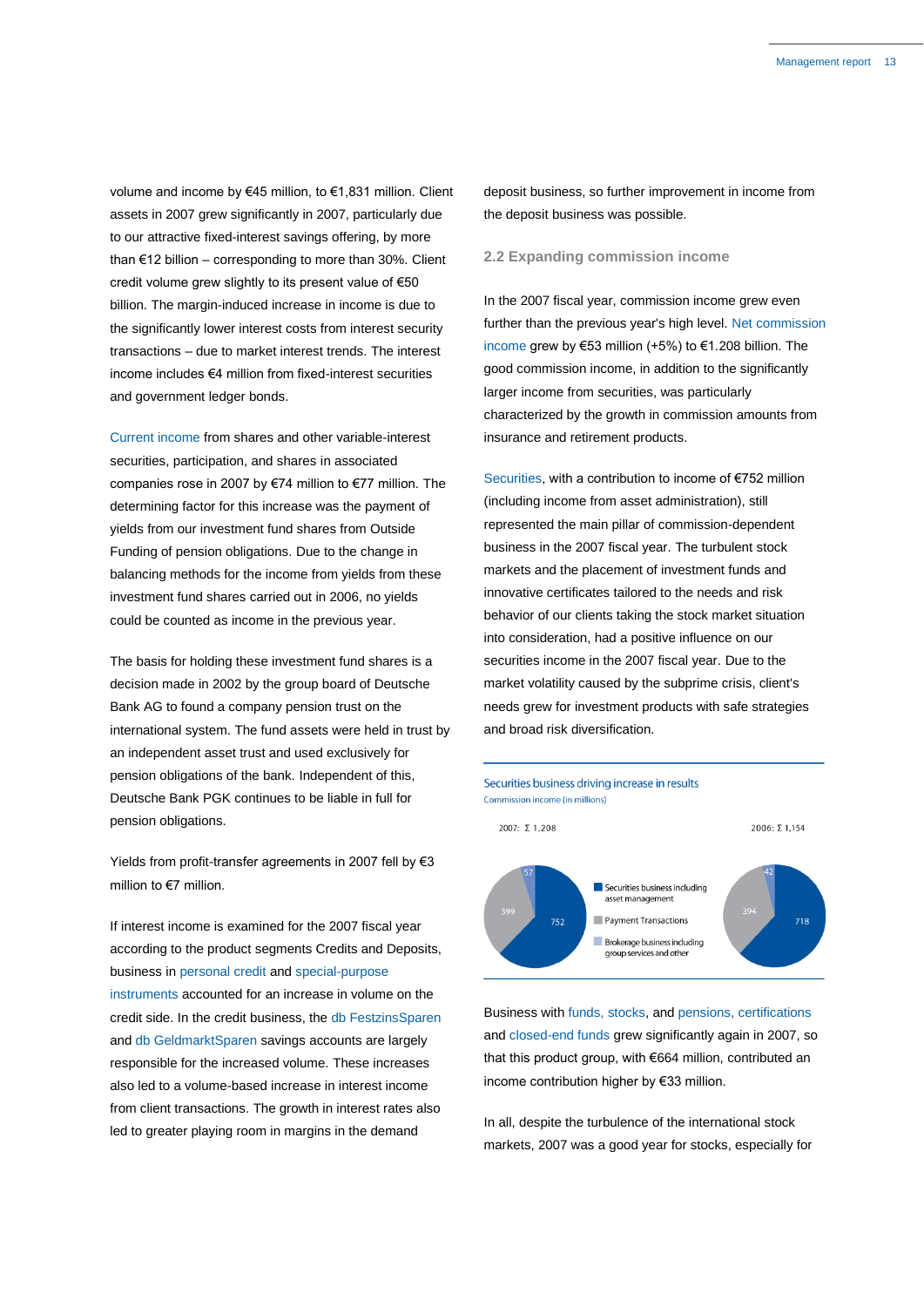volume and income by €45 million, to €1,831 million. Client assets in 2007 grew significantly in 2007, particularly due to our attractive fixed-interest savings offering, by more than €12 billion – corresponding to more than 30%. Client credit volume grew slightly to its present value of €50 billion. The margin-induced increase in income is due to the significantly lower interest costs from interest security transactions – due to market interest trends. The interest income includes €4 million from fixed-interest securities and government ledger bonds.

Current income from shares and other variable-interest securities, participation, and shares in associated companies rose in 2007 by €74 million to €77 million. The determining factor for this increase was the payment of yields from our investment fund shares from Outside Funding of pension obligations. Due to the change in balancing methods for the income from yields from these investment fund shares carried out in 2006, no yields could be counted as income in the previous year.

The basis for holding these investment fund shares is a decision made in 2002 by the group board of Deutsche Bank AG to found a company pension trust on the international system. The fund assets were held in trust by an independent asset trust and used exclusively for pension obligations of the bank. Independent of this, Deutsche Bank PGK continues to be liable in full for pension obligations.

Yields from profit-transfer agreements in 2007 fell by €3 million to €7 million.

If interest income is examined for the 2007 fiscal year according to the product segments Credits and Deposits, business in personal credit and special-purpose instruments accounted for an increase in volume on the credit side. In the credit business, the db FestzinsSparen and db GeldmarktSparen savings accounts are largely responsible for the increased volume. These increases also led to a volume-based increase in interest income from client transactions. The growth in interest rates also led to greater playing room in margins in the demand deposit business, so further improvement in income from the deposit business was possible.

## 2.2 Expanding commission income

In the 2007 fiscal year, commission income grew even further than the previous year's high level. Net commission income grew by €53 million (+5%) to €1.208 billion. The good commission income, in addition to the significantly larger income from securities, was particularly characterized by the growth in commission amounts from insurance and retirement products.

Securities, with a contribution to income of €752 million (including income from asset administration), still represented the main pillar of commission-dependent business in the 2007 fiscal year. The turbulent stock markets and the placement of investment funds and innovative certificates tailored to the needs and risk behavior of our clients taking the stock market situation into consideration, had a positive influence on our securities income in the 2007 fiscal year. Due to the market volatility caused by the subprime crisis, client's needs grew for investment products with safe strategies and broad risk diversification.

**Securities business driving increase in results**
Commission income (in millions)

| | 2007: Σ 1,208 | 2006: Σ 1,154 |
|---|---|---|
| Securities business including asset management | 752 | 718 |
| Payment Transactions | 399 | 394 |
| Brokerage business including group services and other | 57 | 42 |

Business with funds, stocks, and pensions, certifications and closed-end funds grew significantly again in 2007, so that this product group, with €664 million, contributed an income contribution higher by €33 million.

In all, despite the turbulence of the international stock markets, 2007 was a good year for stocks, especially for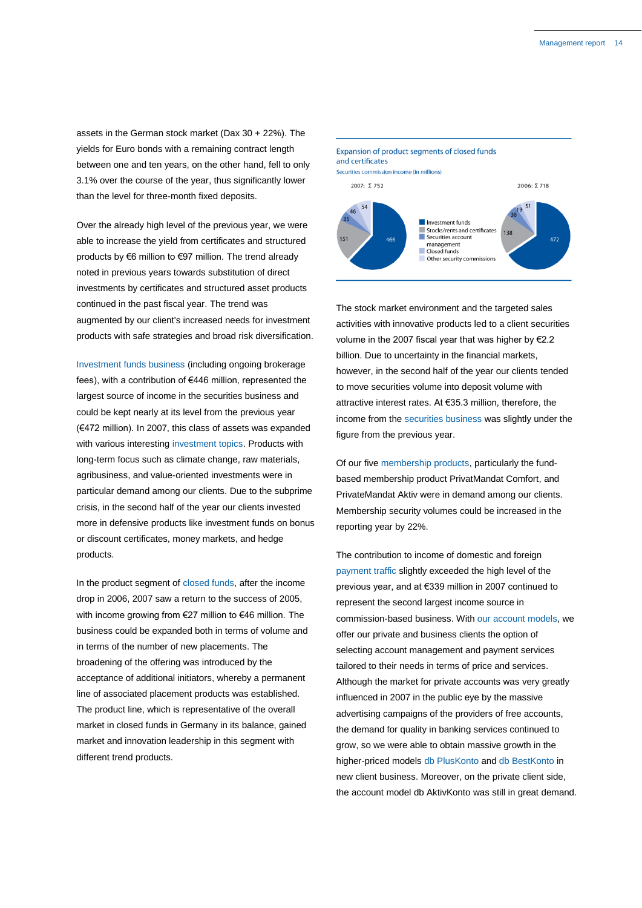assets in the German stock market (Dax 30 + 22%). The yields for Euro bonds with a remaining contract length between one and ten years, on the other hand, fell to only 3.1% over the course of the year, thus significantly lower than the level for three-month fixed deposits.

Over the already high level of the previous year, we were able to increase the yield from certificates and structured products by €6 million to €97 million. The trend already noted in previous years towards substitution of direct investments by certificates and structured asset products continued in the past fiscal year. The trend was augmented by our client's increased needs for investment products with safe strategies and broad risk diversification.

Investment funds business (including ongoing brokerage fees), with a contribution of €446 million, represented the largest source of income in the securities business and could be kept nearly at its level from the previous year (€472 million). In 2007, this class of assets was expanded with various interesting investment topics. Products with long-term focus such as climate change, raw materials, agribusiness, and value-oriented investments were in particular demand among our clients. Due to the subprime crisis, in the second half of the year our clients invested more in defensive products like investment funds on bonus or discount certificates, money markets, and hedge products.

In the product segment of closed funds, after the income drop in 2006, 2007 saw a return to the success of 2005, with income growing from €27 million to €46 million. The business could be expanded both in terms of volume and in terms of the number of new placements. The broadening of the offering was introduced by the acceptance of additional initiators, whereby a permanent line of associated placement products was established. The product line, which is representative of the overall market in closed funds in Germany in its balance, gained market and innovation leadership in this segment with different trend products.

**Expansion of product segments of closed funds and certificates**

Securities commission income (in millions)

| | 2007: Σ 752 | 2006: Σ 718 |
|---|---|---|
| Investment funds | 466 | 472 |
| Stocks/rents and certificates | 151 | 138 |
| Securities account management | 35 | 38 |
| Closed funds | 46 | 19 |
| Other security commissions | 54 | 51 |

The stock market environment and the targeted sales activities with innovative products led to a client securities volume in the 2007 fiscal year that was higher by €2.2 billion. Due to uncertainty in the financial markets, however, in the second half of the year our clients tended to move securities volume into deposit volume with attractive interest rates. At €35.3 million, therefore, the income from the securities business was slightly under the figure from the previous year.

Of our five membership products, particularly the fund-based membership product PrivatMandat Comfort, and PrivateMandat Aktiv were in demand among our clients. Membership security volumes could be increased in the reporting year by 22%.

The contribution to income of domestic and foreign payment traffic slightly exceeded the high level of the previous year, and at €339 million in 2007 continued to represent the second largest income source in commission-based business. With our account models, we offer our private and business clients the option of selecting account management and payment services tailored to their needs in terms of price and services. Although the market for private accounts was very greatly influenced in 2007 in the public eye by the massive advertising campaigns of the providers of free accounts, the demand for quality in banking services continued to grow, so we were able to obtain massive growth in the higher-priced models db PlusKonto and db BestKonto in new client business. Moreover, on the private client side, the account model db AktivKonto was still in great demand.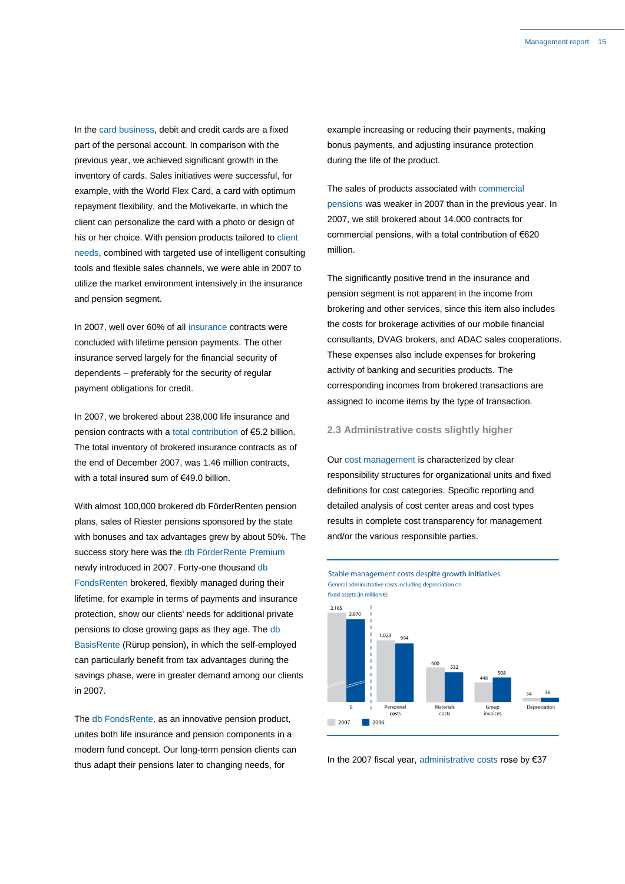In the card business, debit and credit cards are a fixed part of the personal account. In comparison with the previous year, we achieved significant growth in the inventory of cards. Sales initiatives were successful, for example, with the World Flex Card, a card with optimum repayment flexibility, and the Motivekarte, in which the client can personalize the card with a photo or design of his or her choice. With pension products tailored to client needs, combined with targeted use of intelligent consulting tools and flexible sales channels, we were able in 2007 to utilize the market environment intensively in the insurance and pension segment.

In 2007, well over 60% of all insurance contracts were concluded with lifetime pension payments. The other insurance served largely for the financial security of dependents – preferably for the security of regular payment obligations for credit.

In 2007, we brokered about 238,000 life insurance and pension contracts with a total contribution of €5.2 billion. The total inventory of brokered insurance contracts as of the end of December 2007, was 1.46 million contracts, with a total insured sum of €49.0 billion.

With almost 100,000 brokered db FörderRenten pension plans, sales of Riester pensions sponsored by the state with bonuses and tax advantages grew by about 50%. The success story here was the db FörderRente Premium newly introduced in 2007. Forty-one thousand db FondsRenten brokered, flexibly managed during their lifetime, for example in terms of payments and insurance protection, show our clients' needs for additional private pensions to close growing gaps as they age. The db BasisRente (Rürup pension), in which the self-employed can particularly benefit from tax advantages during the savings phase, were in greater demand among our clients in 2007.

The db FondsRente, as an innovative pension product, unites both life insurance and pension components in a modern fund concept. Our long-term pension clients can thus adapt their pensions later to changing needs, for example increasing or reducing their payments, making bonus payments, and adjusting insurance protection during the life of the product.

The sales of products associated with commercial pensions was weaker in 2007 than in the previous year. In 2007, we still brokered about 14,000 contracts for commercial pensions, with a total contribution of €620 million.

The significantly positive trend in the insurance and pension segment is not apparent in the income from brokering and other services, since this item also includes the costs for brokerage activities of our mobile financial consultants, DVAG brokers, and ADAC sales cooperations. These expenses also include expenses for brokering activity of banking and securities products. The corresponding incomes from brokered transactions are assigned to income items by the type of transaction.

## 2.3 Administrative costs slightly higher

Our cost management is characterized by clear responsibility structures for organizational units and fixed definitions for cost categories. Specific reporting and detailed analysis of cost center areas and cost types results in complete cost transparency for management and/or the various responsible parties.

**Stable management costs despite growth initiatives**
General administrative costs including depreciation on fixed assets (in million €)

| | 2007 | 2006 |
|---|---|---|
| Σ | 2,105 | 2,070 |
| Personnel costs | 1,023 | 994 |
| Materials costs | 600 | 532 |
| Group invoices | 448 | 508 |
| Depreciation | 34 | 36 |

In the 2007 fiscal year, administrative costs rose by €37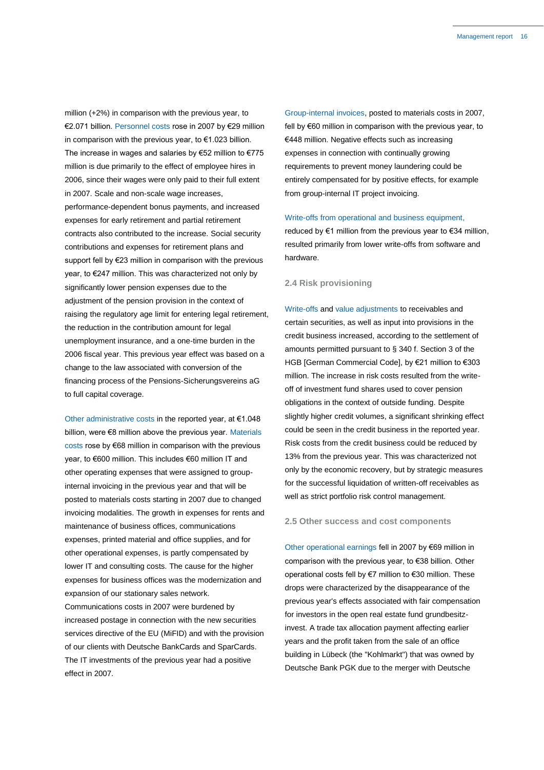million (+2%) in comparison with the previous year, to €2.071 billion. Personnel costs rose in 2007 by €29 million in comparison with the previous year, to €1.023 billion. The increase in wages and salaries by €52 million to €775 million is due primarily to the effect of employee hires in 2006, since their wages were only paid to their full extent in 2007. Scale and non-scale wage increases, performance-dependent bonus payments, and increased expenses for early retirement and partial retirement contracts also contributed to the increase. Social security contributions and expenses for retirement plans and support fell by €23 million in comparison with the previous year, to €247 million. This was characterized not only by significantly lower pension expenses due to the adjustment of the pension provision in the context of raising the regulatory age limit for entering legal retirement, the reduction in the contribution amount for legal unemployment insurance, and a one-time burden in the 2006 fiscal year. This previous year effect was based on a change to the law associated with conversion of the financing process of the Pensions-Sicherungsvereins aG to full capital coverage.

Other administrative costs in the reported year, at €1.048 billion, were €8 million above the previous year. Materials costs rose by €68 million in comparison with the previous year, to €600 million. This includes €60 million IT and other operating expenses that were assigned to group-internal invoicing in the previous year and that will be posted to materials costs starting in 2007 due to changed invoicing modalities. The growth in expenses for rents and maintenance of business offices, communications expenses, printed material and office supplies, and for other operational expenses, is partly compensated by lower IT and consulting costs. The cause for the higher expenses for business offices was the modernization and expansion of our stationary sales network. Communications costs in 2007 were burdened by increased postage in connection with the new securities services directive of the EU (MiFID) and with the provision of our clients with Deutsche BankCards and SparCards. The IT investments of the previous year had a positive effect in 2007.

Group-internal invoices, posted to materials costs in 2007, fell by €60 million in comparison with the previous year, to €448 million. Negative effects such as increasing expenses in connection with continually growing requirements to prevent money laundering could be entirely compensated for by positive effects, for example from group-internal IT project invoicing.

Write-offs from operational and business equipment, reduced by €1 million from the previous year to €34 million, resulted primarily from lower write-offs from software and hardware.

### 2.4 Risk provisioning

Write-offs and value adjustments to receivables and certain securities, as well as input into provisions in the credit business increased, according to the settlement of amounts permitted pursuant to § 340 f. Section 3 of the HGB [German Commercial Code], by €21 million to €303 million. The increase in risk costs resulted from the write-off of investment fund shares used to cover pension obligations in the context of outside funding. Despite slightly higher credit volumes, a significant shrinking effect could be seen in the credit business in the reported year. Risk costs from the credit business could be reduced by 13% from the previous year. This was characterized not only by the economic recovery, but by strategic measures for the successful liquidation of written-off receivables as well as strict portfolio risk control management.

### 2.5 Other success and cost components

Other operational earnings fell in 2007 by €69 million in comparison with the previous year, to €38 billion. Other operational costs fell by €7 million to €30 million. These drops were characterized by the disappearance of the previous year's effects associated with fair compensation for investors in the open real estate fund grundbesitz-invest. A trade tax allocation payment affecting earlier years and the profit taken from the sale of an office building in Lübeck (the "Kohlmarkt") that was owned by Deutsche Bank PGK due to the merger with Deutsche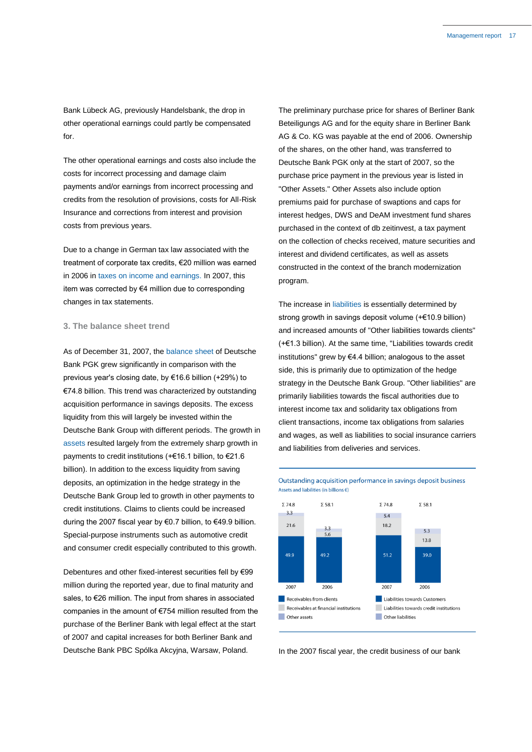Bank Lübeck AG, previously Handelsbank, the drop in other operational earnings could partly be compensated for.

The other operational earnings and costs also include the costs for incorrect processing and damage claim payments and/or earnings from incorrect processing and credits from the resolution of provisions, costs for All-Risk Insurance and corrections from interest and provision costs from previous years.

Due to a change in German tax law associated with the treatment of corporate tax credits, €20 million was earned in 2006 in taxes on income and earnings. In 2007, this item was corrected by €4 million due to corresponding changes in tax statements.

### 3. The balance sheet trend

As of December 31, 2007, the balance sheet of Deutsche Bank PGK grew significantly in comparison with the previous year's closing date, by €16.6 billion (+29%) to €74.8 billion. This trend was characterized by outstanding acquisition performance in savings deposits. The excess liquidity from this will largely be invested within the Deutsche Bank Group with different periods. The growth in assets resulted largely from the extremely sharp growth in payments to credit institutions (+€16.1 billion, to €21.6 billion). In addition to the excess liquidity from saving deposits, an optimization in the hedge strategy in the Deutsche Bank Group led to growth in other payments to credit institutions. Claims to clients could be increased during the 2007 fiscal year by €0.7 billion, to €49.9 billion. Special-purpose instruments such as automotive credit and consumer credit especially contributed to this growth.

Debentures and other fixed-interest securities fell by €99 million during the reported year, due to final maturity and sales, to €26 million. The input from shares in associated companies in the amount of €754 million resulted from the purchase of the Berliner Bank with legal effect at the start of 2007 and capital increases for both Berliner Bank and Deutsche Bank PBC Spólka Akcyjna, Warsaw, Poland.

The preliminary purchase price for shares of Berliner Bank Beteiligungs AG and for the equity share in Berliner Bank AG & Co. KG was payable at the end of 2006. Ownership of the shares, on the other hand, was transferred to Deutsche Bank PGK only at the start of 2007, so the purchase price payment in the previous year is listed in "Other Assets." Other Assets also include option premiums paid for purchase of swaptions and caps for interest hedges, DWS and DeAM investment fund shares purchased in the context of db zeitinvest, a tax payment on the collection of checks received, mature securities and interest and dividend certificates, as well as assets constructed in the context of the branch modernization program.

The increase in liabilities is essentially determined by strong growth in savings deposit volume (+€10.9 billion) and increased amounts of "Other liabilities towards clients" (+€1.3 billion). At the same time, "Liabilities towards credit institutions" grew by €4.4 billion; analogous to the asset side, this is primarily due to optimization of the hedge strategy in the Deutsche Bank Group. "Other liabilities" are primarily liabilities towards the fiscal authorities due to interest income tax and solidarity tax obligations from client transactions, income tax obligations from salaries and wages, as well as liabilities to social insurance carriers and liabilities from deliveries and services.

**Outstanding acquisition performance in savings deposit business**
Assets and liabilities (in billions €)

| | Assets 2007 | Assets 2006 | Liabilities 2007 | Liabilities 2006 |
|---|---|---|---|---|
| Σ | 74.8 | 58.1 | 74.8 | 58.1 |
| Receivables from clients / Liabilities towards Customers | 49.9 | 49.2 | 51.2 | 39.0 |
| Receivables at financial institutions / Liabilities towards credit institutions | 21.6 | 5.6 | 18.2 | 13.8 |
| Other assets / Other liabilities | 3.3 | 3.3 | 5.4 | 5.3 |

In the 2007 fiscal year, the credit business of our bank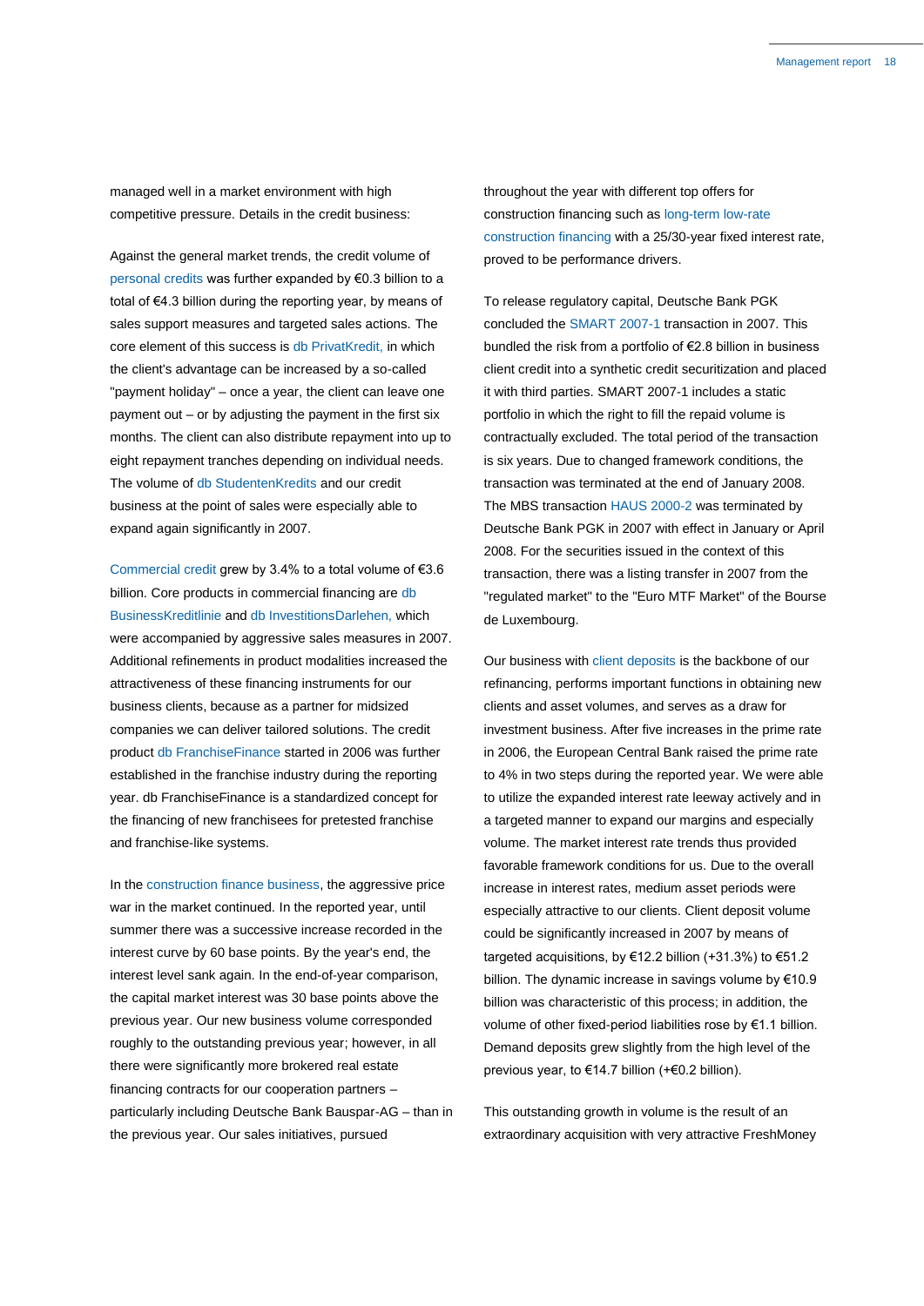managed well in a market environment with high competitive pressure. Details in the credit business:

Against the general market trends, the credit volume of personal credits was further expanded by €0.3 billion to a total of €4.3 billion during the reporting year, by means of sales support measures and targeted sales actions. The core element of this success is db PrivatKredit, in which the client's advantage can be increased by a so-called "payment holiday" – once a year, the client can leave one payment out – or by adjusting the payment in the first six months. The client can also distribute repayment into up to eight repayment tranches depending on individual needs. The volume of db StudentenKredits and our credit business at the point of sales were especially able to expand again significantly in 2007.

Commercial credit grew by 3.4% to a total volume of €3.6 billion. Core products in commercial financing are db BusinessKreditlinie and db InvestitionsDarlehen, which were accompanied by aggressive sales measures in 2007. Additional refinements in product modalities increased the attractiveness of these financing instruments for our business clients, because as a partner for midsized companies we can deliver tailored solutions. The credit product db FranchiseFinance started in 2006 was further established in the franchise industry during the reporting year. db FranchiseFinance is a standardized concept for the financing of new franchisees for pretested franchise and franchise-like systems.

In the construction finance business, the aggressive price war in the market continued. In the reported year, until summer there was a successive increase recorded in the interest curve by 60 base points. By the year's end, the interest level sank again. In the end-of-year comparison, the capital market interest was 30 base points above the previous year. Our new business volume corresponded roughly to the outstanding previous year; however, in all there were significantly more brokered real estate financing contracts for our cooperation partners – particularly including Deutsche Bank Bauspar-AG – than in the previous year. Our sales initiatives, pursued throughout the year with different top offers for construction financing such as long-term low-rate construction financing with a 25/30-year fixed interest rate, proved to be performance drivers.

To release regulatory capital, Deutsche Bank PGK concluded the SMART 2007-1 transaction in 2007. This bundled the risk from a portfolio of €2.8 billion in business client credit into a synthetic credit securitization and placed it with third parties. SMART 2007-1 includes a static portfolio in which the right to fill the repaid volume is contractually excluded. The total period of the transaction is six years. Due to changed framework conditions, the transaction was terminated at the end of January 2008. The MBS transaction HAUS 2000-2 was terminated by Deutsche Bank PGK in 2007 with effect in January or April 2008. For the securities issued in the context of this transaction, there was a listing transfer in 2007 from the "regulated market" to the "Euro MTF Market" of the Bourse de Luxembourg.

Our business with client deposits is the backbone of our refinancing, performs important functions in obtaining new clients and asset volumes, and serves as a draw for investment business. After five increases in the prime rate in 2006, the European Central Bank raised the prime rate to 4% in two steps during the reported year. We were able to utilize the expanded interest rate leeway actively and in a targeted manner to expand our margins and especially volume. The market interest rate trends thus provided favorable framework conditions for us. Due to the overall increase in interest rates, medium asset periods were especially attractive to our clients. Client deposit volume could be significantly increased in 2007 by means of targeted acquisitions, by €12.2 billion (+31.3%) to €51.2 billion. The dynamic increase in savings volume by €10.9 billion was characteristic of this process; in addition, the volume of other fixed-period liabilities rose by €1.1 billion. Demand deposits grew slightly from the high level of the previous year, to €14.7 billion (+€0.2 billion).

This outstanding growth in volume is the result of an extraordinary acquisition with very attractive FreshMoney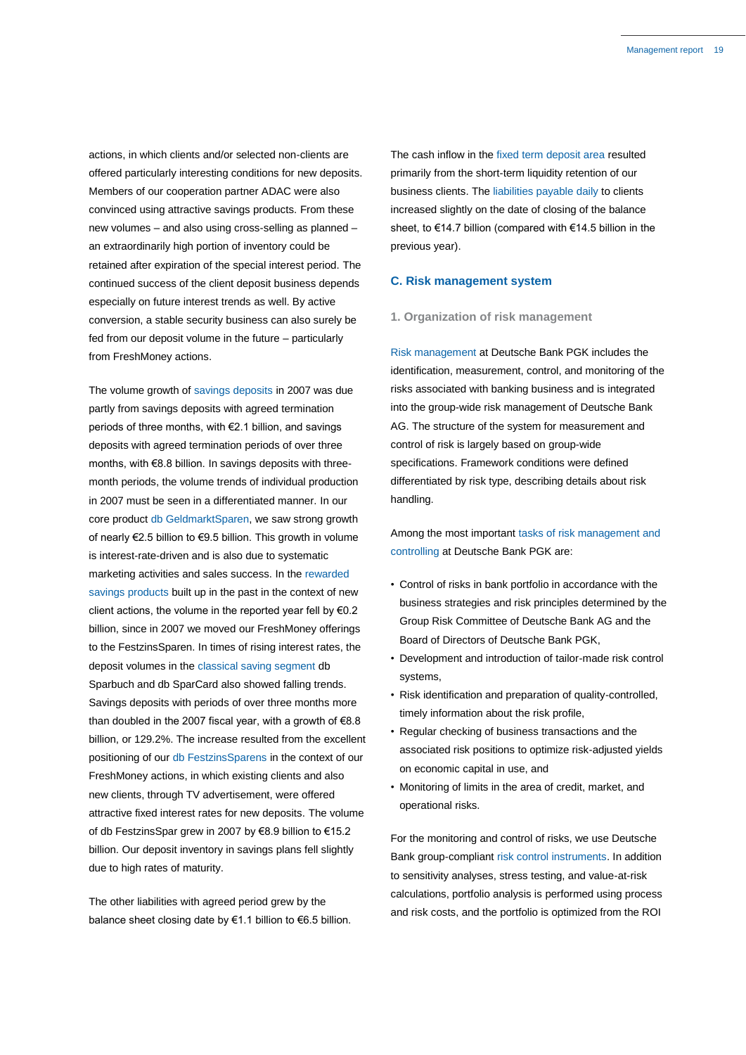actions, in which clients and/or selected non-clients are offered particularly interesting conditions for new deposits. Members of our cooperation partner ADAC were also convinced using attractive savings products. From these new volumes – and also using cross-selling as planned – an extraordinarily high portion of inventory could be retained after expiration of the special interest period. The continued success of the client deposit business depends especially on future interest trends as well. By active conversion, a stable security business can also surely be fed from our deposit volume in the future – particularly from FreshMoney actions.

The volume growth of savings deposits in 2007 was due partly from savings deposits with agreed termination periods of three months, with €2.1 billion, and savings deposits with agreed termination periods of over three months, with €8.8 billion. In savings deposits with three-month periods, the volume trends of individual production in 2007 must be seen in a differentiated manner. In our core product db GeldmarktSparen, we saw strong growth of nearly €2.5 billion to €9.5 billion. This growth in volume is interest-rate-driven and is also due to systematic marketing activities and sales success. In the rewarded savings products built up in the past in the context of new client actions, the volume in the reported year fell by €0.2 billion, since in 2007 we moved our FreshMoney offerings to the FestzinsSparen. In times of rising interest rates, the deposit volumes in the classical saving segment db Sparbuch and db SparCard also showed falling trends. Savings deposits with periods of over three months more than doubled in the 2007 fiscal year, with a growth of €8.8 billion, or 129.2%. The increase resulted from the excellent positioning of our db FestzinsSparens in the context of our FreshMoney actions, in which existing clients and also new clients, through TV advertisement, were offered attractive fixed interest rates for new deposits. The volume of db FestzinsSpar grew in 2007 by €8.9 billion to €15.2 billion. Our deposit inventory in savings plans fell slightly due to high rates of maturity.

The other liabilities with agreed period grew by the balance sheet closing date by €1.1 billion to €6.5 billion.

The cash inflow in the fixed term deposit area resulted primarily from the short-term liquidity retention of our business clients. The liabilities payable daily to clients increased slightly on the date of closing of the balance sheet, to €14.7 billion (compared with €14.5 billion in the previous year).

## C. Risk management system

### 1. Organization of risk management

Risk management at Deutsche Bank PGK includes the identification, measurement, control, and monitoring of the risks associated with banking business and is integrated into the group-wide risk management of Deutsche Bank AG. The structure of the system for measurement and control of risk is largely based on group-wide specifications. Framework conditions were defined differentiated by risk type, describing details about risk handling.

Among the most important tasks of risk management and controlling at Deutsche Bank PGK are:

- Control of risks in bank portfolio in accordance with the business strategies and risk principles determined by the Group Risk Committee of Deutsche Bank AG and the Board of Directors of Deutsche Bank PGK,
- Development and introduction of tailor-made risk control systems,
- Risk identification and preparation of quality-controlled, timely information about the risk profile,
- Regular checking of business transactions and the associated risk positions to optimize risk-adjusted yields on economic capital in use, and
- Monitoring of limits in the area of credit, market, and operational risks.

For the monitoring and control of risks, we use Deutsche Bank group-compliant risk control instruments. In addition to sensitivity analyses, stress testing, and value-at-risk calculations, portfolio analysis is performed using process and risk costs, and the portfolio is optimized from the ROI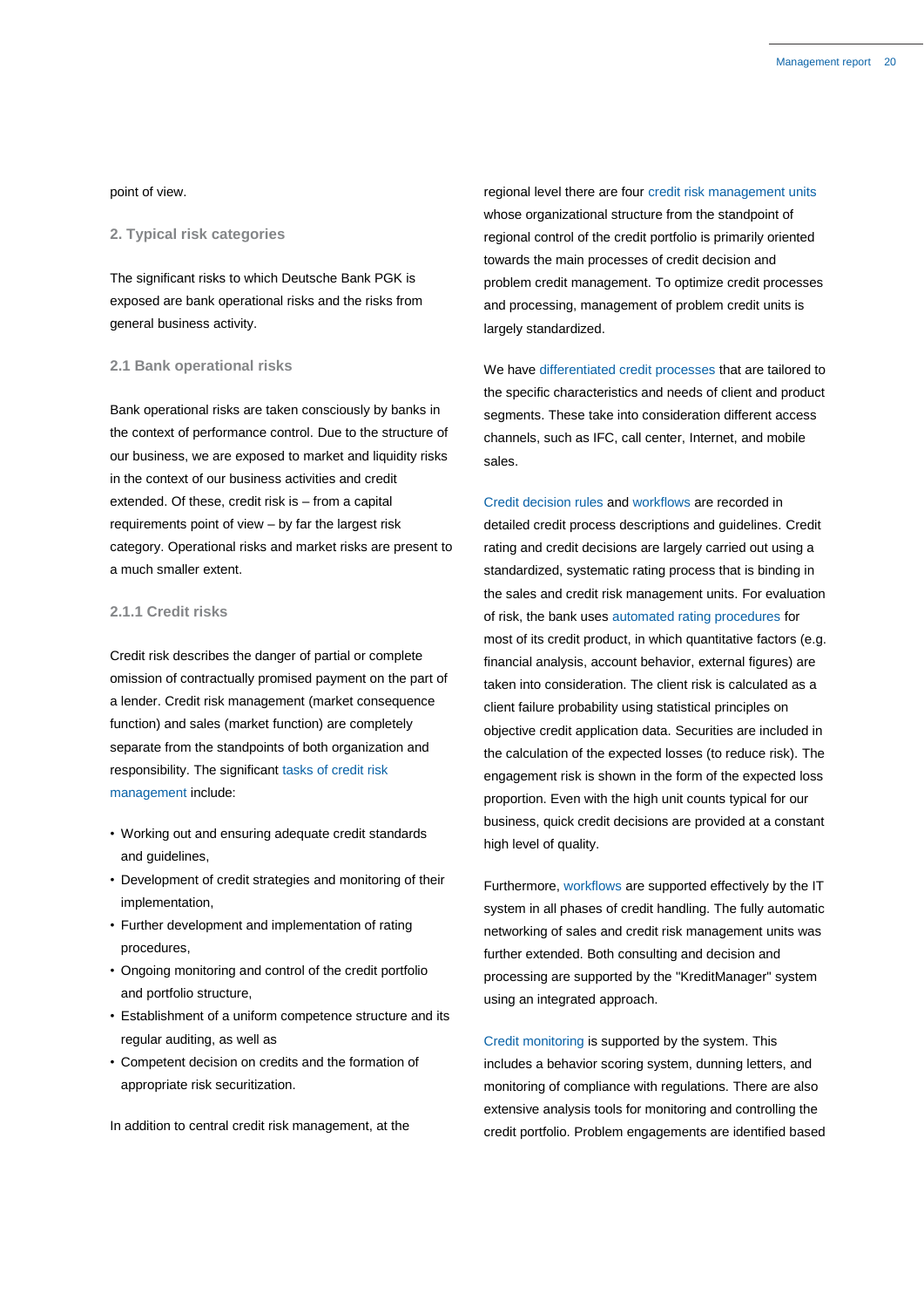point of view.

## 2. Typical risk categories

The significant risks to which Deutsche Bank PGK is exposed are bank operational risks and the risks from general business activity.

### 2.1 Bank operational risks

Bank operational risks are taken consciously by banks in the context of performance control. Due to the structure of our business, we are exposed to market and liquidity risks in the context of our business activities and credit extended. Of these, credit risk is – from a capital requirements point of view – by far the largest risk category. Operational risks and market risks are present to a much smaller extent.

#### 2.1.1 Credit risks

Credit risk describes the danger of partial or complete omission of contractually promised payment on the part of a lender. Credit risk management (market consequence function) and sales (market function) are completely separate from the standpoints of both organization and responsibility. The significant tasks of credit risk management include:

- Working out and ensuring adequate credit standards and guidelines,
- Development of credit strategies and monitoring of their implementation,
- Further development and implementation of rating procedures,
- Ongoing monitoring and control of the credit portfolio and portfolio structure,
- Establishment of a uniform competence structure and its regular auditing, as well as
- Competent decision on credits and the formation of appropriate risk securitization.

In addition to central credit risk management, at the regional level there are four credit risk management units whose organizational structure from the standpoint of regional control of the credit portfolio is primarily oriented towards the main processes of credit decision and problem credit management. To optimize credit processes and processing, management of problem credit units is largely standardized.

We have differentiated credit processes that are tailored to the specific characteristics and needs of client and product segments. These take into consideration different access channels, such as IFC, call center, Internet, and mobile sales.

Credit decision rules and workflows are recorded in detailed credit process descriptions and guidelines. Credit rating and credit decisions are largely carried out using a standardized, systematic rating process that is binding in the sales and credit risk management units. For evaluation of risk, the bank uses automated rating procedures for most of its credit product, in which quantitative factors (e.g. financial analysis, account behavior, external figures) are taken into consideration. The client risk is calculated as a client failure probability using statistical principles on objective credit application data. Securities are included in the calculation of the expected losses (to reduce risk). The engagement risk is shown in the form of the expected loss proportion. Even with the high unit counts typical for our business, quick credit decisions are provided at a constant high level of quality.

Furthermore, workflows are supported effectively by the IT system in all phases of credit handling. The fully automatic networking of sales and credit risk management units was further extended. Both consulting and decision and processing are supported by the "KreditManager" system using an integrated approach.

Credit monitoring is supported by the system. This includes a behavior scoring system, dunning letters, and monitoring of compliance with regulations. There are also extensive analysis tools for monitoring and controlling the credit portfolio. Problem engagements are identified based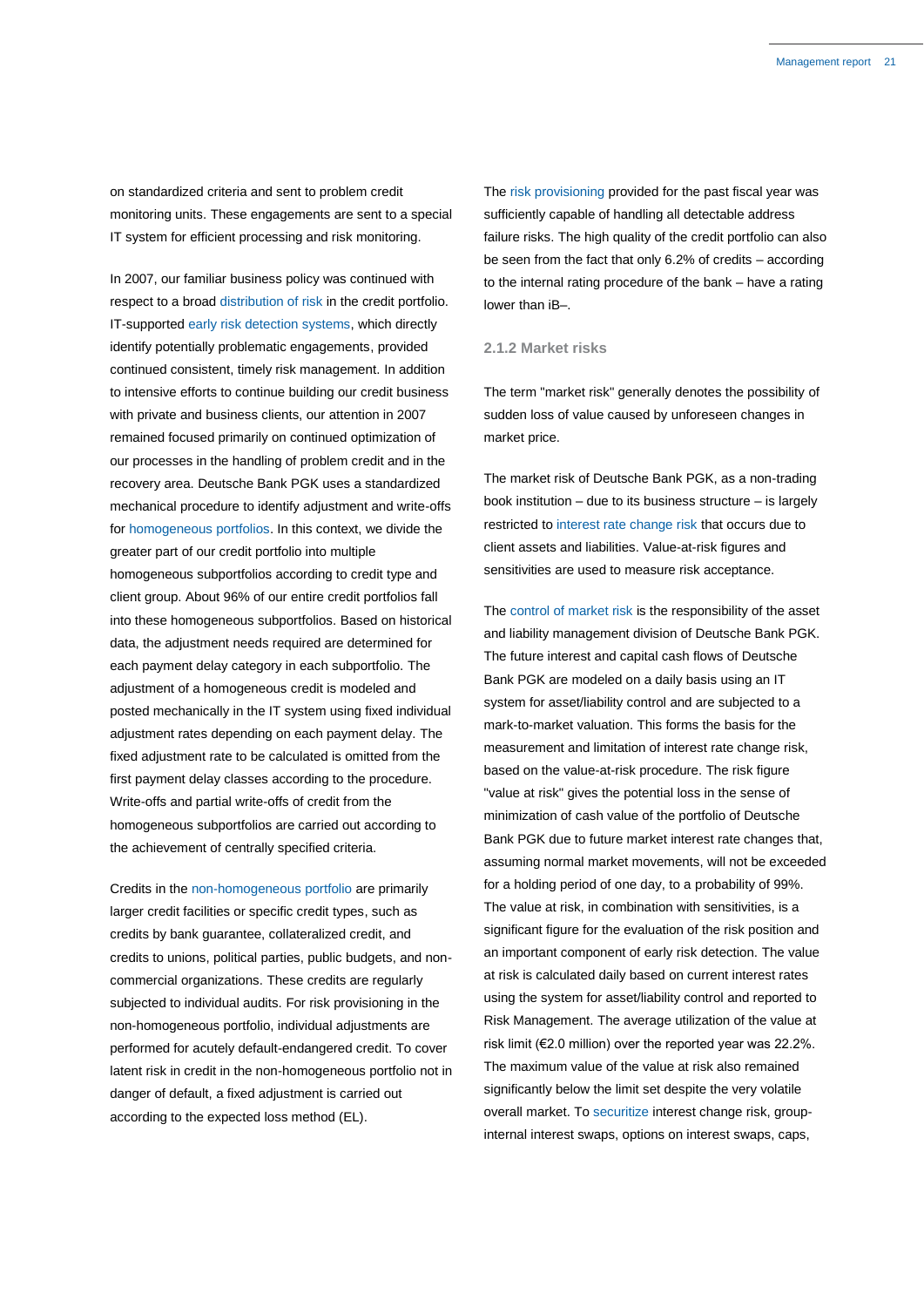on standardized criteria and sent to problem credit monitoring units. These engagements are sent to a special IT system for efficient processing and risk monitoring.

In 2007, our familiar business policy was continued with respect to a broad distribution of risk in the credit portfolio. IT-supported early risk detection systems, which directly identify potentially problematic engagements, provided continued consistent, timely risk management. In addition to intensive efforts to continue building our credit business with private and business clients, our attention in 2007 remained focused primarily on continued optimization of our processes in the handling of problem credit and in the recovery area. Deutsche Bank PGK uses a standardized mechanical procedure to identify adjustment and write-offs for homogeneous portfolios. In this context, we divide the greater part of our credit portfolio into multiple homogeneous subportfolios according to credit type and client group. About 96% of our entire credit portfolios fall into these homogeneous subportfolios. Based on historical data, the adjustment needs required are determined for each payment delay category in each subportfolio. The adjustment of a homogeneous credit is modeled and posted mechanically in the IT system using fixed individual adjustment rates depending on each payment delay. The fixed adjustment rate to be calculated is omitted from the first payment delay classes according to the procedure. Write-offs and partial write-offs of credit from the homogeneous subportfolios are carried out according to the achievement of centrally specified criteria.

Credits in the non-homogeneous portfolio are primarily larger credit facilities or specific credit types, such as credits by bank guarantee, collateralized credit, and credits to unions, political parties, public budgets, and non-commercial organizations. These credits are regularly subjected to individual audits. For risk provisioning in the non-homogeneous portfolio, individual adjustments are performed for acutely default-endangered credit. To cover latent risk in credit in the non-homogeneous portfolio not in danger of default, a fixed adjustment is carried out according to the expected loss method (EL).

The risk provisioning provided for the past fiscal year was sufficiently capable of handling all detectable address failure risks. The high quality of the credit portfolio can also be seen from the fact that only 6.2% of credits – according to the internal rating procedure of the bank – have a rating lower than iB–.

### 2.1.2 Market risks

The term "market risk" generally denotes the possibility of sudden loss of value caused by unforeseen changes in market price.

The market risk of Deutsche Bank PGK, as a non-trading book institution – due to its business structure – is largely restricted to interest rate change risk that occurs due to client assets and liabilities. Value-at-risk figures and sensitivities are used to measure risk acceptance.

The control of market risk is the responsibility of the asset and liability management division of Deutsche Bank PGK. The future interest and capital cash flows of Deutsche Bank PGK are modeled on a daily basis using an IT system for asset/liability control and are subjected to a mark-to-market valuation. This forms the basis for the measurement and limitation of interest rate change risk, based on the value-at-risk procedure. The risk figure "value at risk" gives the potential loss in the sense of minimization of cash value of the portfolio of Deutsche Bank PGK due to future market interest rate changes that, assuming normal market movements, will not be exceeded for a holding period of one day, to a probability of 99%. The value at risk, in combination with sensitivities, is a significant figure for the evaluation of the risk position and an important component of early risk detection. The value at risk is calculated daily based on current interest rates using the system for asset/liability control and reported to Risk Management. The average utilization of the value at risk limit (€2.0 million) over the reported year was 22.2%. The maximum value of the value at risk also remained significantly below the limit set despite the very volatile overall market. To securitize interest change risk, group-internal interest swaps, options on interest swaps, caps,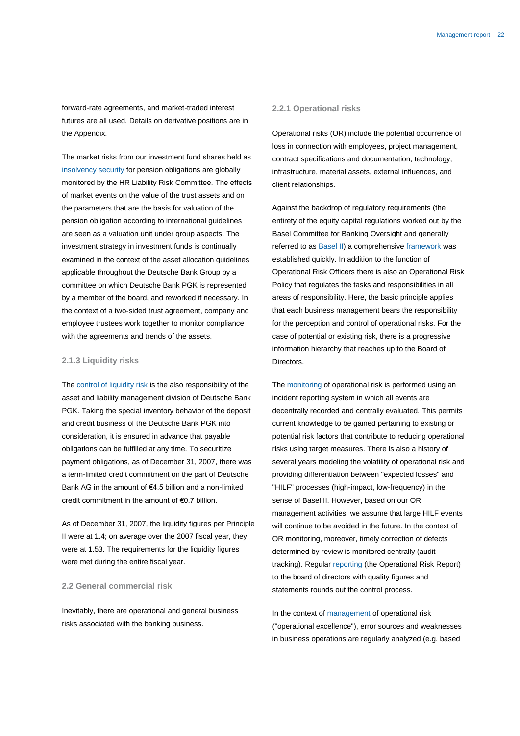forward-rate agreements, and market-traded interest futures are all used. Details on derivative positions are in the Appendix.

The market risks from our investment fund shares held as insolvency security for pension obligations are globally monitored by the HR Liability Risk Committee. The effects of market events on the value of the trust assets and on the parameters that are the basis for valuation of the pension obligation according to international guidelines are seen as a valuation unit under group aspects. The investment strategy in investment funds is continually examined in the context of the asset allocation guidelines applicable throughout the Deutsche Bank Group by a committee on which Deutsche Bank PGK is represented by a member of the board, and reworked if necessary. In the context of a two-sided trust agreement, company and employee trustees work together to monitor compliance with the agreements and trends of the assets.

### 2.1.3 Liquidity risks

The control of liquidity risk is the also responsibility of the asset and liability management division of Deutsche Bank PGK. Taking the special inventory behavior of the deposit and credit business of the Deutsche Bank PGK into consideration, it is ensured in advance that payable obligations can be fulfilled at any time. To securitize payment obligations, as of December 31, 2007, there was a term-limited credit commitment on the part of Deutsche Bank AG in the amount of €4.5 billion and a non-limited credit commitment in the amount of €0.7 billion.

As of December 31, 2007, the liquidity figures per Principle II were at 1.4; on average over the 2007 fiscal year, they were at 1.53. The requirements for the liquidity figures were met during the entire fiscal year.

## 2.2 General commercial risk

Inevitably, there are operational and general business risks associated with the banking business.

### 2.2.1 Operational risks

Operational risks (OR) include the potential occurrence of loss in connection with employees, project management, contract specifications and documentation, technology, infrastructure, material assets, external influences, and client relationships.

Against the backdrop of regulatory requirements (the entirety of the equity capital regulations worked out by the Basel Committee for Banking Oversight and generally referred to as Basel II) a comprehensive framework was established quickly. In addition to the function of Operational Risk Officers there is also an Operational Risk Policy that regulates the tasks and responsibilities in all areas of responsibility. Here, the basic principle applies that each business management bears the responsibility for the perception and control of operational risks. For the case of potential or existing risk, there is a progressive information hierarchy that reaches up to the Board of Directors.

The monitoring of operational risk is performed using an incident reporting system in which all events are decentrally recorded and centrally evaluated. This permits current knowledge to be gained pertaining to existing or potential risk factors that contribute to reducing operational risks using target measures. There is also a history of several years modeling the volatility of operational risk and providing differentiation between "expected losses" and "HILF" processes (high-impact, low-frequency) in the sense of Basel II. However, based on our OR management activities, we assume that large HILF events will continue to be avoided in the future. In the context of OR monitoring, moreover, timely correction of defects determined by review is monitored centrally (audit tracking). Regular reporting (the Operational Risk Report) to the board of directors with quality figures and statements rounds out the control process.

In the context of management of operational risk ("operational excellence"), error sources and weaknesses in business operations are regularly analyzed (e.g. based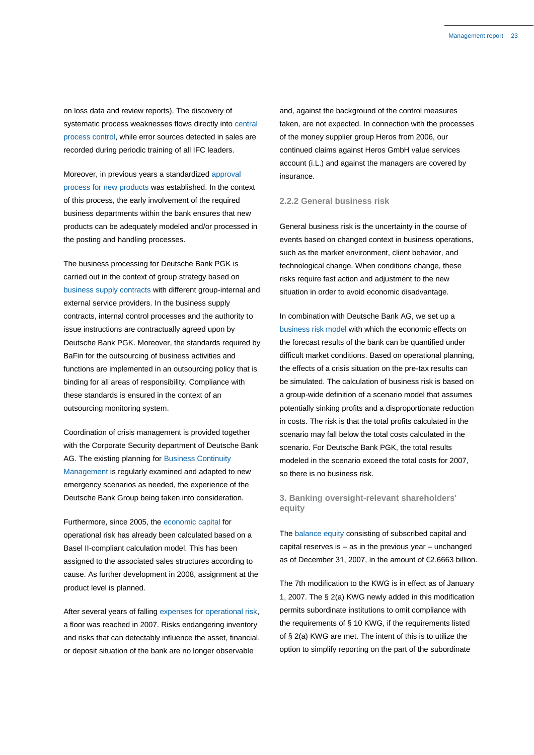on loss data and review reports). The discovery of systematic process weaknesses flows directly into central process control, while error sources detected in sales are recorded during periodic training of all IFC leaders.

Moreover, in previous years a standardized approval process for new products was established. In the context of this process, the early involvement of the required business departments within the bank ensures that new products can be adequately modeled and/or processed in the posting and handling processes.

The business processing for Deutsche Bank PGK is carried out in the context of group strategy based on business supply contracts with different group-internal and external service providers. In the business supply contracts, internal control processes and the authority to issue instructions are contractually agreed upon by Deutsche Bank PGK. Moreover, the standards required by BaFin for the outsourcing of business activities and functions are implemented in an outsourcing policy that is binding for all areas of responsibility. Compliance with these standards is ensured in the context of an outsourcing monitoring system.

Coordination of crisis management is provided together with the Corporate Security department of Deutsche Bank AG. The existing planning for Business Continuity Management is regularly examined and adapted to new emergency scenarios as needed, the experience of the Deutsche Bank Group being taken into consideration.

Furthermore, since 2005, the economic capital for operational risk has already been calculated based on a Basel II-compliant calculation model. This has been assigned to the associated sales structures according to cause. As further development in 2008, assignment at the product level is planned.

After several years of falling expenses for operational risk, a floor was reached in 2007. Risks endangering inventory and risks that can detectably influence the asset, financial, or deposit situation of the bank are no longer observable and, against the background of the control measures taken, are not expected. In connection with the processes of the money supplier group Heros from 2006, our continued claims against Heros GmbH value services account (i.L.) and against the managers are covered by insurance.

### 2.2.2 General business risk

General business risk is the uncertainty in the course of events based on changed context in business operations, such as the market environment, client behavior, and technological change. When conditions change, these risks require fast action and adjustment to the new situation in order to avoid economic disadvantage.

In combination with Deutsche Bank AG, we set up a business risk model with which the economic effects on the forecast results of the bank can be quantified under difficult market conditions. Based on operational planning, the effects of a crisis situation on the pre-tax results can be simulated. The calculation of business risk is based on a group-wide definition of a scenario model that assumes potentially sinking profits and a disproportionate reduction in costs. The risk is that the total profits calculated in the scenario may fall below the total costs calculated in the scenario. For Deutsche Bank PGK, the total results modeled in the scenario exceed the total costs for 2007, so there is no business risk.

## 3. Banking oversight-relevant shareholders' equity

The balance equity consisting of subscribed capital and capital reserves is – as in the previous year – unchanged as of December 31, 2007, in the amount of €2.6663 billion.

The 7th modification to the KWG is in effect as of January 1, 2007. The § 2(a) KWG newly added in this modification permits subordinate institutions to omit compliance with the requirements of § 10 KWG, if the requirements listed of § 2(a) KWG are met. The intent of this is to utilize the option to simplify reporting on the part of the subordinate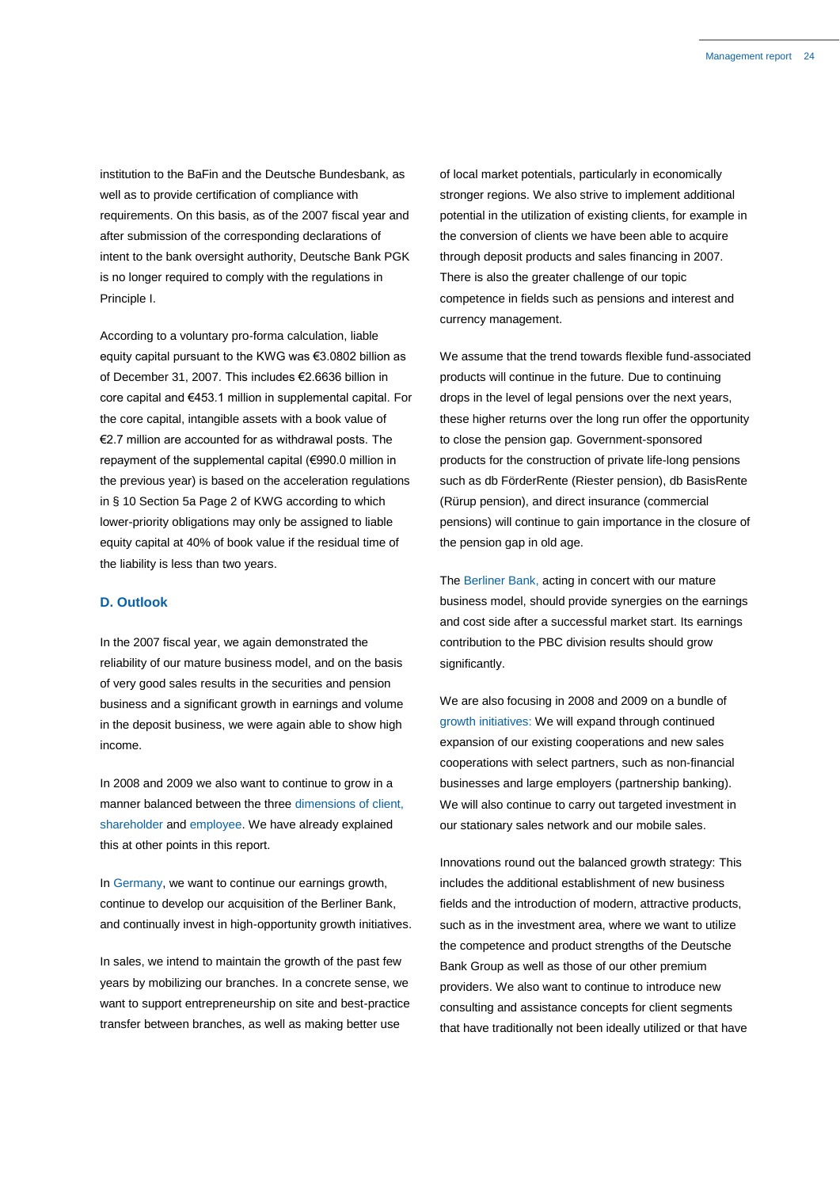institution to the BaFin and the Deutsche Bundesbank, as well as to provide certification of compliance with requirements. On this basis, as of the 2007 fiscal year and after submission of the corresponding declarations of intent to the bank oversight authority, Deutsche Bank PGK is no longer required to comply with the regulations in Principle I.

According to a voluntary pro-forma calculation, liable equity capital pursuant to the KWG was €3.0802 billion as of December 31, 2007. This includes €2.6636 billion in core capital and €453.1 million in supplemental capital. For the core capital, intangible assets with a book value of €2.7 million are accounted for as withdrawal posts. The repayment of the supplemental capital (€990.0 million in the previous year) is based on the acceleration regulations in § 10 Section 5a Page 2 of KWG according to which lower-priority obligations may only be assigned to liable equity capital at 40% of book value if the residual time of the liability is less than two years.

## D. Outlook

In the 2007 fiscal year, we again demonstrated the reliability of our mature business model, and on the basis of very good sales results in the securities and pension business and a significant growth in earnings and volume in the deposit business, we were again able to show high income.

In 2008 and 2009 we also want to continue to grow in a manner balanced between the three dimensions of client, shareholder and employee. We have already explained this at other points in this report.

In Germany, we want to continue our earnings growth, continue to develop our acquisition of the Berliner Bank, and continually invest in high-opportunity growth initiatives.

In sales, we intend to maintain the growth of the past few years by mobilizing our branches. In a concrete sense, we want to support entrepreneurship on site and best-practice transfer between branches, as well as making better use of local market potentials, particularly in economically stronger regions. We also strive to implement additional potential in the utilization of existing clients, for example in the conversion of clients we have been able to acquire through deposit products and sales financing in 2007. There is also the greater challenge of our topic competence in fields such as pensions and interest and currency management.

We assume that the trend towards flexible fund-associated products will continue in the future. Due to continuing drops in the level of legal pensions over the next years, these higher returns over the long run offer the opportunity to close the pension gap. Government-sponsored products for the construction of private life-long pensions such as db FörderRente (Riester pension), db BasisRente (Rürup pension), and direct insurance (commercial pensions) will continue to gain importance in the closure of the pension gap in old age.

The Berliner Bank, acting in concert with our mature business model, should provide synergies on the earnings and cost side after a successful market start. Its earnings contribution to the PBC division results should grow significantly.

We are also focusing in 2008 and 2009 on a bundle of growth initiatives: We will expand through continued expansion of our existing cooperations and new sales cooperations with select partners, such as non-financial businesses and large employers (partnership banking). We will also continue to carry out targeted investment in our stationary sales network and our mobile sales.

Innovations round out the balanced growth strategy: This includes the additional establishment of new business fields and the introduction of modern, attractive products, such as in the investment area, where we want to utilize the competence and product strengths of the Deutsche Bank Group as well as those of our other premium providers. We also want to continue to introduce new consulting and assistance concepts for client segments that have traditionally not been ideally utilized or that have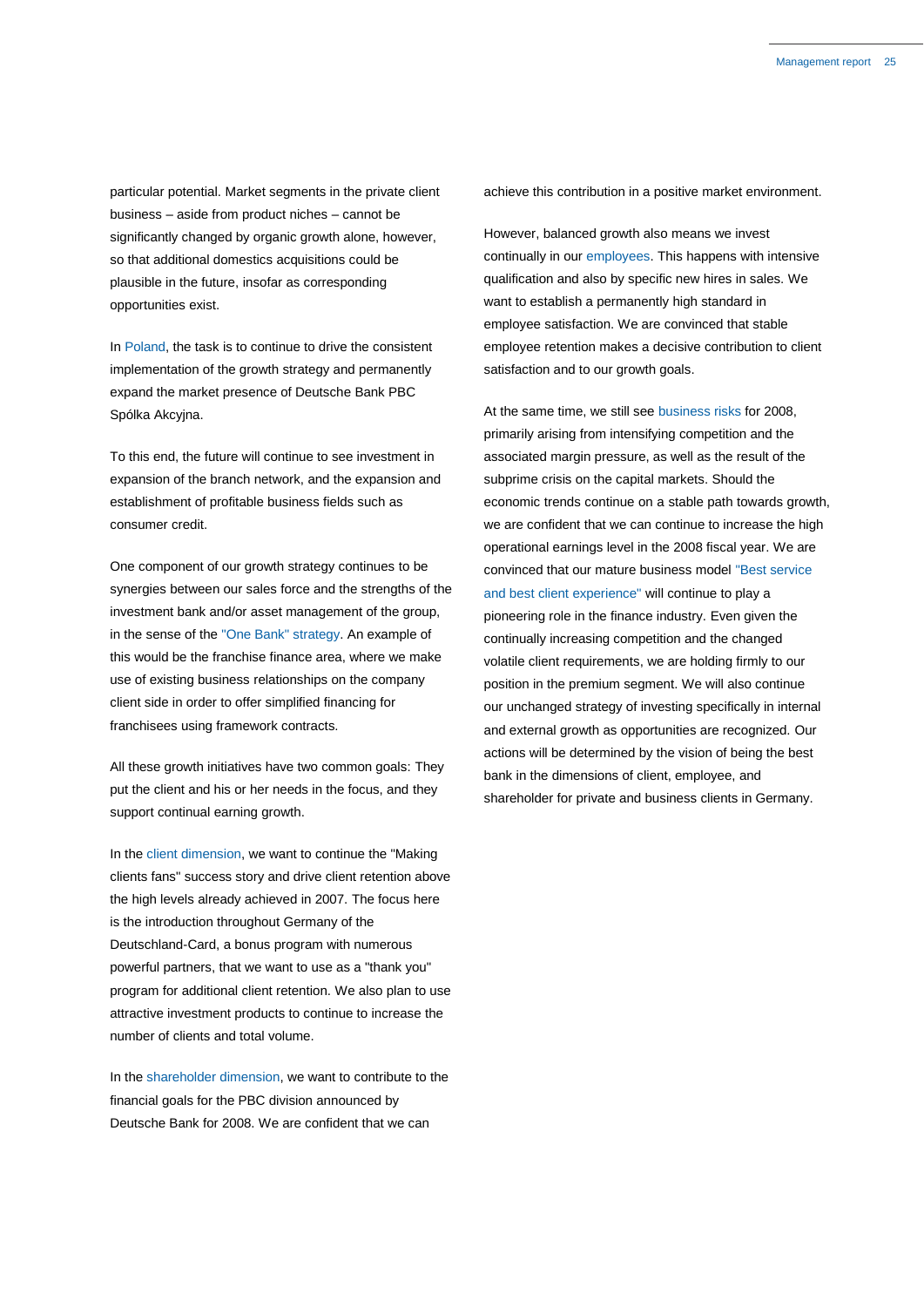particular potential. Market segments in the private client business – aside from product niches – cannot be significantly changed by organic growth alone, however, so that additional domestics acquisitions could be plausible in the future, insofar as corresponding opportunities exist.

In Poland, the task is to continue to drive the consistent implementation of the growth strategy and permanently expand the market presence of Deutsche Bank PBC Spólka Akcyjna.

To this end, the future will continue to see investment in expansion of the branch network, and the expansion and establishment of profitable business fields such as consumer credit.

One component of our growth strategy continues to be synergies between our sales force and the strengths of the investment bank and/or asset management of the group, in the sense of the "One Bank" strategy. An example of this would be the franchise finance area, where we make use of existing business relationships on the company client side in order to offer simplified financing for franchisees using framework contracts.

All these growth initiatives have two common goals: They put the client and his or her needs in the focus, and they support continual earning growth.

In the client dimension, we want to continue the "Making clients fans" success story and drive client retention above the high levels already achieved in 2007. The focus here is the introduction throughout Germany of the Deutschland-Card, a bonus program with numerous powerful partners, that we want to use as a "thank you" program for additional client retention. We also plan to use attractive investment products to continue to increase the number of clients and total volume.

In the shareholder dimension, we want to contribute to the financial goals for the PBC division announced by Deutsche Bank for 2008. We are confident that we can achieve this contribution in a positive market environment.

However, balanced growth also means we invest continually in our employees. This happens with intensive qualification and also by specific new hires in sales. We want to establish a permanently high standard in employee satisfaction. We are convinced that stable employee retention makes a decisive contribution to client satisfaction and to our growth goals.

At the same time, we still see business risks for 2008, primarily arising from intensifying competition and the associated margin pressure, as well as the result of the subprime crisis on the capital markets. Should the economic trends continue on a stable path towards growth, we are confident that we can continue to increase the high operational earnings level in the 2008 fiscal year. We are convinced that our mature business model "Best service and best client experience" will continue to play a pioneering role in the finance industry. Even given the continually increasing competition and the changed volatile client requirements, we are holding firmly to our position in the premium segment. We will also continue our unchanged strategy of investing specifically in internal and external growth as opportunities are recognized. Our actions will be determined by the vision of being the best bank in the dimensions of client, employee, and shareholder for private and business clients in Germany.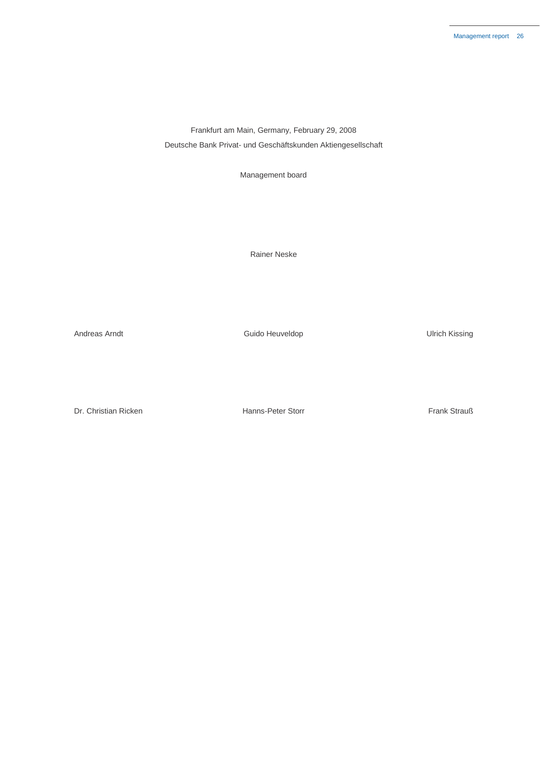Frankfurt am Main, Germany, February 29, 2008

Deutsche Bank Privat- und Geschäftskunden Aktiengesellschaft

Management board

Rainer Neske

Andreas Arndt | Guido Heuveldop | Ulrich Kissing

Dr. Christian Ricken | Hanns-Peter Storr | Frank Strauß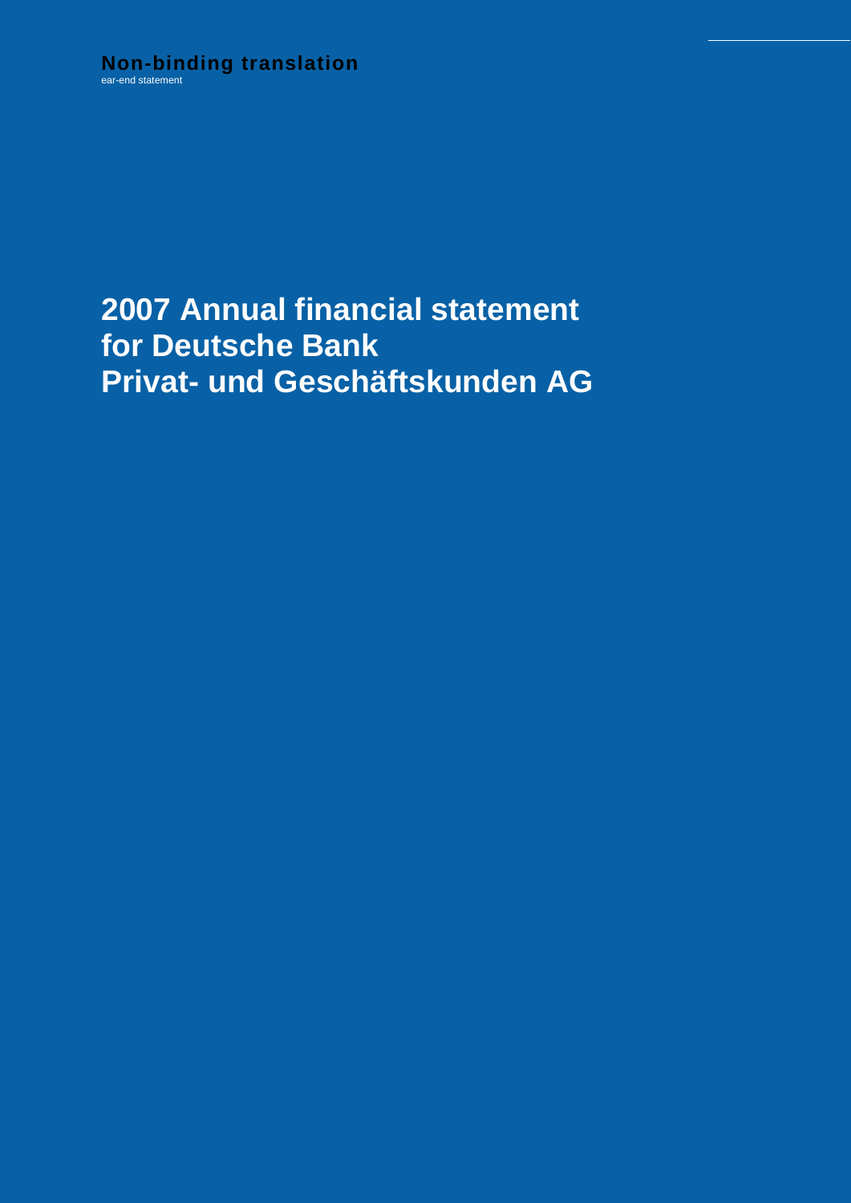**Non-binding translation**
ear-end statement

# 2007 Annual financial statement for Deutsche Bank Privat- und Geschäftskunden AG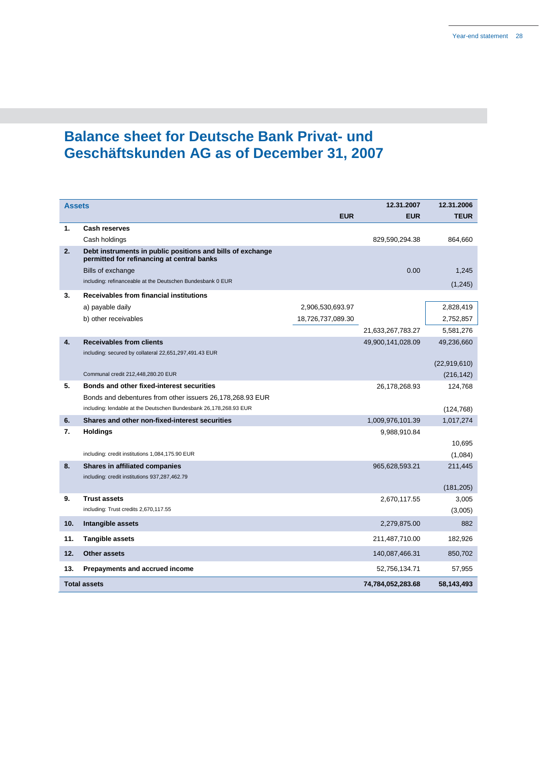# Balance sheet for Deutsche Bank Privat- und Geschäftskunden AG as of December 31, 2007

| Assets | | | 12.31.2007 | 12.31.2006 |
|---|---|---|---|---|
| | | EUR | EUR | TEUR |
| **1.** | **Cash reserves** | | | |
| | Cash holdings | | 829,590,294.38 | 864,660 |
| **2.** | **Debt instruments in public positions and bills of exchange permitted for refinancing at central banks** | | | |
| | Bills of exchange | | 0.00 | 1,245 |
| | including: refinanceable at the Deutschen Bundesbank 0 EUR | | | (1,245) |
| **3.** | **Receivables from financial institutions** | | | |
| | a) payable daily | 2,906,530,693.97 | | 2,828,419 |
| | b) other receivables | 18,726,737,089.30 | | 2,752,857 |
| | | | 21,633,267,783.27 | 5,581,276 |
| **4.** | **Receivables from clients** | | 49,900,141,028.09 | 49,236,660 |
| | including: secured by collateral 22,651,297,491.43 EUR | | | (22,919,610) |
| | Communal credit 212,448,280.20 EUR | | | (216,142) |
| **5.** | **Bonds and other fixed-interest securities** | | 26,178,268.93 | 124,768 |
| | Bonds and debentures from other issuers 26,178,268.93 EUR | | | |
| | including: lendable at the Deutschen Bundesbank 26,178,268.93 EUR | | | (124,768) |
| **6.** | **Shares and other non-fixed-interest securities** | | 1,009,976,101.39 | 1,017,274 |
| **7.** | **Holdings** | | 9,988,910.84 | 10,695 |
| | including: credit institutions 1,084,175.90 EUR | | | (1,084) |
| **8.** | **Shares in affiliated companies** | | 965,628,593.21 | 211,445 |
| | including: credit institutions 937,287,462.79 | | | (181,205) |
| **9.** | **Trust assets** | | 2,670,117.55 | 3,005 |
| | including: Trust credits 2,670,117.55 | | | (3,005) |
| **10.** | **Intangible assets** | | 2,279,875.00 | 882 |
| **11.** | **Tangible assets** | | 211,487,710.00 | 182,926 |
| **12.** | **Other assets** | | 140,087,466.31 | 850,702 |
| **13.** | **Prepayments and accrued income** | | 52,756,134.71 | 57,955 |
| **Total assets** | | | **74,784,052,283.68** | **58,143,493** |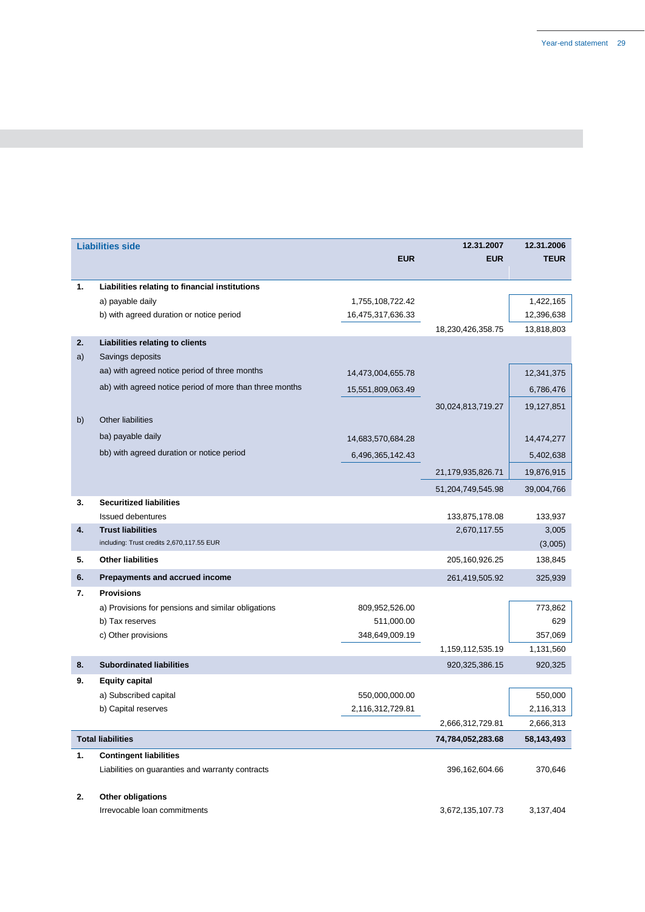| Liabilities side | | EUR | 12.31.2007 EUR | 12.31.2006 TEUR |
|---|---|---|---|---|
| **1.** | **Liabilities relating to financial institutions** | | | |
| | a) payable daily | 1,755,108,722.42 | | 1,422,165 |
| | b) with agreed duration or notice period | 16,475,317,636.33 | | 12,396,638 |
| | | | 18,230,426,358.75 | 13,818,803 |
| **2.** | **Liabilities relating to clients** | | | |
| a) | Savings deposits | | | |
| | aa) with agreed notice period of three months | 14,473,004,655.78 | | 12,341,375 |
| | ab) with agreed notice period of more than three months | 15,551,809,063.49 | | 6,786,476 |
| | | | 30,024,813,719.27 | 19,127,851 |
| b) | Other liabilities | | | |
| | ba) payable daily | 14,683,570,684.28 | | 14,474,277 |
| | bb) with agreed duration or notice period | 6,496,365,142.43 | | 5,402,638 |
| | | | 21,179,935,826.71 | 19,876,915 |
| | | | 51,204,749,545.98 | 39,004,766 |
| **3.** | **Securitized liabilities** | | | |
| | Issued debentures | | 133,875,178.08 | 133,937 |
| **4.** | **Trust liabilities** | | 2,670,117.55 | 3,005 |
| | including: Trust credits 2,670,117.55 EUR | | | (3,005) |
| **5.** | **Other liabilities** | | 205,160,926.25 | 138,845 |
| **6.** | **Prepayments and accrued income** | | 261,419,505.92 | 325,939 |
| **7.** | **Provisions** | | | |
| | a) Provisions for pensions and similar obligations | 809,952,526.00 | | 773,862 |
| | b) Tax reserves | 511,000.00 | | 629 |
| | c) Other provisions | 348,649,009.19 | | 357,069 |
| | | | 1,159,112,535.19 | 1,131,560 |
| **8.** | **Subordinated liabilities** | | 920,325,386.15 | 920,325 |
| **9.** | **Equity capital** | | | |
| | a) Subscribed capital | 550,000,000.00 | | 550,000 |
| | b) Capital reserves | 2,116,312,729.81 | | 2,116,313 |
| | | | 2,666,312,729.81 | 2,666,313 |
| **Total liabilities** | | | **74,784,052,283.68** | **58,143,493** |
| **1.** | **Contingent liabilities** | | | |
| | Liabilities on guaranties and warranty contracts | | 396,162,604.66 | 370,646 |
| **2.** | **Other obligations** | | | |
| | Irrevocable loan commitments | | 3,672,135,107.73 | 3,137,404 |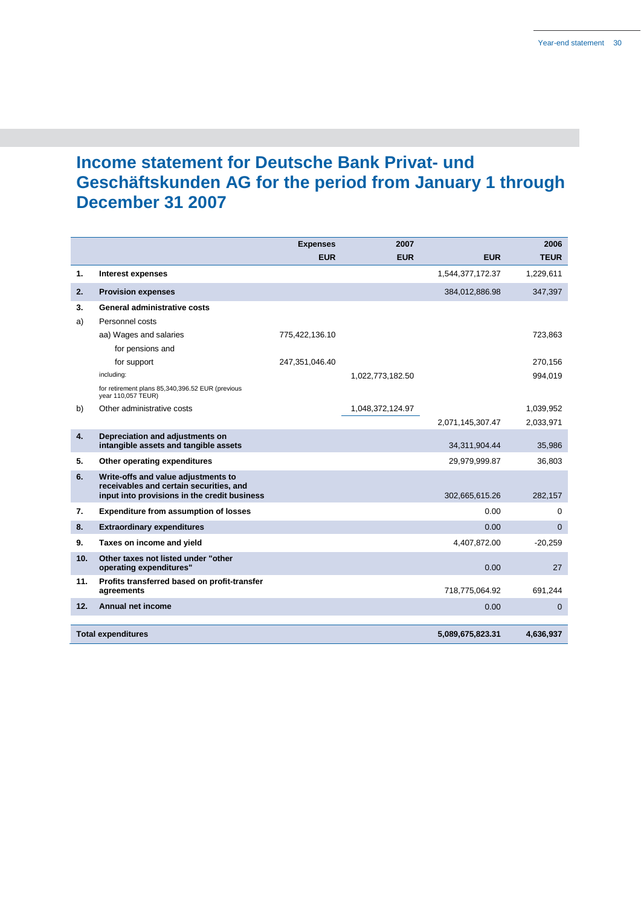# Income statement for Deutsche Bank Privat- und Geschäftskunden AG for the period from January 1 through December 31 2007

| | | Expenses | 2007 | | 2006 |
|---|---|---|---|---|---|
| | | EUR | EUR | EUR | TEUR |
| **1.** | **Interest expenses** | | | 1,544,377,172.37 | 1,229,611 |
| **2.** | **Provision expenses** | | | 384,012,886.98 | 347,397 |
| **3.** | **General administrative costs** | | | | |
| a) | Personnel costs | | | | |
| | aa) Wages and salaries | 775,422,136.10 | | | 723,863 |
| | for pensions and for support | 247,351,046.40 | | | 270,156 |
| | including: | | 1,022,773,182.50 | | 994,019 |
| | for retirement plans 85,340,396.52 EUR (previous year 110,057 TEUR) | | | | |
| b) | Other administrative costs | | 1,048,372,124.97 | | 1,039,952 |
| | | | | 2,071,145,307.47 | 2,033,971 |
| **4.** | **Depreciation and adjustments on intangible assets and tangible assets** | | | 34,311,904.44 | 35,986 |
| **5.** | **Other operating expenditures** | | | 29,979,999.87 | 36,803 |
| **6.** | **Write-offs and value adjustments to receivables and certain securities, and input into provisions in the credit business** | | | 302,665,615.26 | 282,157 |
| **7.** | **Expenditure from assumption of losses** | | | 0.00 | 0 |
| **8.** | **Extraordinary expenditures** | | | 0.00 | 0 |
| **9.** | **Taxes on income and yield** | | | 4,407,872.00 | -20,259 |
| **10.** | **Other taxes not listed under "other operating expenditures"** | | | 0.00 | 27 |
| **11.** | **Profits transferred based on profit-transfer agreements** | | | 718,775,064.92 | 691,244 |
| **12.** | **Annual net income** | | | 0.00 | 0 |
| **Total expenditures** | | | | **5,089,675,823.31** | **4,636,937** |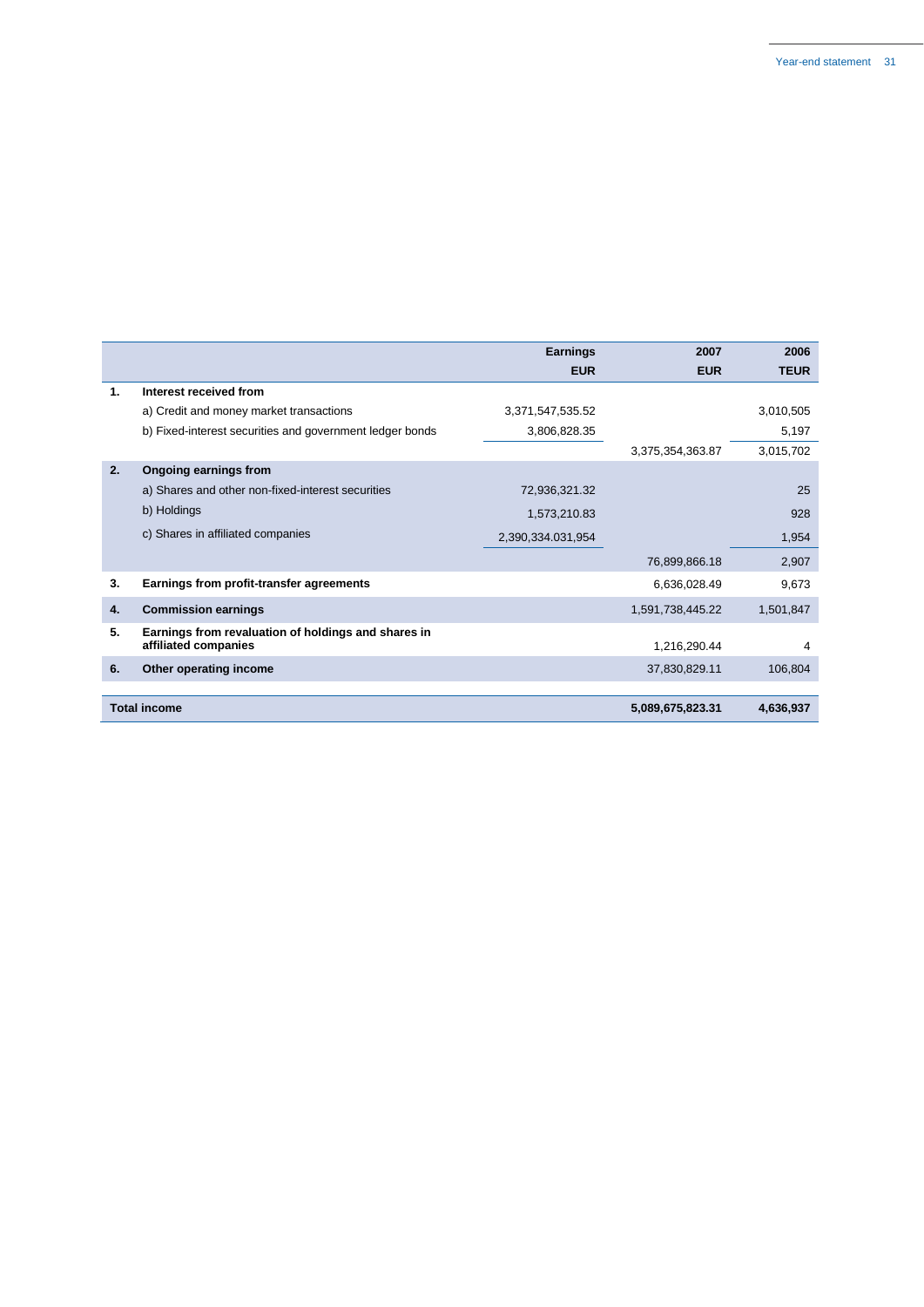| | | Earnings EUR | 2007 EUR | 2006 TEUR |
|---|---|---|---|---|
| **1.** | **Interest received from** | | | |
| | a) Credit and money market transactions | 3,371,547,535.52 | | 3,010,505 |
| | b) Fixed-interest securities and government ledger bonds | 3,806,828.35 | | 5,197 |
| | | | 3,375,354,363.87 | 3,015,702 |
| **2.** | **Ongoing earnings from** | | | |
| | a) Shares and other non-fixed-interest securities | 72,936,321.32 | | 25 |
| | b) Holdings | 1,573,210.83 | | 928 |
| | c) Shares in affiliated companies | 2,390,334.031,954 | | 1,954 |
| | | | 76,899,866.18 | 2,907 |
| **3.** | **Earnings from profit-transfer agreements** | | 6,636,028.49 | 9,673 |
| **4.** | **Commission earnings** | | 1,591,738,445.22 | 1,501,847 |
| **5.** | **Earnings from revaluation of holdings and shares in affiliated companies** | | 1,216,290.44 | 4 |
| **6.** | **Other operating income** | | 37,830,829.11 | 106,804 |
| **Total income** | | | **5,089,675,823.31** | **4,636,937** |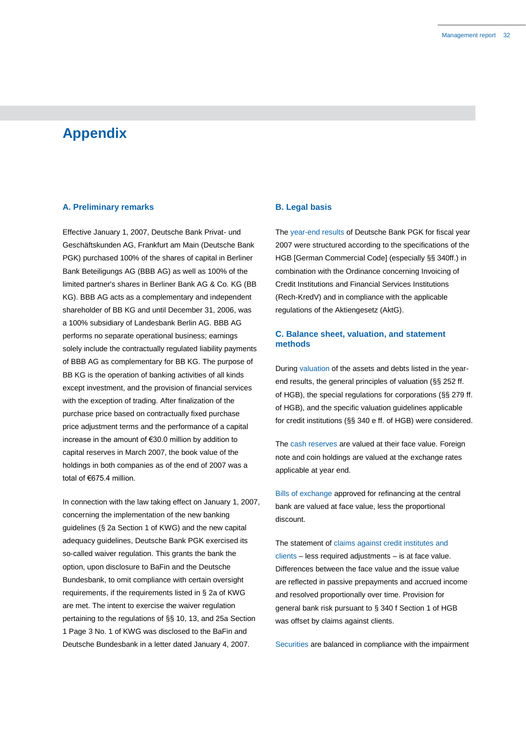# Appendix

## A. Preliminary remarks

Effective January 1, 2007, Deutsche Bank Privat- und Geschäftskunden AG, Frankfurt am Main (Deutsche Bank PGK) purchased 100% of the shares of capital in Berliner Bank Beteiligungs AG (BBB AG) as well as 100% of the limited partner's shares in Berliner Bank AG & Co. KG (BB KG). BBB AG acts as a complementary and independent shareholder of BB KG and until December 31, 2006, was a 100% subsidiary of Landesbank Berlin AG. BBB AG performs no separate operational business; earnings solely include the contractually regulated liability payments of BBB AG as complementary for BB KG. The purpose of BB KG is the operation of banking activities of all kinds except investment, and the provision of financial services with the exception of trading. After finalization of the purchase price based on contractually fixed purchase price adjustment terms and the performance of a capital increase in the amount of €30.0 million by addition to capital reserves in March 2007, the book value of the holdings in both companies as of the end of 2007 was a total of €675.4 million.

In connection with the law taking effect on January 1, 2007, concerning the implementation of the new banking guidelines (§ 2a Section 1 of KWG) and the new capital adequacy guidelines, Deutsche Bank PGK exercised its so-called waiver regulation. This grants the bank the option, upon disclosure to BaFin and the Deutsche Bundesbank, to omit compliance with certain oversight requirements, if the requirements listed in § 2a of KWG are met. The intent to exercise the waiver regulation pertaining to the regulations of §§ 10, 13, and 25a Section 1 Page 3 No. 1 of KWG was disclosed to the BaFin and Deutsche Bundesbank in a letter dated January 4, 2007.

## B. Legal basis

The year-end results of Deutsche Bank PGK for fiscal year 2007 were structured according to the specifications of the HGB [German Commercial Code] (especially §§ 340ff.) in combination with the Ordinance concerning Invoicing of Credit Institutions and Financial Services Institutions (Rech-KredV) and in compliance with the applicable regulations of the Aktiengesetz (AktG).

## C. Balance sheet, valuation, and statement methods

During valuation of the assets and debts listed in the year-end results, the general principles of valuation (§§ 252 ff. of HGB), the special regulations for corporations (§§ 279 ff. of HGB), and the specific valuation guidelines applicable for credit institutions (§§ 340 e ff. of HGB) were considered.

The cash reserves are valued at their face value. Foreign note and coin holdings are valued at the exchange rates applicable at year end.

Bills of exchange approved for refinancing at the central bank are valued at face value, less the proportional discount.

The statement of claims against credit institutes and clients – less required adjustments – is at face value. Differences between the face value and the issue value are reflected in passive prepayments and accrued income and resolved proportionally over time. Provision for general bank risk pursuant to § 340 f Section 1 of HGB was offset by claims against clients.

Securities are balanced in compliance with the impairment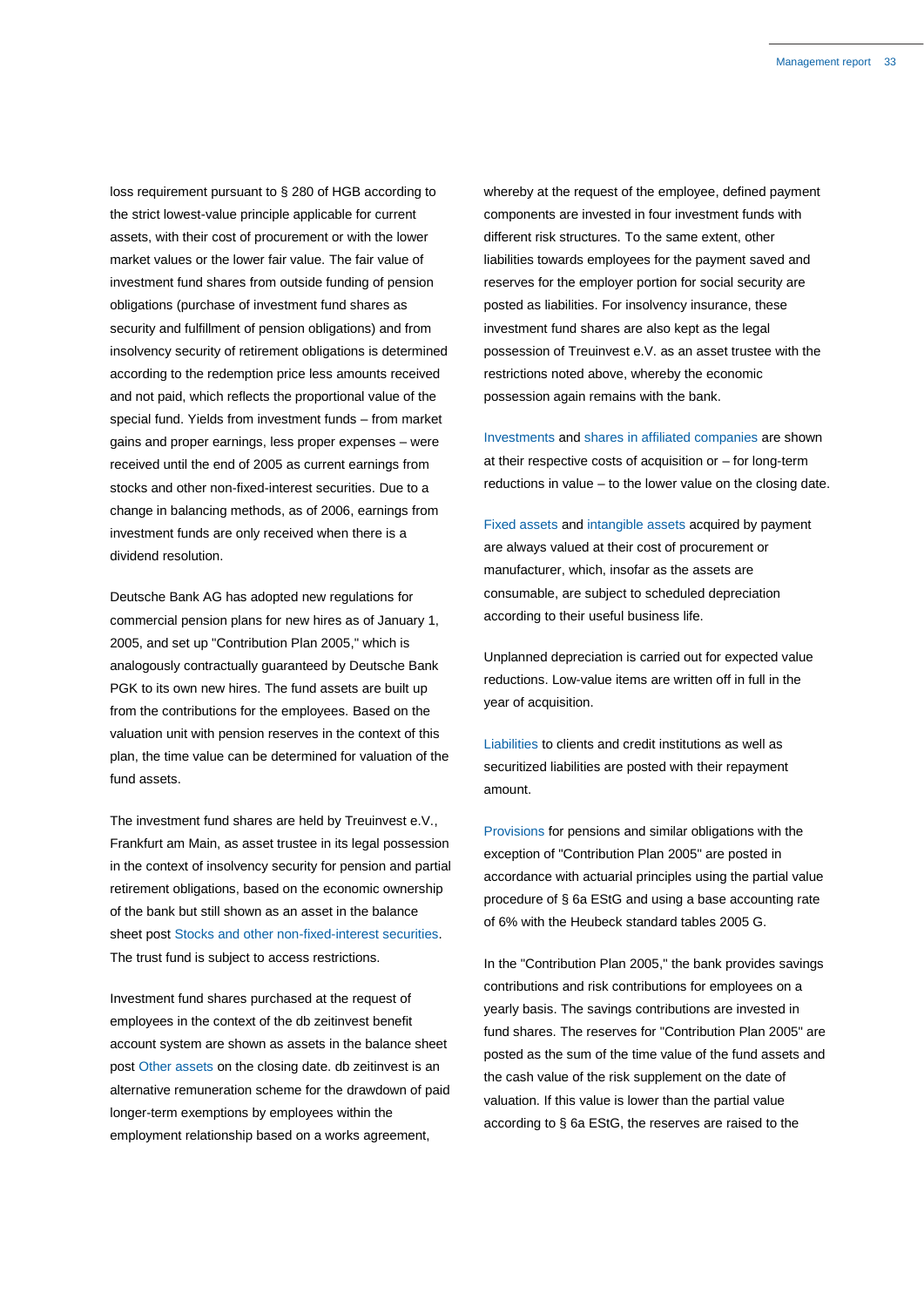loss requirement pursuant to § 280 of HGB according to the strict lowest-value principle applicable for current assets, with their cost of procurement or with the lower market values or the lower fair value. The fair value of investment fund shares from outside funding of pension obligations (purchase of investment fund shares as security and fulfillment of pension obligations) and from insolvency security of retirement obligations is determined according to the redemption price less amounts received and not paid, which reflects the proportional value of the special fund. Yields from investment funds – from market gains and proper earnings, less proper expenses – were received until the end of 2005 as current earnings from stocks and other non-fixed-interest securities. Due to a change in balancing methods, as of 2006, earnings from investment funds are only received when there is a dividend resolution.

Deutsche Bank AG has adopted new regulations for commercial pension plans for new hires as of January 1, 2005, and set up "Contribution Plan 2005," which is analogously contractually guaranteed by Deutsche Bank PGK to its own new hires. The fund assets are built up from the contributions for the employees. Based on the valuation unit with pension reserves in the context of this plan, the time value can be determined for valuation of the fund assets.

The investment fund shares are held by Treuinvest e.V., Frankfurt am Main, as asset trustee in its legal possession in the context of insolvency security for pension and partial retirement obligations, based on the economic ownership of the bank but still shown as an asset in the balance sheet post Stocks and other non-fixed-interest securities. The trust fund is subject to access restrictions.

Investment fund shares purchased at the request of employees in the context of the db zeitinvest benefit account system are shown as assets in the balance sheet post Other assets on the closing date. db zeitinvest is an alternative remuneration scheme for the drawdown of paid longer-term exemptions by employees within the employment relationship based on a works agreement, whereby at the request of the employee, defined payment components are invested in four investment funds with different risk structures. To the same extent, other liabilities towards employees for the payment saved and reserves for the employer portion for social security are posted as liabilities. For insolvency insurance, these investment fund shares are also kept as the legal possession of Treuinvest e.V. as an asset trustee with the restrictions noted above, whereby the economic possession again remains with the bank.

Investments and shares in affiliated companies are shown at their respective costs of acquisition or – for long-term reductions in value – to the lower value on the closing date.

Fixed assets and intangible assets acquired by payment are always valued at their cost of procurement or manufacturer, which, insofar as the assets are consumable, are subject to scheduled depreciation according to their useful business life.

Unplanned depreciation is carried out for expected value reductions. Low-value items are written off in full in the year of acquisition.

Liabilities to clients and credit institutions as well as securitized liabilities are posted with their repayment amount.

Provisions for pensions and similar obligations with the exception of "Contribution Plan 2005" are posted in accordance with actuarial principles using the partial value procedure of § 6a EStG and using a base accounting rate of 6% with the Heubeck standard tables 2005 G.

In the "Contribution Plan 2005," the bank provides savings contributions and risk contributions for employees on a yearly basis. The savings contributions are invested in fund shares. The reserves for "Contribution Plan 2005" are posted as the sum of the time value of the fund assets and the cash value of the risk supplement on the date of valuation. If this value is lower than the partial value according to § 6a EStG, the reserves are raised to the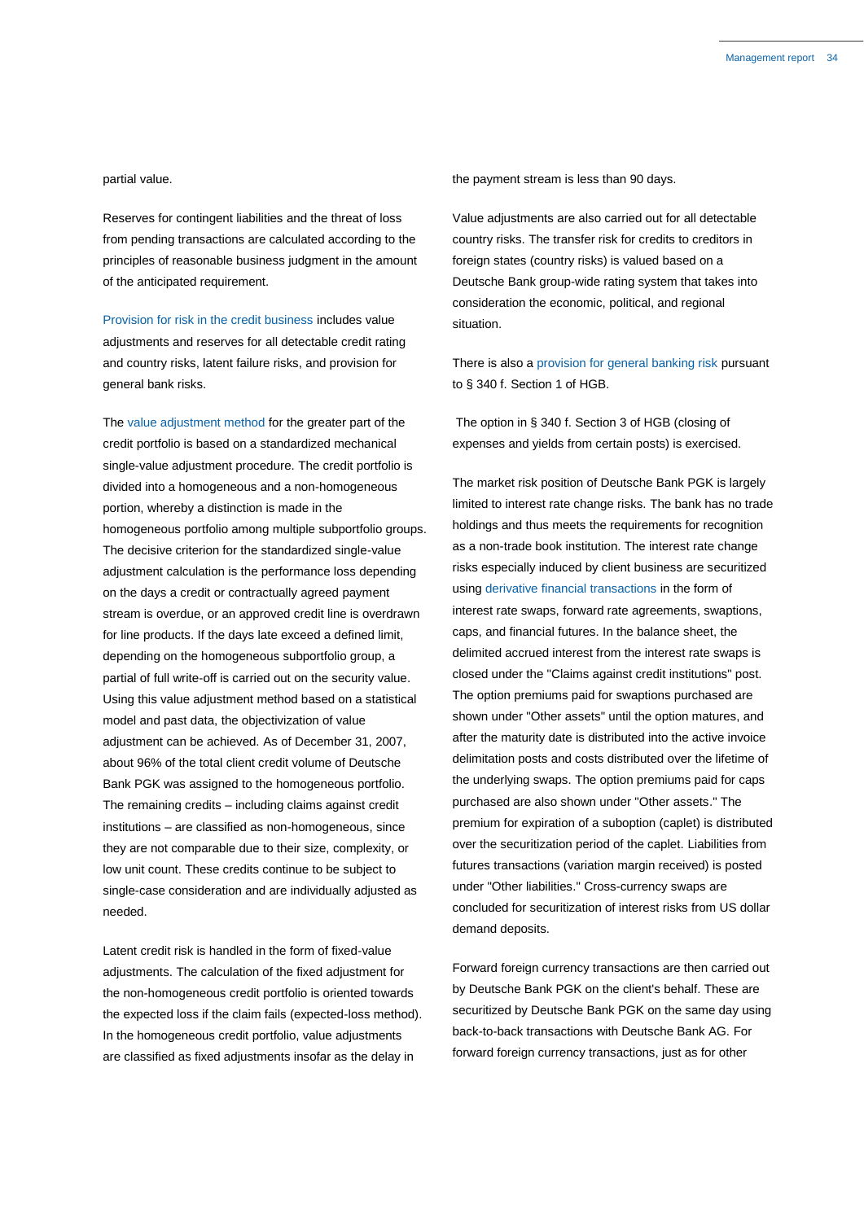partial value.

Reserves for contingent liabilities and the threat of loss from pending transactions are calculated according to the principles of reasonable business judgment in the amount of the anticipated requirement.

Provision for risk in the credit business includes value adjustments and reserves for all detectable credit rating and country risks, latent failure risks, and provision for general bank risks.

The value adjustment method for the greater part of the credit portfolio is based on a standardized mechanical single-value adjustment procedure. The credit portfolio is divided into a homogeneous and a non-homogeneous portion, whereby a distinction is made in the homogeneous portfolio among multiple subportfolio groups. The decisive criterion for the standardized single-value adjustment calculation is the performance loss depending on the days a credit or contractually agreed payment stream is overdue, or an approved credit line is overdrawn for line products. If the days late exceed a defined limit, depending on the homogeneous subportfolio group, a partial of full write-off is carried out on the security value. Using this value adjustment method based on a statistical model and past data, the objectivization of value adjustment can be achieved. As of December 31, 2007, about 96% of the total client credit volume of Deutsche Bank PGK was assigned to the homogeneous portfolio. The remaining credits – including claims against credit institutions – are classified as non-homogeneous, since they are not comparable due to their size, complexity, or low unit count. These credits continue to be subject to single-case consideration and are individually adjusted as needed.

Latent credit risk is handled in the form of fixed-value adjustments. The calculation of the fixed adjustment for the non-homogeneous credit portfolio is oriented towards the expected loss if the claim fails (expected-loss method). In the homogeneous credit portfolio, value adjustments are classified as fixed adjustments insofar as the delay in the payment stream is less than 90 days.

Value adjustments are also carried out for all detectable country risks. The transfer risk for credits to creditors in foreign states (country risks) is valued based on a Deutsche Bank group-wide rating system that takes into consideration the economic, political, and regional situation.

There is also a provision for general banking risk pursuant to § 340 f. Section 1 of HGB.

The option in § 340 f. Section 3 of HGB (closing of expenses and yields from certain posts) is exercised.

The market risk position of Deutsche Bank PGK is largely limited to interest rate change risks. The bank has no trade holdings and thus meets the requirements for recognition as a non-trade book institution. The interest rate change risks especially induced by client business are securitized using derivative financial transactions in the form of interest rate swaps, forward rate agreements, swaptions, caps, and financial futures. In the balance sheet, the delimited accrued interest from the interest rate swaps is closed under the "Claims against credit institutions" post. The option premiums paid for swaptions purchased are shown under "Other assets" until the option matures, and after the maturity date is distributed into the active invoice delimitation posts and costs distributed over the lifetime of the underlying swaps. The option premiums paid for caps purchased are also shown under "Other assets." The premium for expiration of a suboption (caplet) is distributed over the securitization period of the caplet. Liabilities from futures transactions (variation margin received) is posted under "Other liabilities." Cross-currency swaps are concluded for securitization of interest rates from US dollar demand deposits.

Forward foreign currency transactions are then carried out by Deutsche Bank PGK on the client's behalf. These are securitized by Deutsche Bank PGK on the same day using back-to-back transactions with Deutsche Bank AG. For forward foreign currency transactions, just as for other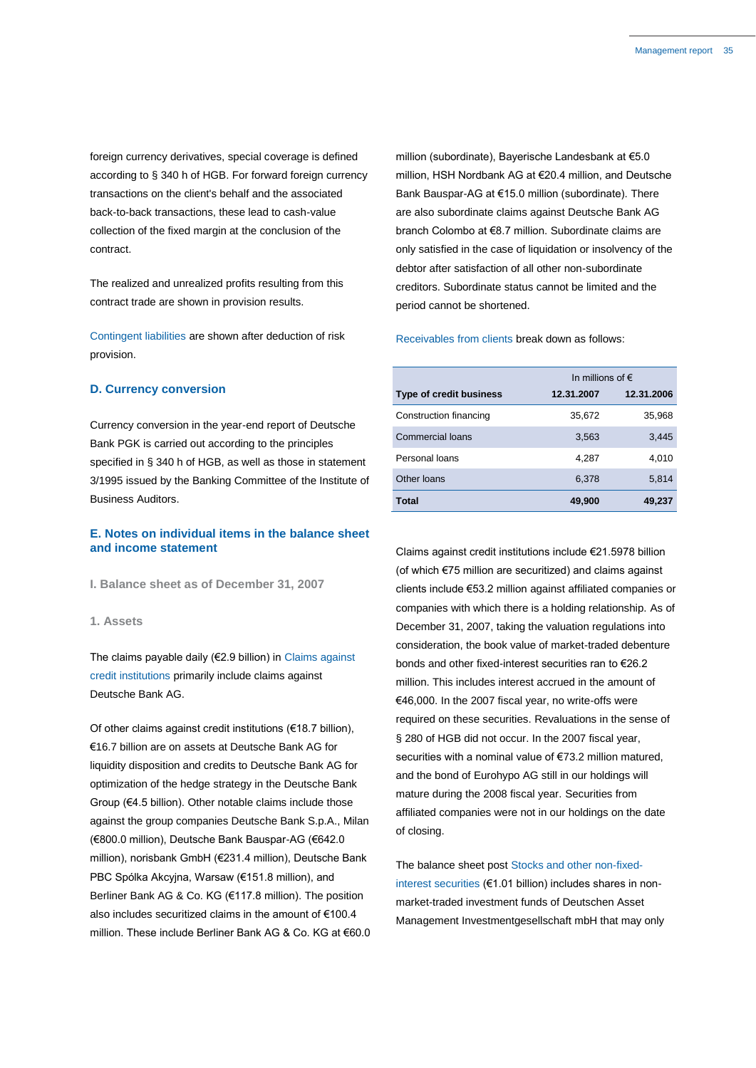foreign currency derivatives, special coverage is defined according to § 340 h of HGB. For forward foreign currency transactions on the client's behalf and the associated back-to-back transactions, these lead to cash-value collection of the fixed margin at the conclusion of the contract.

The realized and unrealized profits resulting from this contract trade are shown in provision results.

Contingent liabilities are shown after deduction of risk provision.

### D. Currency conversion

Currency conversion in the year-end report of Deutsche Bank PGK is carried out according to the principles specified in § 340 h of HGB, as well as those in statement 3/1995 issued by the Banking Committee of the Institute of Business Auditors.

### E. Notes on individual items in the balance sheet and income statement

#### I. Balance sheet as of December 31, 2007

##### 1. Assets

The claims payable daily (€2.9 billion) in Claims against credit institutions primarily include claims against Deutsche Bank AG.

Of other claims against credit institutions (€18.7 billion), €16.7 billion are on assets at Deutsche Bank AG for liquidity disposition and credits to Deutsche Bank AG for optimization of the hedge strategy in the Deutsche Bank Group (€4.5 billion). Other notable claims include those against the group companies Deutsche Bank S.p.A., Milan (€800.0 million), Deutsche Bank Bauspar-AG (€642.0 million), norisbank GmbH (€231.4 million), Deutsche Bank PBC Spólka Akcyjna, Warsaw (€151.8 million), and Berliner Bank AG & Co. KG (€117.8 million). The position also includes securitized claims in the amount of €100.4 million. These include Berliner Bank AG & Co. KG at €60.0 million (subordinate), Bayerische Landesbank at €5.0 million, HSH Nordbank AG at €20.4 million, and Deutsche Bank Bauspar-AG at €15.0 million (subordinate). There are also subordinate claims against Deutsche Bank AG branch Colombo at €8.7 million. Subordinate claims are only satisfied in the case of liquidation or insolvency of the debtor after satisfaction of all other non-subordinate creditors. Subordinate status cannot be limited and the period cannot be shortened.

Receivables from clients break down as follows:

| | In millions of € | |
|---|---|---|
| **Type of credit business** | **12.31.2007** | **12.31.2006** |
| Construction financing | 35,672 | 35,968 |
| Commercial loans | 3,563 | 3,445 |
| Personal loans | 4,287 | 4,010 |
| Other loans | 6,378 | 5,814 |
| **Total** | **49,900** | **49,237** |

Claims against credit institutions include €21.5978 billion (of which €75 million are securitized) and claims against clients include €53.2 million against affiliated companies or companies with which there is a holding relationship. As of December 31, 2007, taking the valuation regulations into consideration, the book value of market-traded debenture bonds and other fixed-interest securities ran to €26.2 million. This includes interest accrued in the amount of €46,000. In the 2007 fiscal year, no write-offs were required on these securities. Revaluations in the sense of § 280 of HGB did not occur. In the 2007 fiscal year, securities with a nominal value of €73.2 million matured, and the bond of Eurohypo AG still in our holdings will mature during the 2008 fiscal year. Securities from affiliated companies were not in our holdings on the date of closing.

The balance sheet post Stocks and other non-fixed-interest securities (€1.01 billion) includes shares in non-market-traded investment funds of Deutschen Asset Management Investmentgesellschaft mbH that may only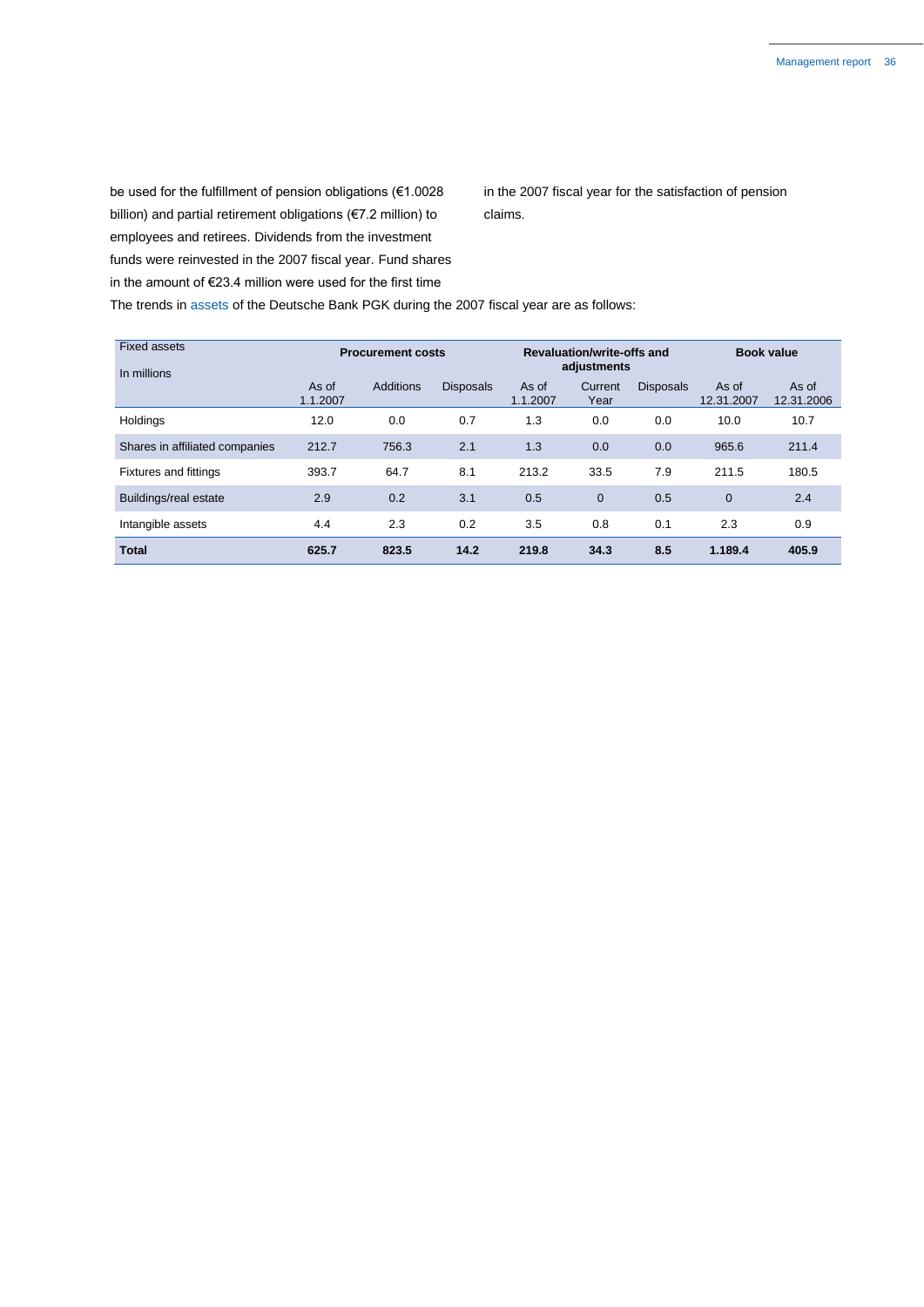be used for the fulfillment of pension obligations (€1.0028 billion) and partial retirement obligations (€7.2 million) to employees and retirees. Dividends from the investment funds were reinvested in the 2007 fiscal year. Fund shares in the amount of €23.4 million were used for the first time in the 2007 fiscal year for the satisfaction of pension claims.

The trends in assets of the Deutsche Bank PGK during the 2007 fiscal year are as follows:

| Fixed assets<br>In millions | **Procurement costs** | | | **Revaluation/write-offs and adjustments** | | | **Book value** | |
|---|---|---|---|---|---|---|---|---|
| | As of 1.1.2007 | Additions | Disposals | As of 1.1.2007 | Current Year | Disposals | As of 12.31.2007 | As of 12.31.2006 |
| Holdings | 12.0 | 0.0 | 0.7 | 1.3 | 0.0 | 0.0 | 10.0 | 10.7 |
| Shares in affiliated companies | 212.7 | 756.3 | 2.1 | 1.3 | 0.0 | 0.0 | 965.6 | 211.4 |
| Fixtures and fittings | 393.7 | 64.7 | 8.1 | 213.2 | 33.5 | 7.9 | 211.5 | 180.5 |
| Buildings/real estate | 2.9 | 0.2 | 3.1 | 0.5 | 0 | 0.5 | 0 | 2.4 |
| Intangible assets | 4.4 | 2.3 | 0.2 | 3.5 | 0.8 | 0.1 | 2.3 | 0.9 |
| **Total** | **625.7** | **823.5** | **14.2** | **219.8** | **34.3** | **8.5** | **1.189.4** | **405.9** |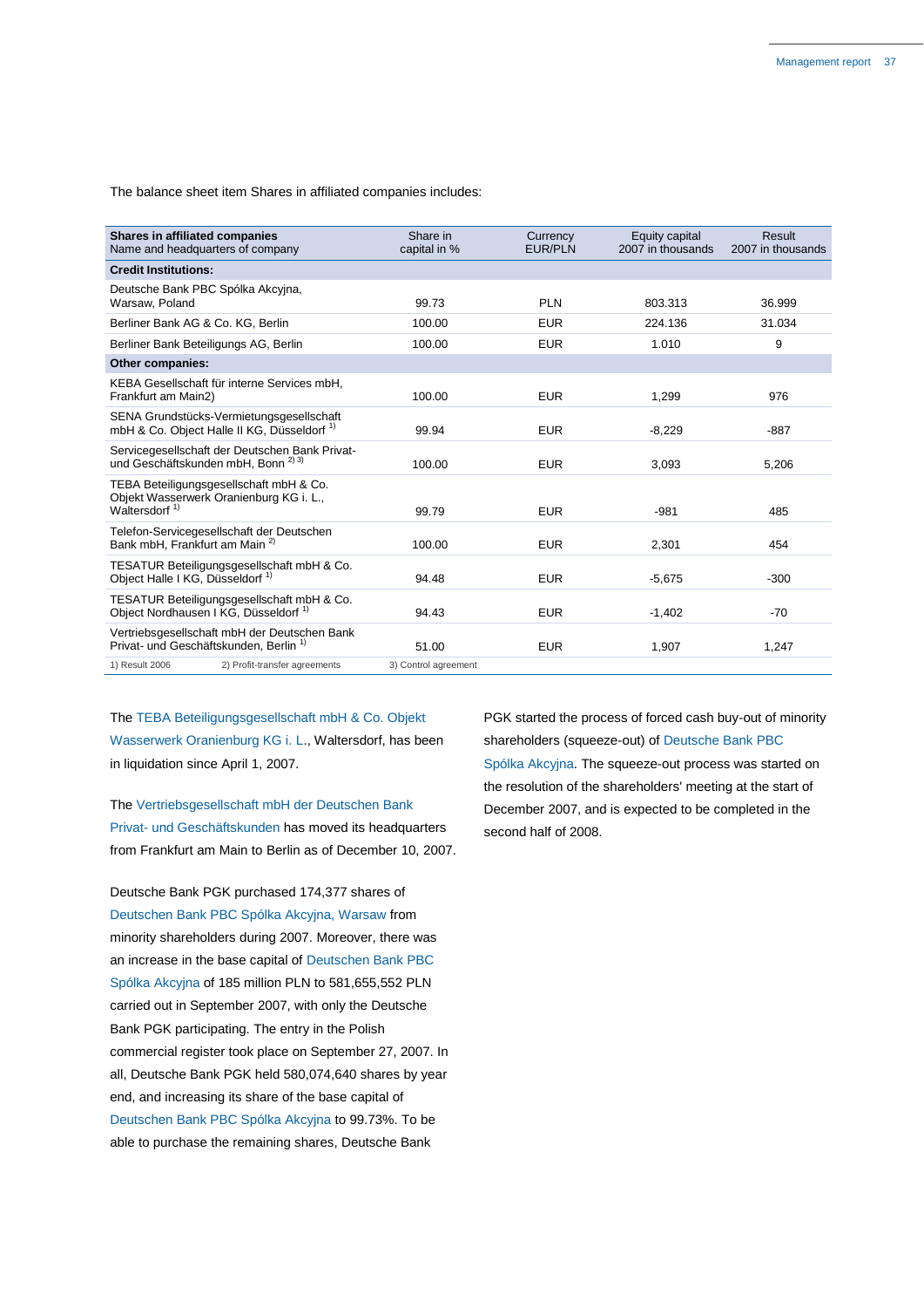The balance sheet item Shares in affiliated companies includes:

| **Shares in affiliated companies** Name and headquarters of company | Share in capital in % | Currency EUR/PLN | Equity capital 2007 in thousands | Result 2007 in thousands |
|---|---|---|---|---|
| **Credit Institutions:** | | | | |
| Deutsche Bank PBC Spólka Akcyjna, Warsaw, Poland | 99.73 | PLN | 803.313 | 36.999 |
| Berliner Bank AG & Co. KG, Berlin | 100.00 | EUR | 224.136 | 31.034 |
| Berliner Bank Beteiligungs AG, Berlin | 100.00 | EUR | 1.010 | 9 |
| **Other companies:** | | | | |
| KEBA Gesellschaft für interne Services mbH, Frankfurt am Main2) | 100.00 | EUR | 1,299 | 976 |
| SENA Grundstücks-Vermietungsgesellschaft mbH & Co. Object Halle II KG, Düsseldorf [1] | 99.94 | EUR | -8,229 | -887 |
| Servicegesellschaft der Deutschen Bank Privat- und Geschäftskunden mbH, Bonn [2) 3)] | 100.00 | EUR | 3,093 | 5,206 |
| TEBA Beteiligungsgesellschaft mbH & Co. Objekt Wasserwerk Oranienburg KG i. L., Waltersdorf [1] | 99.79 | EUR | -981 | 485 |
| Telefon-Servicegesellschaft der Deutschen Bank mbH, Frankfurt am Main [2] | 100.00 | EUR | 2,301 | 454 |
| TESATUR Beteiligungsgesellschaft mbH & Co. Object Halle I KG, Düsseldorf [1] | 94.48 | EUR | -5,675 | -300 |
| TESATUR Beteiligungsgesellschaft mbH & Co. Object Nordhausen I KG, Düsseldorf [1] | 94.43 | EUR | -1,402 | -70 |
| Vertriebsgesellschaft mbH der Deutschen Bank Privat- und Geschäftskunden, Berlin [1] | 51.00 | EUR | 1,907 | 1,247 |

1) Result 2006 2) Profit-transfer agreements 3) Control agreement

The TEBA Beteiligungsgesellschaft mbH & Co. Objekt Wasserwerk Oranienburg KG i. L., Waltersdorf, has been in liquidation since April 1, 2007.

The Vertriebsgesellschaft mbH der Deutschen Bank Privat- und Geschäftskunden has moved its headquarters from Frankfurt am Main to Berlin as of December 10, 2007.

Deutsche Bank PGK purchased 174,377 shares of Deutschen Bank PBC Spólka Akcyjna, Warsaw from minority shareholders during 2007. Moreover, there was an increase in the base capital of Deutschen Bank PBC Spólka Akcyjna of 185 million PLN to 581,655,552 PLN carried out in September 2007, with only the Deutsche Bank PGK participating. The entry in the Polish commercial register took place on September 27, 2007. In all, Deutsche Bank PGK held 580,074,640 shares by year end, and increasing its share of the base capital of Deutschen Bank PBC Spólka Akcyjna to 99.73%. To be able to purchase the remaining shares, Deutsche Bank PGK started the process of forced cash buy-out of minority shareholders (squeeze-out) of Deutsche Bank PBC Spólka Akcyjna. The squeeze-out process was started on the resolution of the shareholders' meeting at the start of December 2007, and is expected to be completed in the second half of 2008.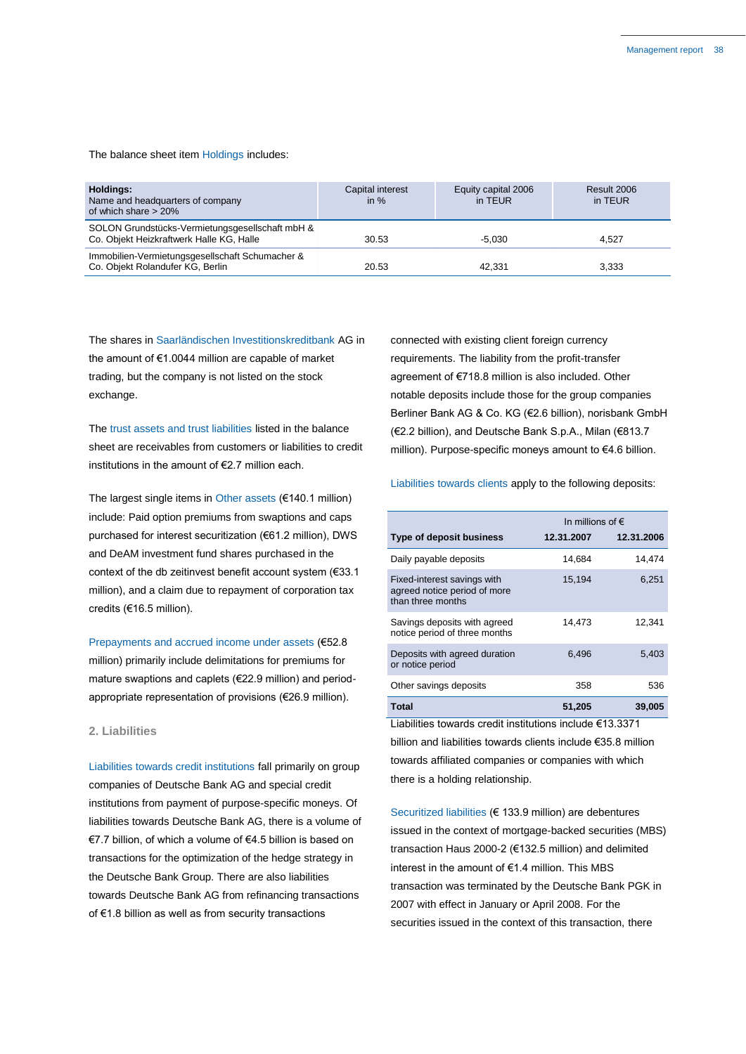The balance sheet item Holdings includes:

| Holdings:<br>Name and headquarters of company<br>of which share > 20% | Capital interest in % | Equity capital 2006 in TEUR | Result 2006 in TEUR |
|---|---|---|---|
| SOLON Grundstücks-Vermietungsgesellschaft mbH & Co. Objekt Heizkraftwerk Halle KG, Halle | 30.53 | -5,030 | 4,527 |
| Immobilien-Vermietungsgesellschaft Schumacher & Co. Objekt Rolandufer KG, Berlin | 20.53 | 42,331 | 3,333 |

The shares in Saarländischen Investitionskreditbank AG in the amount of €1.0044 million are capable of market trading, but the company is not listed on the stock exchange.

The trust assets and trust liabilities listed in the balance sheet are receivables from customers or liabilities to credit institutions in the amount of €2.7 million each.

The largest single items in Other assets (€140.1 million) include: Paid option premiums from swaptions and caps purchased for interest securitization (€61.2 million), DWS and DeAM investment fund shares purchased in the context of the db zeitinvest benefit account system (€33.1 million), and a claim due to repayment of corporation tax credits (€16.5 million).

Prepayments and accrued income under assets (€52.8 million) primarily include delimitations for premiums for mature swaptions and caplets (€22.9 million) and period-appropriate representation of provisions (€26.9 million).

## 2. Liabilities

Liabilities towards credit institutions fall primarily on group companies of Deutsche Bank AG and special credit institutions from payment of purpose-specific moneys. Of liabilities towards Deutsche Bank AG, there is a volume of €7.7 billion, of which a volume of €4.5 billion is based on transactions for the optimization of the hedge strategy in the Deutsche Bank Group. There are also liabilities towards Deutsche Bank AG from refinancing transactions of €1.8 billion as well as from security transactions connected with existing client foreign currency requirements. The liability from the profit-transfer agreement of €718.8 million is also included. Other notable deposits include those for the group companies Berliner Bank AG & Co. KG (€2.6 billion), norisbank GmbH (€2.2 billion), and Deutsche Bank S.p.A., Milan (€813.7 million). Purpose-specific moneys amount to €4.6 billion.

Liabilities towards clients apply to the following deposits:

| Type of deposit business | In millions of €<br>12.31.2007 | 12.31.2006 |
|---|---|---|
| Daily payable deposits | 14,684 | 14,474 |
| Fixed-interest savings with agreed notice period of more than three months | 15,194 | 6,251 |
| Savings deposits with agreed notice period of three months | 14,473 | 12,341 |
| Deposits with agreed duration or notice period | 6,496 | 5,403 |
| Other savings deposits | 358 | 536 |
| **Total** | **51,205** | **39,005** |

Liabilities towards credit institutions include €13.3371 billion and liabilities towards clients include €35.8 million towards affiliated companies or companies with which there is a holding relationship.

Securitized liabilities (€ 133.9 million) are debentures issued in the context of mortgage-backed securities (MBS) transaction Haus 2000-2 (€132.5 million) and delimited interest in the amount of €1.4 million. This MBS transaction was terminated by the Deutsche Bank PGK in 2007 with effect in January or April 2008. For the securities issued in the context of this transaction, there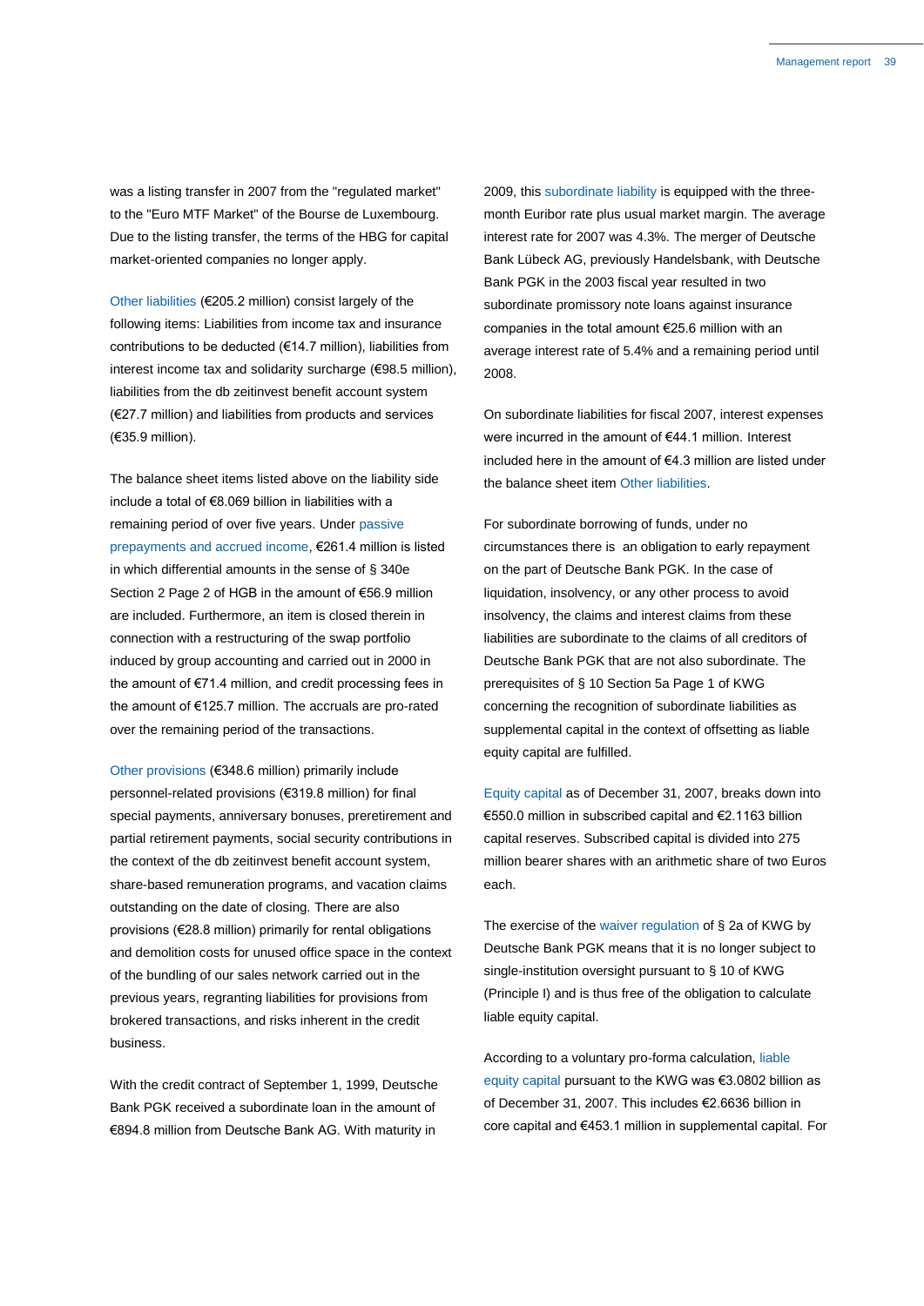was a listing transfer in 2007 from the "regulated market" to the "Euro MTF Market" of the Bourse de Luxembourg. Due to the listing transfer, the terms of the HBG for capital market-oriented companies no longer apply.

Other liabilities (€205.2 million) consist largely of the following items: Liabilities from income tax and insurance contributions to be deducted (€14.7 million), liabilities from interest income tax and solidarity surcharge (€98.5 million), liabilities from the db zeitinvest benefit account system (€27.7 million) and liabilities from products and services (€35.9 million).

The balance sheet items listed above on the liability side include a total of €8.069 billion in liabilities with a remaining period of over five years. Under passive prepayments and accrued income, €261.4 million is listed in which differential amounts in the sense of § 340e Section 2 Page 2 of HGB in the amount of €56.9 million are included. Furthermore, an item is closed therein in connection with a restructuring of the swap portfolio induced by group accounting and carried out in 2000 in the amount of €71.4 million, and credit processing fees in the amount of €125.7 million. The accruals are pro-rated over the remaining period of the transactions.

Other provisions (€348.6 million) primarily include personnel-related provisions (€319.8 million) for final special payments, anniversary bonuses, preretirement and partial retirement payments, social security contributions in the context of the db zeitinvest benefit account system, share-based remuneration programs, and vacation claims outstanding on the date of closing. There are also provisions (€28.8 million) primarily for rental obligations and demolition costs for unused office space in the context of the bundling of our sales network carried out in the previous years, regranting liabilities for provisions from brokered transactions, and risks inherent in the credit business.

With the credit contract of September 1, 1999, Deutsche Bank PGK received a subordinate loan in the amount of €894.8 million from Deutsche Bank AG. With maturity in 2009, this subordinate liability is equipped with the three-month Euribor rate plus usual market margin. The average interest rate for 2007 was 4.3%. The merger of Deutsche Bank Lübeck AG, previously Handelsbank, with Deutsche Bank PGK in the 2003 fiscal year resulted in two subordinate promissory note loans against insurance companies in the total amount €25.6 million with an average interest rate of 5.4% and a remaining period until 2008.

On subordinate liabilities for fiscal 2007, interest expenses were incurred in the amount of €44.1 million. Interest included here in the amount of €4.3 million are listed under the balance sheet item Other liabilities.

For subordinate borrowing of funds, under no circumstances there is an obligation to early repayment on the part of Deutsche Bank PGK. In the case of liquidation, insolvency, or any other process to avoid insolvency, the claims and interest claims from these liabilities are subordinate to the claims of all creditors of Deutsche Bank PGK that are not also subordinate. The prerequisites of § 10 Section 5a Page 1 of KWG concerning the recognition of subordinate liabilities as supplemental capital in the context of offsetting as liable equity capital are fulfilled.

Equity capital as of December 31, 2007, breaks down into €550.0 million in subscribed capital and €2.1163 billion capital reserves. Subscribed capital is divided into 275 million bearer shares with an arithmetic share of two Euros each.

The exercise of the waiver regulation of § 2a of KWG by Deutsche Bank PGK means that it is no longer subject to single-institution oversight pursuant to § 10 of KWG (Principle I) and is thus free of the obligation to calculate liable equity capital.

According to a voluntary pro-forma calculation, liable equity capital pursuant to the KWG was €3.0802 billion as of December 31, 2007. This includes €2.6636 billion in core capital and €453.1 million in supplemental capital. For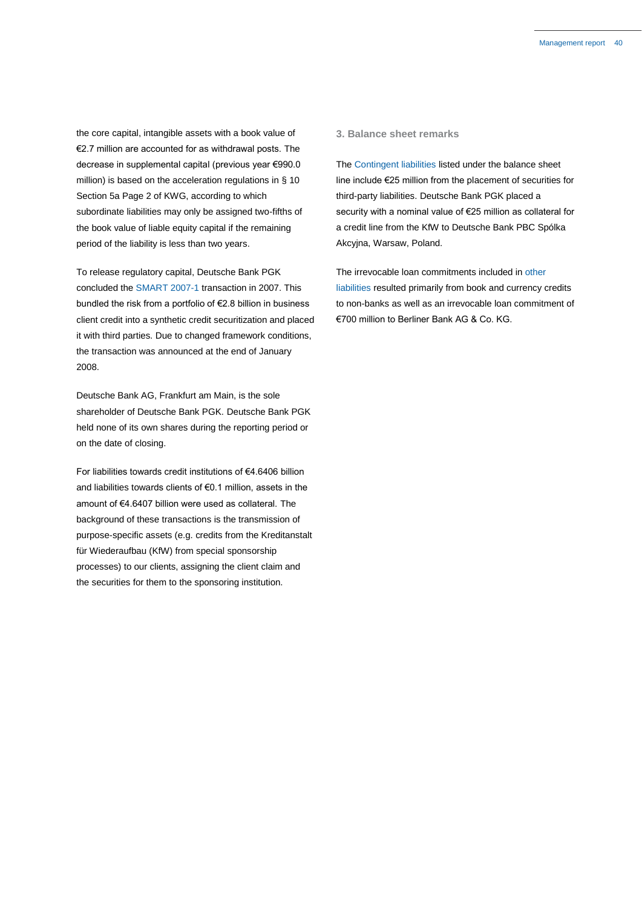the core capital, intangible assets with a book value of €2.7 million are accounted for as withdrawal posts. The decrease in supplemental capital (previous year €990.0 million) is based on the acceleration regulations in § 10 Section 5a Page 2 of KWG, according to which subordinate liabilities may only be assigned two-fifths of the book value of liable equity capital if the remaining period of the liability is less than two years.

To release regulatory capital, Deutsche Bank PGK concluded the SMART 2007-1 transaction in 2007. This bundled the risk from a portfolio of €2.8 billion in business client credit into a synthetic credit securitization and placed it with third parties. Due to changed framework conditions, the transaction was announced at the end of January 2008.

Deutsche Bank AG, Frankfurt am Main, is the sole shareholder of Deutsche Bank PGK. Deutsche Bank PGK held none of its own shares during the reporting period or on the date of closing.

For liabilities towards credit institutions of €4.6406 billion and liabilities towards clients of €0.1 million, assets in the amount of €4.6407 billion were used as collateral. The background of these transactions is the transmission of purpose-specific assets (e.g. credits from the Kreditanstalt für Wiederaufbau (KfW) from special sponsorship processes) to our clients, assigning the client claim and the securities for them to the sponsoring institution.

### 3. Balance sheet remarks

The Contingent liabilities listed under the balance sheet line include €25 million from the placement of securities for third-party liabilities. Deutsche Bank PGK placed a security with a nominal value of €25 million as collateral for a credit line from the KfW to Deutsche Bank PBC Spólka Akcyjna, Warsaw, Poland.

The irrevocable loan commitments included in other liabilities resulted primarily from book and currency credits to non-banks as well as an irrevocable loan commitment of €700 million to Berliner Bank AG & Co. KG.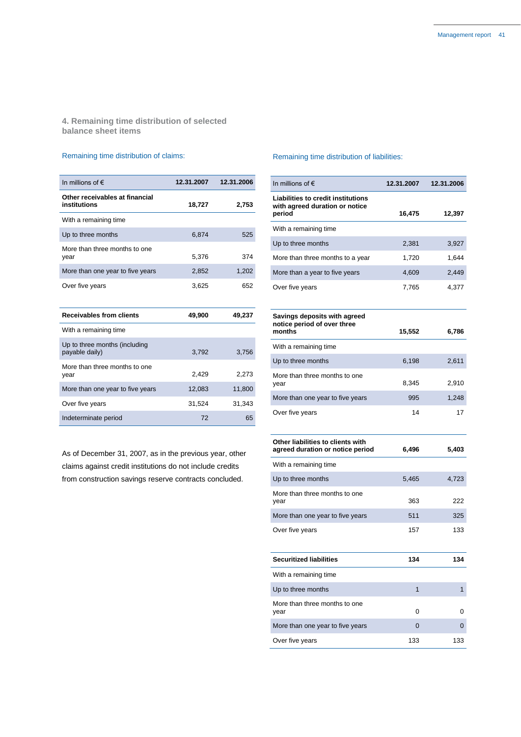## 4. Remaining time distribution of selected balance sheet items

### Remaining time distribution of claims:

| In millions of € | 12.31.2007 | 12.31.2006 |
|---|---|---|
| **Other receivables at financial institutions** | **18,727** | **2,753** |
| With a remaining time | | |
| Up to three months | 6,874 | 525 |
| More than three months to one year | 5,376 | 374 |
| More than one year to five years | 2,852 | 1,202 |
| Over five years | 3,625 | 652 |
| **Receivables from clients** | **49,900** | **49,237** |
| With a remaining time | | |
| Up to three months (including payable daily) | 3,792 | 3,756 |
| More than three months to one year | 2,429 | 2,273 |
| More than one year to five years | 12,083 | 11,800 |
| Over five years | 31,524 | 31,343 |
| Indeterminate period | 72 | 65 |

As of December 31, 2007, as in the previous year, other claims against credit institutions do not include credits from construction savings reserve contracts concluded.

### Remaining time distribution of liabilities:

| In millions of € | 12.31.2007 | 12.31.2006 |
|---|---|---|
| **Liabilities to credit institutions with agreed duration or notice period** | **16,475** | **12,397** |
| With a remaining time | | |
| Up to three months | 2,381 | 3,927 |
| More than three months to a year | 1,720 | 1,644 |
| More than a year to five years | 4,609 | 2,449 |
| Over five years | 7,765 | 4,377 |
| **Savings deposits with agreed notice period of over three months** | **15,552** | **6,786** |
| With a remaining time | | |
| Up to three months | 6,198 | 2,611 |
| More than three months to one year | 8,345 | 2,910 |
| More than one year to five years | 995 | 1,248 |
| Over five years | 14 | 17 |
| **Other liabilities to clients with agreed duration or notice period** | **6,496** | **5,403** |
| With a remaining time | | |
| Up to three months | 5,465 | 4,723 |
| More than three months to one year | 363 | 222 |
| More than one year to five years | 511 | 325 |
| Over five years | 157 | 133 |
| **Securitized liabilities** | **134** | **134** |
| With a remaining time | | |
| Up to three months | 1 | 1 |
| More than three months to one year | 0 | 0 |
| More than one year to five years | 0 | 0 |
| Over five years | 133 | 133 |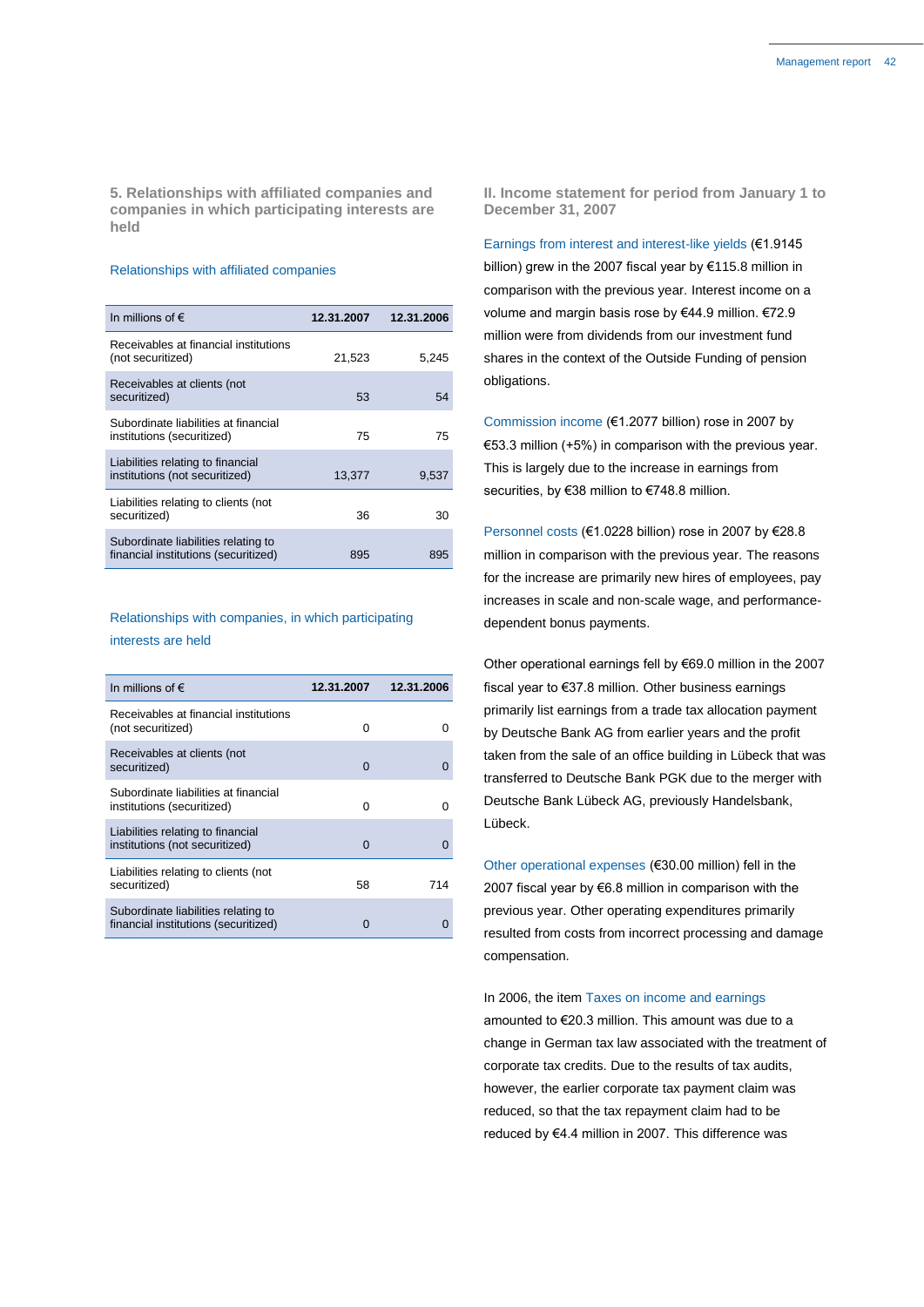### 5. Relationships with affiliated companies and companies in which participating interests are held

#### Relationships with affiliated companies

| In millions of € | 12.31.2007 | 12.31.2006 |
|---|---|---|
| Receivables at financial institutions (not securitized) | 21,523 | 5,245 |
| Receivables at clients (not securitized) | 53 | 54 |
| Subordinate liabilities at financial institutions (securitized) | 75 | 75 |
| Liabilities relating to financial institutions (not securitized) | 13,377 | 9,537 |
| Liabilities relating to clients (not securitized) | 36 | 30 |
| Subordinate liabilities relating to financial institutions (securitized) | 895 | 895 |

#### Relationships with companies, in which participating interests are held

| In millions of € | 12.31.2007 | 12.31.2006 |
|---|---|---|
| Receivables at financial institutions (not securitized) | 0 | 0 |
| Receivables at clients (not securitized) | 0 | 0 |
| Subordinate liabilities at financial institutions (securitized) | 0 | 0 |
| Liabilities relating to financial institutions (not securitized) | 0 | 0 |
| Liabilities relating to clients (not securitized) | 58 | 714 |
| Subordinate liabilities relating to financial institutions (securitized) | 0 | 0 |

### II. Income statement for period from January 1 to December 31, 2007

Earnings from interest and interest-like yields (€1.9145 billion) grew in the 2007 fiscal year by €115.8 million in comparison with the previous year. Interest income on a volume and margin basis rose by €44.9 million. €72.9 million were from dividends from our investment fund shares in the context of the Outside Funding of pension obligations.

Commission income (€1.2077 billion) rose in 2007 by €53.3 million (+5%) in comparison with the previous year. This is largely due to the increase in earnings from securities, by €38 million to €748.8 million.

Personnel costs (€1.0228 billion) rose in 2007 by €28.8 million in comparison with the previous year. The reasons for the increase are primarily new hires of employees, pay increases in scale and non-scale wage, and performance-dependent bonus payments.

Other operational earnings fell by €69.0 million in the 2007 fiscal year to €37.8 million. Other business earnings primarily list earnings from a trade tax allocation payment by Deutsche Bank AG from earlier years and the profit taken from the sale of an office building in Lübeck that was transferred to Deutsche Bank PGK due to the merger with Deutsche Bank Lübeck AG, previously Handelsbank, Lübeck.

Other operational expenses (€30.00 million) fell in the 2007 fiscal year by €6.8 million in comparison with the previous year. Other operating expenditures primarily resulted from costs from incorrect processing and damage compensation.

In 2006, the item Taxes on income and earnings amounted to €20.3 million. This amount was due to a change in German tax law associated with the treatment of corporate tax credits. Due to the results of tax audits, however, the earlier corporate tax payment claim was reduced, so that the tax repayment claim had to be reduced by €4.4 million in 2007. This difference was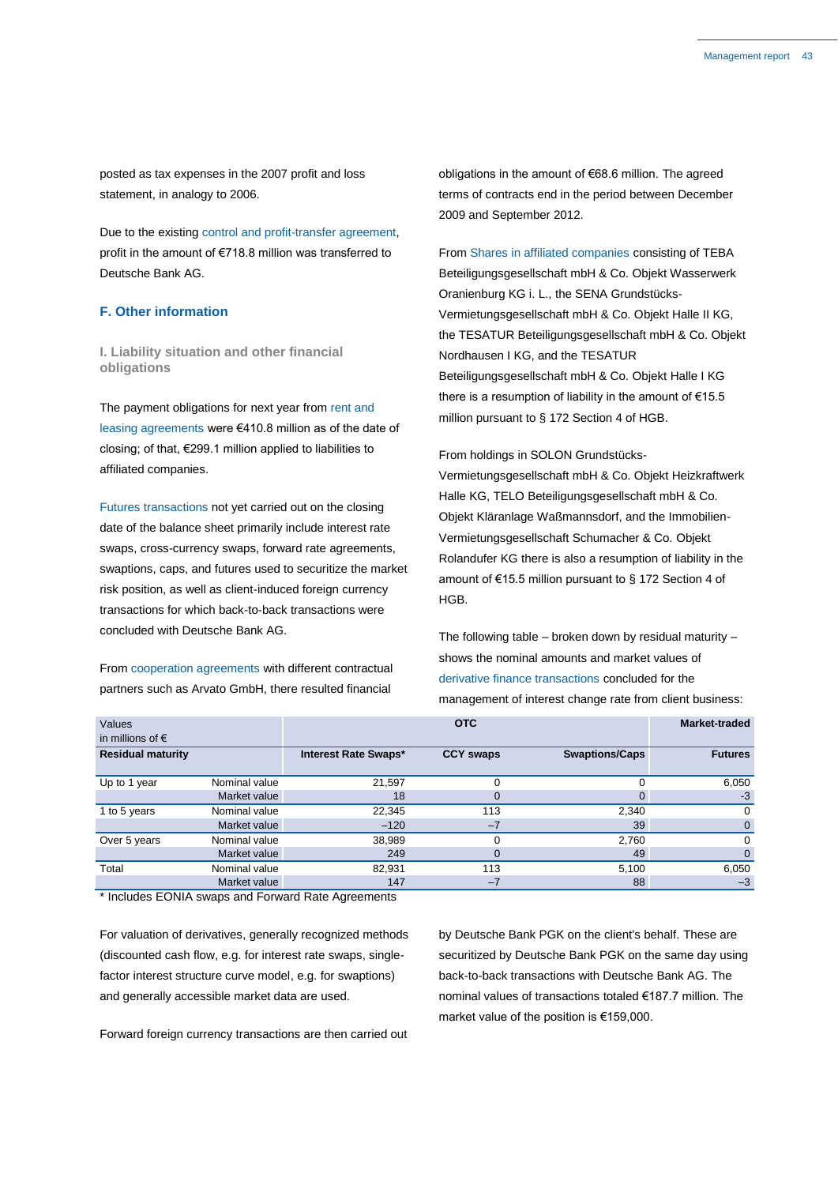posted as tax expenses in the 2007 profit and loss statement, in analogy to 2006.

Due to the existing control and profit-transfer agreement, profit in the amount of €718.8 million was transferred to Deutsche Bank AG.

## F. Other information

### I. Liability situation and other financial obligations

The payment obligations for next year from rent and leasing agreements were €410.8 million as of the date of closing; of that, €299.1 million applied to liabilities to affiliated companies.

Futures transactions not yet carried out on the closing date of the balance sheet primarily include interest rate swaps, cross-currency swaps, forward rate agreements, swaptions, caps, and futures used to securitize the market risk position, as well as client-induced foreign currency transactions for which back-to-back transactions were concluded with Deutsche Bank AG.

From cooperation agreements with different contractual partners such as Arvato GmbH, there resulted financial obligations in the amount of €68.6 million. The agreed terms of contracts end in the period between December 2009 and September 2012.

From Shares in affiliated companies consisting of TEBA Beteiligungsgesellschaft mbH & Co. Objekt Wasserwerk Oranienburg KG i. L., the SENA Grundstücks-Vermietungsgesellschaft mbH & Co. Objekt Halle II KG, the TESATUR Beteiligungsgesellschaft mbH & Co. Objekt Nordhausen I KG, and the TESATUR Beteiligungsgesellschaft mbH & Co. Objekt Halle I KG there is a resumption of liability in the amount of €15.5 million pursuant to § 172 Section 4 of HGB.

From holdings in SOLON Grundstücks-Vermietungsgesellschaft mbH & Co. Objekt Heizkraftwerk Halle KG, TELO Beteiligungsgesellschaft mbH & Co. Objekt Kläranlage Waßmannsdorf, and the Immobilien-Vermietungsgesellschaft Schumacher & Co. Objekt Rolandufer KG there is also a resumption of liability in the amount of €15.5 million pursuant to § 172 Section 4 of HGB.

The following table – broken down by residual maturity – shows the nominal amounts and market values of derivative finance transactions concluded for the management of interest change rate from client business:

| Values in millions of € | | OTC | | | Market-traded |
|---|---|---|---|---|---|
| Residual maturity | | Interest Rate Swaps* | CCY swaps | Swaptions/Caps | Futures |
| Up to 1 year | Nominal value | 21,597 | 0 | 0 | 6,050 |
| | Market value | 18 | 0 | 0 | -3 |
| 1 to 5 years | Nominal value | 22,345 | 113 | 2,340 | 0 |
| | Market value | –120 | –7 | 39 | 0 |
| Over 5 years | Nominal value | 38,989 | 0 | 2,760 | 0 |
| | Market value | 249 | 0 | 49 | 0 |
| Total | Nominal value | 82,931 | 113 | 5,100 | 6,050 |
| | Market value | 147 | –7 | 88 | –3 |

* Includes EONIA swaps and Forward Rate Agreements

For valuation of derivatives, generally recognized methods (discounted cash flow, e.g. for interest rate swaps, single-factor interest structure curve model, e.g. for swaptions) and generally accessible market data are used.

Forward foreign currency transactions are then carried out by Deutsche Bank PGK on the client's behalf. These are securitized by Deutsche Bank PGK on the same day using back-to-back transactions with Deutsche Bank AG. The nominal values of transactions totaled €187.7 million. The market value of the position is €159,000.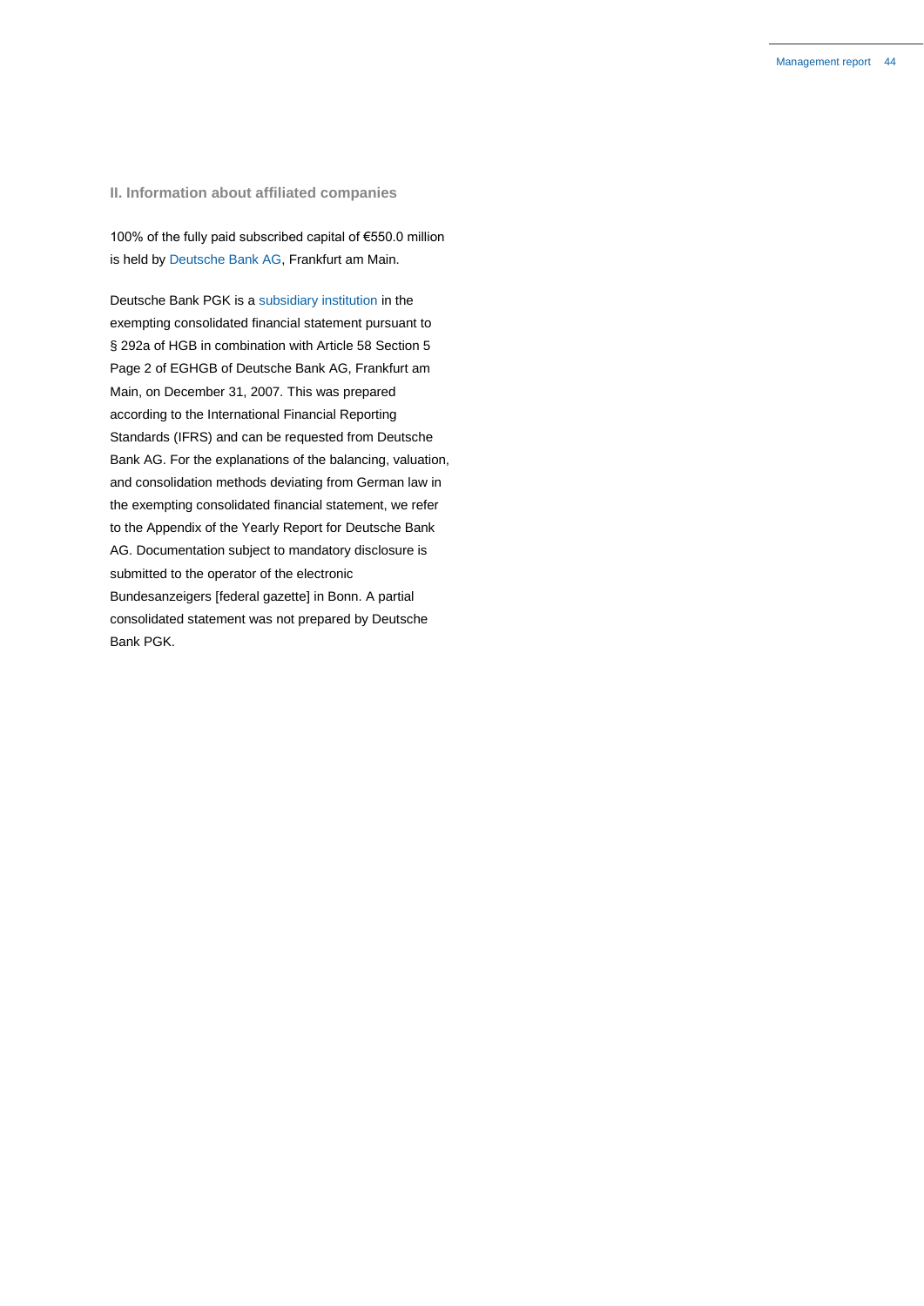## II. Information about affiliated companies

100% of the fully paid subscribed capital of €550.0 million is held by Deutsche Bank AG, Frankfurt am Main.

Deutsche Bank PGK is a subsidiary institution in the exempting consolidated financial statement pursuant to § 292a of HGB in combination with Article 58 Section 5 Page 2 of EGHGB of Deutsche Bank AG, Frankfurt am Main, on December 31, 2007. This was prepared according to the International Financial Reporting Standards (IFRS) and can be requested from Deutsche Bank AG. For the explanations of the balancing, valuation, and consolidation methods deviating from German law in the exempting consolidated financial statement, we refer to the Appendix of the Yearly Report for Deutsche Bank AG. Documentation subject to mandatory disclosure is submitted to the operator of the electronic Bundesanzeigers [federal gazette] in Bonn. A partial consolidated statement was not prepared by Deutsche Bank PGK.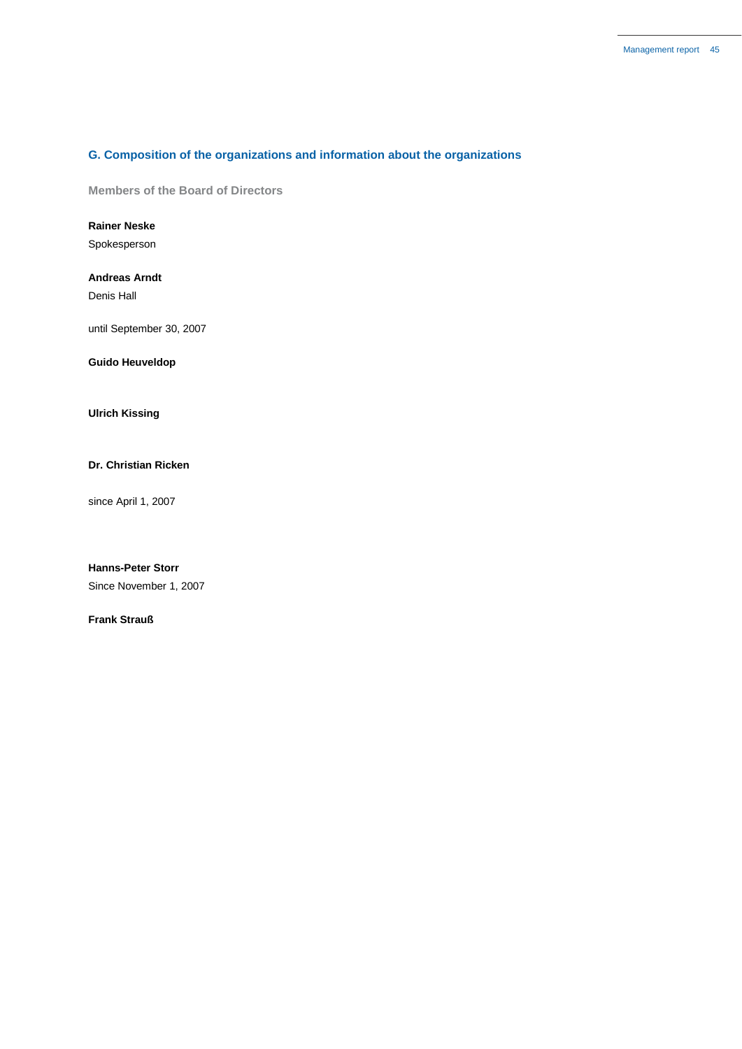## G. Composition of the organizations and information about the organizations

### Members of the Board of Directors

**Rainer Neske**
Spokesperson

**Andreas Arndt**
Denis Hall

until September 30, 2007

**Guido Heuveldop**

**Ulrich Kissing**

**Dr. Christian Ricken**

since April 1, 2007

**Hanns-Peter Storr**
Since November 1, 2007

**Frank Strauß**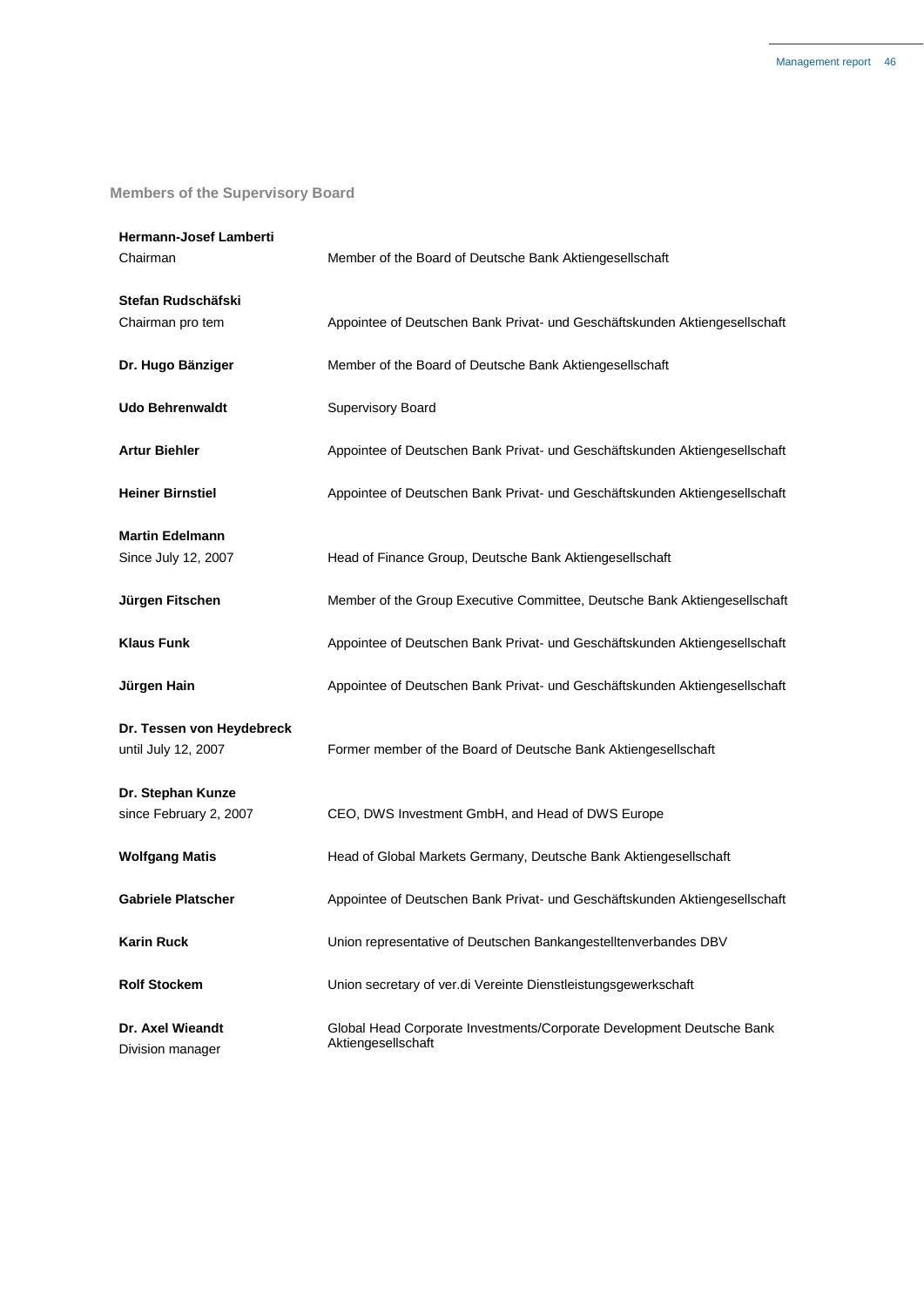## Members of the Supervisory Board

| | |
|---|---|
| **Hermann-Josef Lamberti**<br>Chairman | Member of the Board of Deutsche Bank Aktiengesellschaft |
| **Stefan Rudschäfski**<br>Chairman pro tem | Appointee of Deutschen Bank Privat- und Geschäftskunden Aktiengesellschaft |
| **Dr. Hugo Bänziger** | Member of the Board of Deutsche Bank Aktiengesellschaft |
| **Udo Behrenwaldt** | Supervisory Board |
| **Artur Biehler** | Appointee of Deutschen Bank Privat- und Geschäftskunden Aktiengesellschaft |
| **Heiner Birnstiel** | Appointee of Deutschen Bank Privat- und Geschäftskunden Aktiengesellschaft |
| **Martin Edelmann**<br>Since July 12, 2007 | Head of Finance Group, Deutsche Bank Aktiengesellschaft |
| **Jürgen Fitschen** | Member of the Group Executive Committee, Deutsche Bank Aktiengesellschaft |
| **Klaus Funk** | Appointee of Deutschen Bank Privat- und Geschäftskunden Aktiengesellschaft |
| **Jürgen Hain** | Appointee of Deutschen Bank Privat- und Geschäftskunden Aktiengesellschaft |
| **Dr. Tessen von Heydebreck**<br>until July 12, 2007 | Former member of the Board of Deutsche Bank Aktiengesellschaft |
| **Dr. Stephan Kunze**<br>since February 2, 2007 | CEO, DWS Investment GmbH, and Head of DWS Europe |
| **Wolfgang Matis** | Head of Global Markets Germany, Deutsche Bank Aktiengesellschaft |
| **Gabriele Platscher** | Appointee of Deutschen Bank Privat- und Geschäftskunden Aktiengesellschaft |
| **Karin Ruck** | Union representative of Deutschen Bankangestelltenverbandes DBV |
| **Rolf Stockem** | Union secretary of ver.di Vereinte Dienstleistungsgewerkschaft |
| **Dr. Axel Wieandt**<br>Division manager | Global Head Corporate Investments/Corporate Development Deutsche Bank Aktiengesellschaft |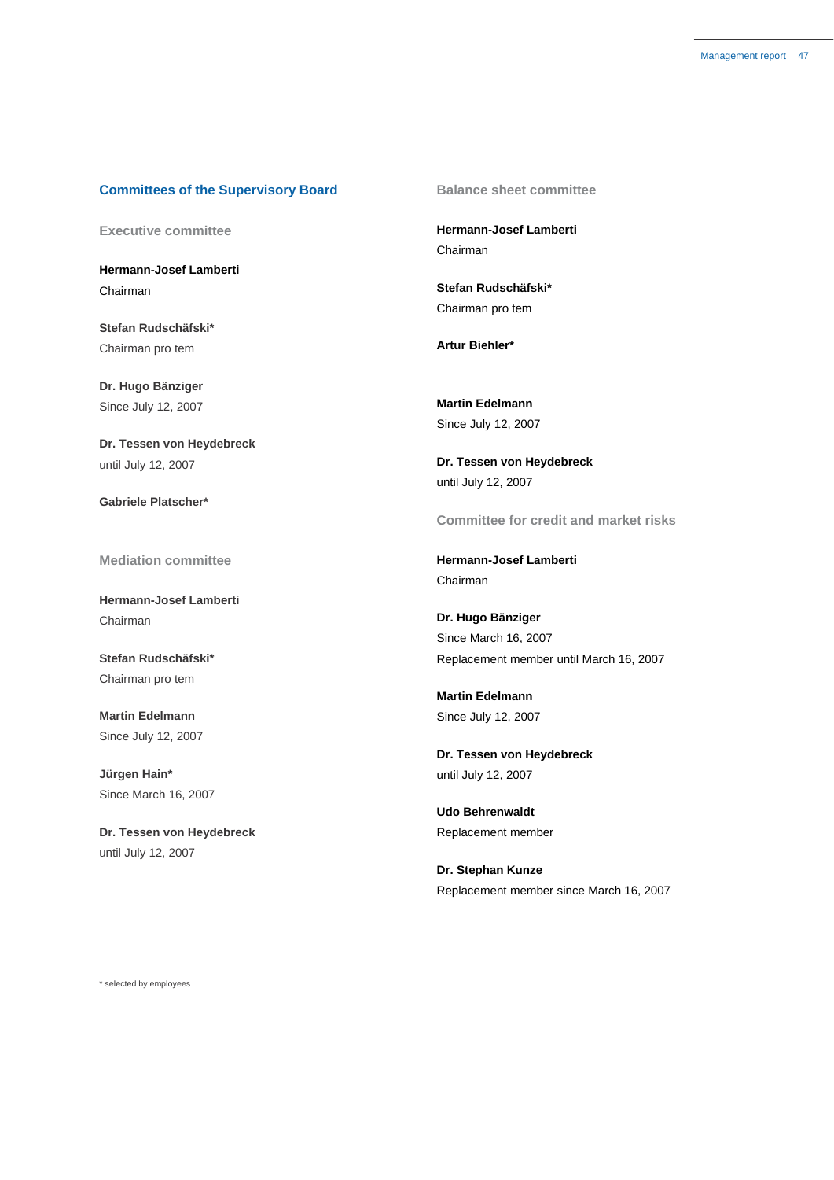## Committees of the Supervisory Board

### Executive committee

**Hermann-Josef Lamberti**
Chairman

**Stefan Rudschäfski***
Chairman pro tem

**Dr. Hugo Bänziger**
Since July 12, 2007

**Dr. Tessen von Heydebreck**
until July 12, 2007

**Gabriele Platscher***

### Mediation committee

**Hermann-Josef Lamberti**
Chairman

**Stefan Rudschäfski***
Chairman pro tem

**Martin Edelmann**
Since July 12, 2007

**Jürgen Hain***
Since March 16, 2007

**Dr. Tessen von Heydebreck**
until July 12, 2007

### Balance sheet committee

**Hermann-Josef Lamberti**
Chairman

**Stefan Rudschäfski***
Chairman pro tem

**Artur Biehler***

**Martin Edelmann**
Since July 12, 2007

**Dr. Tessen von Heydebreck**
until July 12, 2007

### Committee for credit and market risks

**Hermann-Josef Lamberti**
Chairman

**Dr. Hugo Bänziger**
Since March 16, 2007
Replacement member until March 16, 2007

**Martin Edelmann**
Since July 12, 2007

**Dr. Tessen von Heydebreck**
until July 12, 2007

**Udo Behrenwaldt**
Replacement member

**Dr. Stephan Kunze**
Replacement member since March 16, 2007

* selected by employees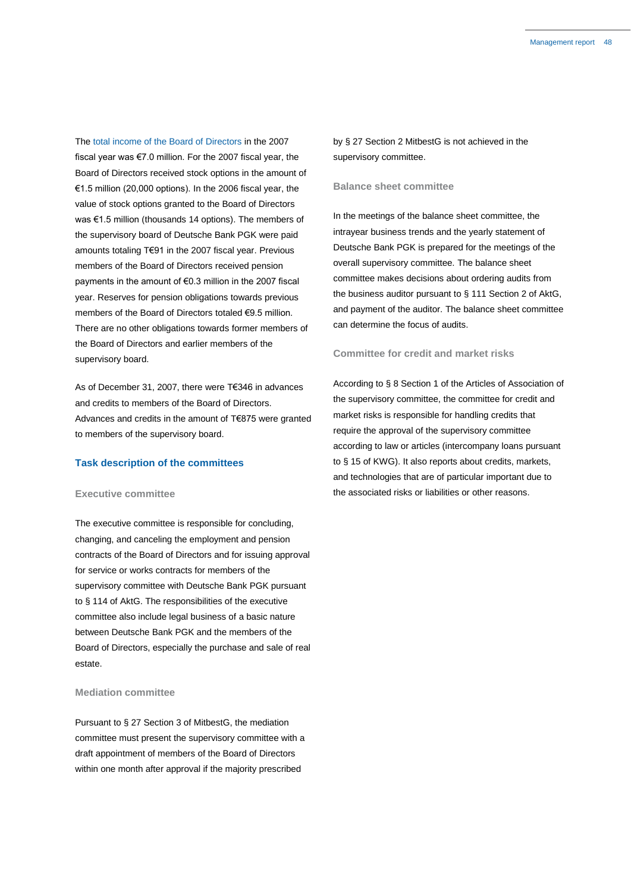The total income of the Board of Directors in the 2007 fiscal year was €7.0 million. For the 2007 fiscal year, the Board of Directors received stock options in the amount of €1.5 million (20,000 options). In the 2006 fiscal year, the value of stock options granted to the Board of Directors was €1.5 million (thousands 14 options). The members of the supervisory board of Deutsche Bank PGK were paid amounts totaling T€91 in the 2007 fiscal year. Previous members of the Board of Directors received pension payments in the amount of €0.3 million in the 2007 fiscal year. Reserves for pension obligations towards previous members of the Board of Directors totaled €9.5 million. There are no other obligations towards former members of the Board of Directors and earlier members of the supervisory board.

As of December 31, 2007, there were T€346 in advances and credits to members of the Board of Directors. Advances and credits in the amount of T€875 were granted to members of the supervisory board.

## Task description of the committees

### Executive committee

The executive committee is responsible for concluding, changing, and canceling the employment and pension contracts of the Board of Directors and for issuing approval for service or works contracts for members of the supervisory committee with Deutsche Bank PGK pursuant to § 114 of AktG. The responsibilities of the executive committee also include legal business of a basic nature between Deutsche Bank PGK and the members of the Board of Directors, especially the purchase and sale of real estate.

### Mediation committee

Pursuant to § 27 Section 3 of MitbestG, the mediation committee must present the supervisory committee with a draft appointment of members of the Board of Directors within one month after approval if the majority prescribed by § 27 Section 2 MitbestG is not achieved in the supervisory committee.

### Balance sheet committee

In the meetings of the balance sheet committee, the intrayear business trends and the yearly statement of Deutsche Bank PGK is prepared for the meetings of the overall supervisory committee. The balance sheet committee makes decisions about ordering audits from the business auditor pursuant to § 111 Section 2 of AktG, and payment of the auditor. The balance sheet committee can determine the focus of audits.

### Committee for credit and market risks

According to § 8 Section 1 of the Articles of Association of the supervisory committee, the committee for credit and market risks is responsible for handling credits that require the approval of the supervisory committee according to law or articles (intercompany loans pursuant to § 15 of KWG). It also reports about credits, markets, and technologies that are of particular important due to the associated risks or liabilities or other reasons.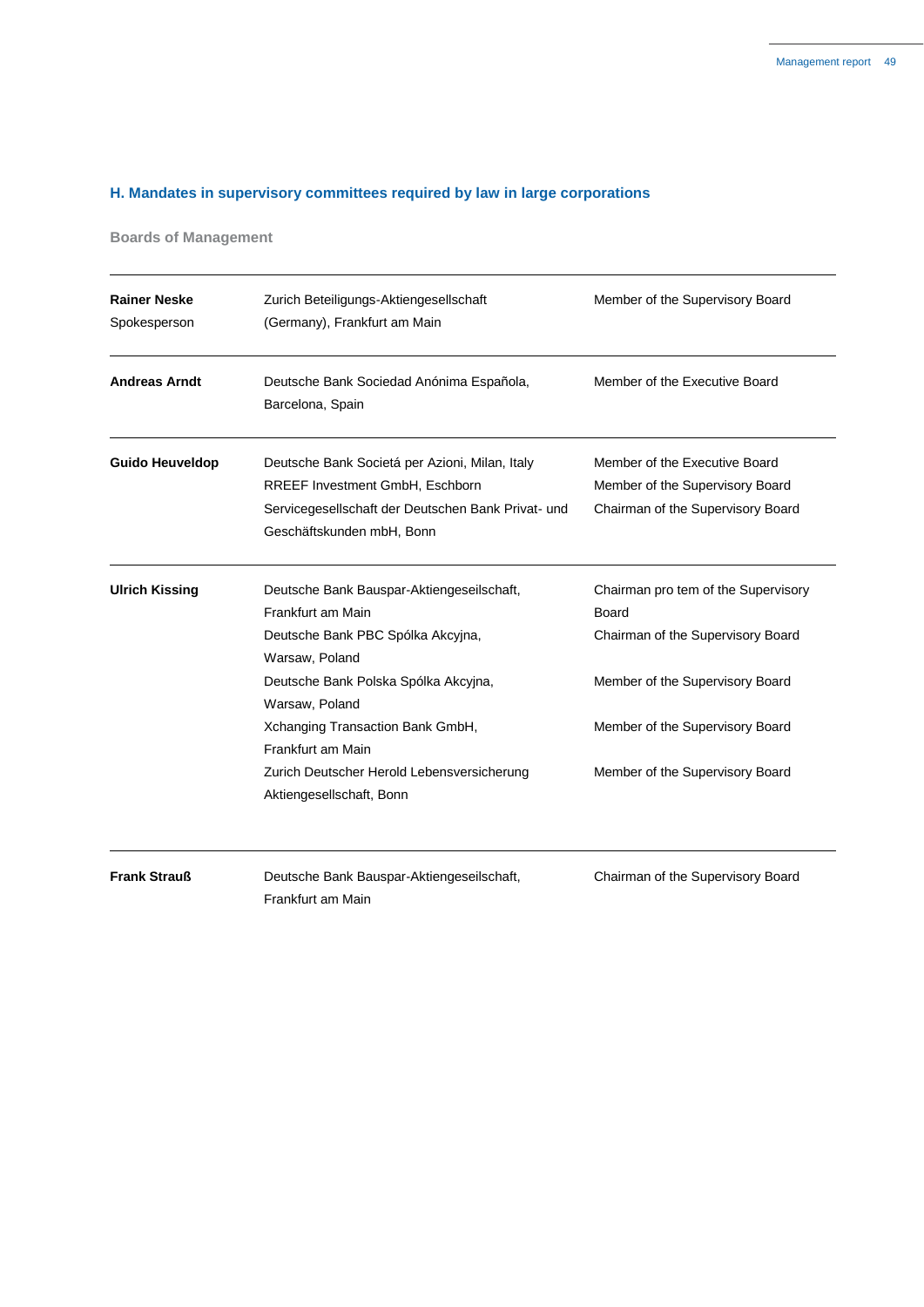## H. Mandates in supervisory committees required by law in large corporations

### Boards of Management

| | | |
|---|---|---|
| **Rainer Neske**<br>Spokesperson | Zurich Beteiligungs-Aktiengesellschaft (Germany), Frankfurt am Main | Member of the Supervisory Board |
| **Andreas Arndt** | Deutsche Bank Sociedad Anónima Española, Barcelona, Spain | Member of the Executive Board |
| **Guido Heuveldop** | Deutsche Bank Societá per Azioni, Milan, Italy | Member of the Executive Board |
| | RREEF Investment GmbH, Eschborn | Member of the Supervisory Board |
| | Servicegesellschaft der Deutschen Bank Privat- und Geschäftskunden mbH, Bonn | Chairman of the Supervisory Board |
| **Ulrich Kissing** | Deutsche Bank Bauspar-Aktiengeseilschaft, Frankfurt am Main | Chairman pro tem of the Supervisory Board |
| | Deutsche Bank PBC Spólka Akcyjna, Warsaw, Poland | Chairman of the Supervisory Board |
| | Deutsche Bank Polska Spólka Akcyjna, Warsaw, Poland | Member of the Supervisory Board |
| | Xchanging Transaction Bank GmbH, Frankfurt am Main | Member of the Supervisory Board |
| | Zurich Deutscher Herold Lebensversicherung Aktiengesellschaft, Bonn | Member of the Supervisory Board |
| **Frank Strauß** | Deutsche Bank Bauspar-Aktiengeseilschaft, Frankfurt am Main | Chairman of the Supervisory Board |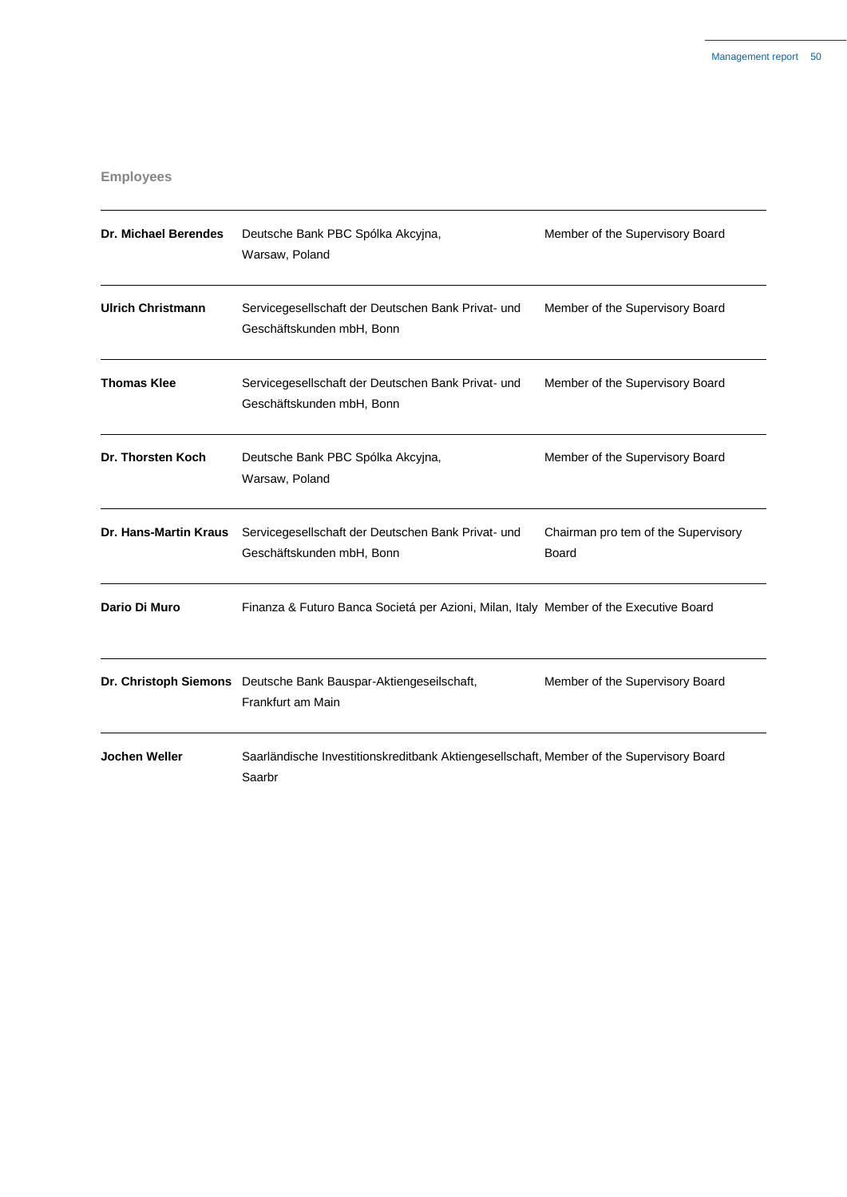## Employees

| | | |
|---|---|---|
| **Dr. Michael Berendes** | Deutsche Bank PBC Spólka Akcyjna, Warsaw, Poland | Member of the Supervisory Board |
| **Ulrich Christmann** | Servicegesellschaft der Deutschen Bank Privat- und Geschäftskunden mbH, Bonn | Member of the Supervisory Board |
| **Thomas Klee** | Servicegesellschaft der Deutschen Bank Privat- und Geschäftskunden mbH, Bonn | Member of the Supervisory Board |
| **Dr. Thorsten Koch** | Deutsche Bank PBC Spólka Akcyjna, Warsaw, Poland | Member of the Supervisory Board |
| **Dr. Hans-Martin Kraus** | Servicegesellschaft der Deutschen Bank Privat- und Geschäftskunden mbH, Bonn | Chairman pro tem of the Supervisory Board |
| **Dario Di Muro** | Finanza & Futuro Banca Societá per Azioni, Milan, Italy | Member of the Executive Board |
| **Dr. Christoph Siemons** | Deutsche Bank Bauspar-Aktiengeseilschaft, Frankfurt am Main | Member of the Supervisory Board |
| **Jochen Weller** | Saarländische Investitionskreditbank Aktiengesellschaft, Saarbr | Member of the Supervisory Board |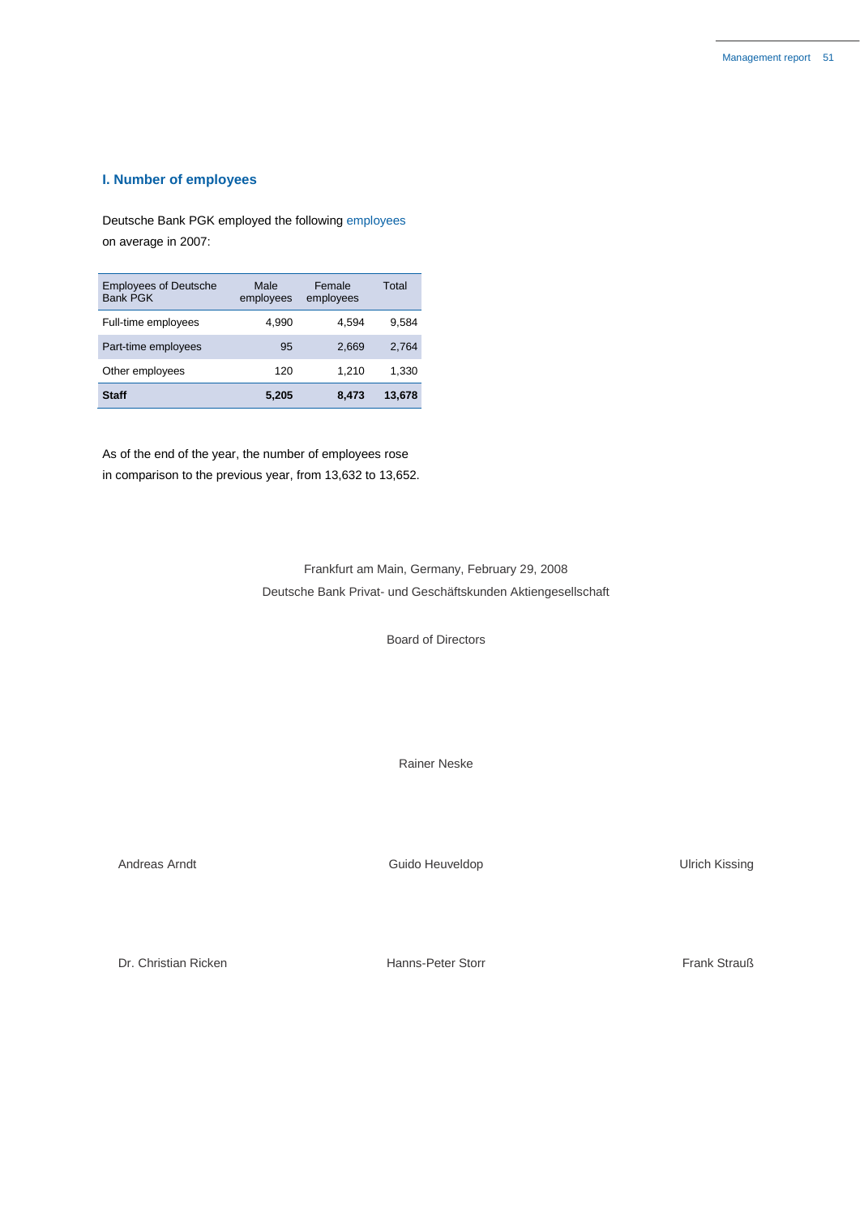## I. Number of employees

Deutsche Bank PGK employed the following employees on average in 2007:

| Employees of Deutsche Bank PGK | Male employees | Female employees | Total |
|---|---|---|---|
| Full-time employees | 4,990 | 4,594 | 9,584 |
| Part-time employees | 95 | 2,669 | 2,764 |
| Other employees | 120 | 1,210 | 1,330 |
| **Staff** | **5,205** | **8,473** | **13,678** |

As of the end of the year, the number of employees rose in comparison to the previous year, from 13,632 to 13,652.

Frankfurt am Main, Germany, February 29, 2008

Deutsche Bank Privat- und Geschäftskunden Aktiengesellschaft

Board of Directors

Rainer Neske

Andreas Arndt

Guido Heuveldop

Ulrich Kissing

Dr. Christian Ricken

Hanns-Peter Storr

Frank Strauß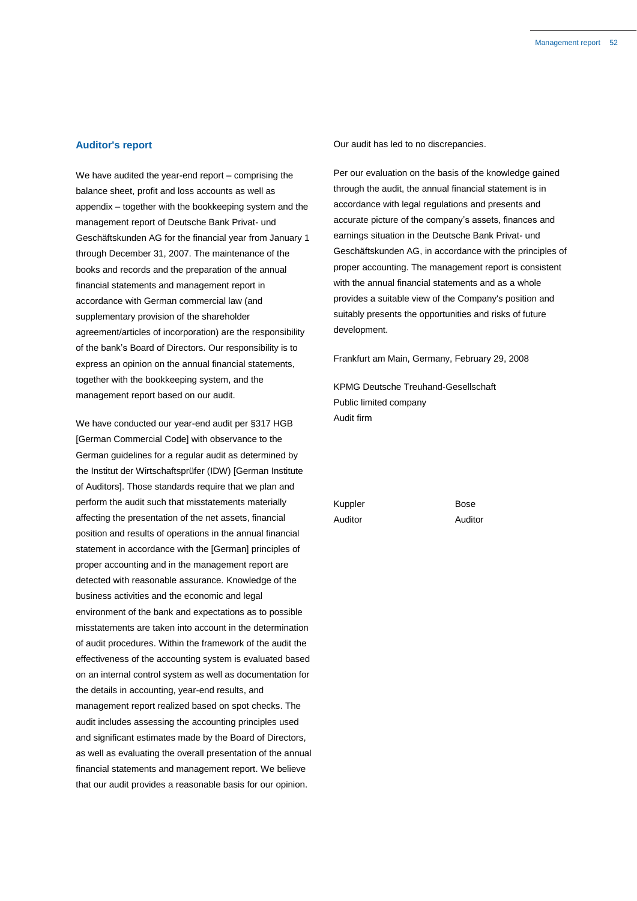## Auditor's report

We have audited the year-end report – comprising the balance sheet, profit and loss accounts as well as appendix – together with the bookkeeping system and the management report of Deutsche Bank Privat- und Geschäftskunden AG for the financial year from January 1 through December 31, 2007. The maintenance of the books and records and the preparation of the annual financial statements and management report in accordance with German commercial law (and supplementary provision of the shareholder agreement/articles of incorporation) are the responsibility of the bank's Board of Directors. Our responsibility is to express an opinion on the annual financial statements, together with the bookkeeping system, and the management report based on our audit.

We have conducted our year-end audit per §317 HGB [German Commercial Code] with observance to the German guidelines for a regular audit as determined by the Institut der Wirtschaftsprüfer (IDW) [German Institute of Auditors]. Those standards require that we plan and perform the audit such that misstatements materially affecting the presentation of the net assets, financial position and results of operations in the annual financial statement in accordance with the [German] principles of proper accounting and in the management report are detected with reasonable assurance. Knowledge of the business activities and the economic and legal environment of the bank and expectations as to possible misstatements are taken into account in the determination of audit procedures. Within the framework of the audit the effectiveness of the accounting system is evaluated based on an internal control system as well as documentation for the details in accounting, year-end results, and management report realized based on spot checks. The audit includes assessing the accounting principles used and significant estimates made by the Board of Directors, as well as evaluating the overall presentation of the annual financial statements and management report. We believe that our audit provides a reasonable basis for our opinion.

Our audit has led to no discrepancies.

Per our evaluation on the basis of the knowledge gained through the audit, the annual financial statement is in accordance with legal regulations and presents and accurate picture of the company's assets, finances and earnings situation in the Deutsche Bank Privat- und Geschäftskunden AG, in accordance with the principles of proper accounting. The management report is consistent with the annual financial statements and as a whole provides a suitable view of the Company's position and suitably presents the opportunities and risks of future development.

Frankfurt am Main, Germany, February 29, 2008

KPMG Deutsche Treuhand-Gesellschaft
Public limited company
Audit firm

Kuppler
Auditor

Bose
Auditor